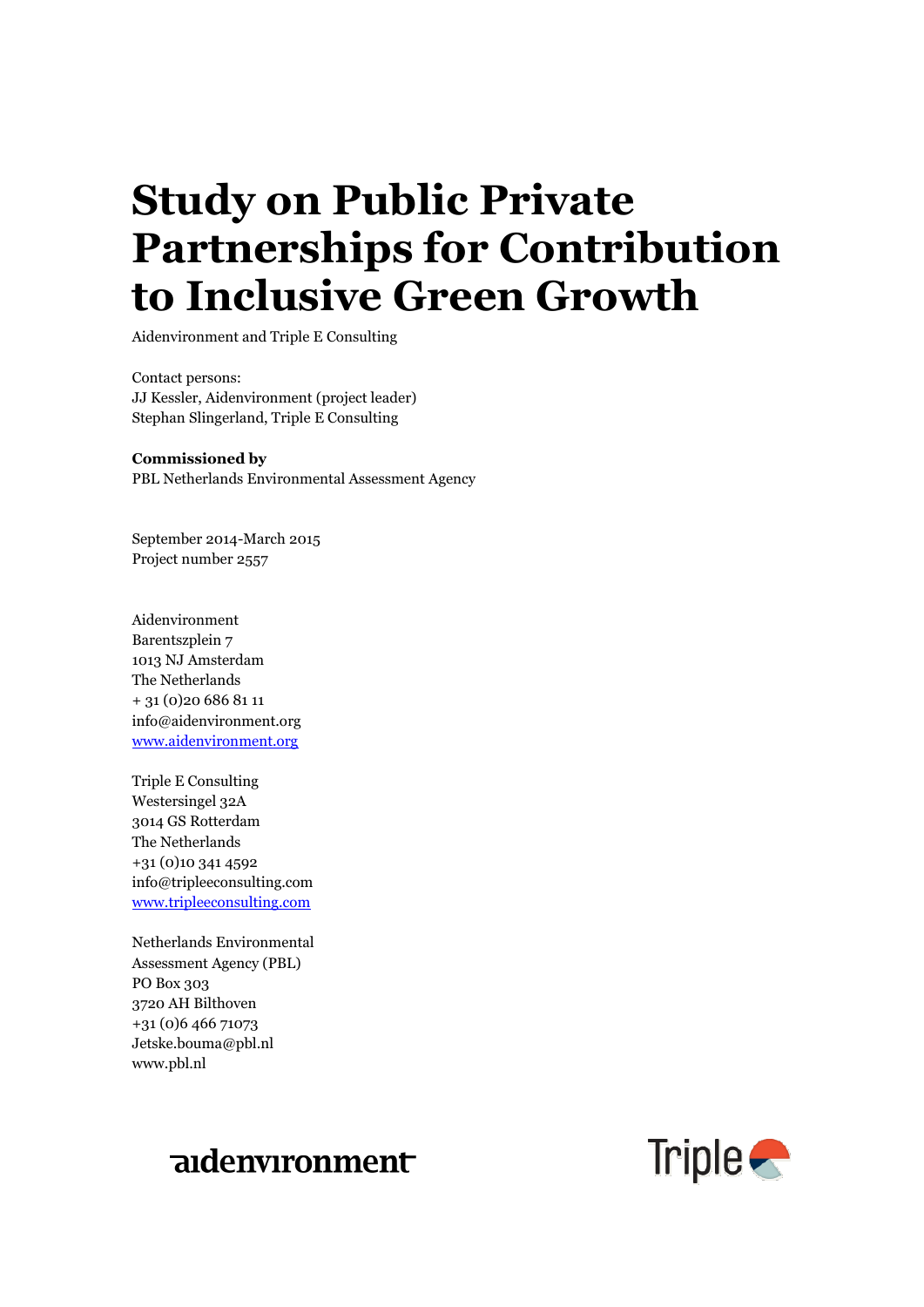# Study on Public Private Partnerships for Contribution to Inclusive Green Growth

Aidenvironment and Triple E Consulting

Contact persons:
JJ Kessler, Aidenvironment (project leader)
Stephan Slingerland, Triple E Consulting

**Commissioned by**
PBL Netherlands Environmental Assessment Agency

September 2014-March 2015
Project number 2557

Aidenvironment
Barentszplein 7
1013 NJ Amsterdam
The Netherlands
+ 31 (0)20 686 81 11
info@aidenvironment.org
www.aidenvironment.org

Triple E Consulting
Westersingel 32A
3014 GS Rotterdam
The Netherlands
+31 (0)10 341 4592
info@tripleeconsulting.com
www.tripleeconsulting.com

Netherlands Environmental
Assessment Agency (PBL)
PO Box 303
3720 AH Bilthoven
+31 (0)6 466 71073
Jetske.bouma@pbl.nl
www.pbl.nl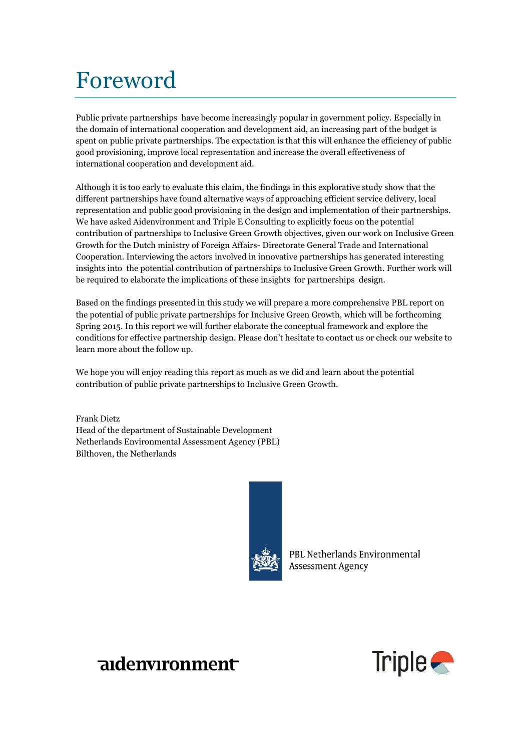# Foreword

Public private partnerships have become increasingly popular in government policy. Especially in the domain of international cooperation and development aid, an increasing part of the budget is spent on public private partnerships. The expectation is that this will enhance the efficiency of public good provisioning, improve local representation and increase the overall effectiveness of international cooperation and development aid.

Although it is too early to evaluate this claim, the findings in this explorative study show that the different partnerships have found alternative ways of approaching efficient service delivery, local representation and public good provisioning in the design and implementation of their partnerships. We have asked Aidenvironment and Triple E Consulting to explicitly focus on the potential contribution of partnerships to Inclusive Green Growth objectives, given our work on Inclusive Green Growth for the Dutch ministry of Foreign Affairs- Directorate General Trade and International Cooperation. Interviewing the actors involved in innovative partnerships has generated interesting insights into the potential contribution of partnerships to Inclusive Green Growth. Further work will be required to elaborate the implications of these insights for partnerships design.

Based on the findings presented in this study we will prepare a more comprehensive PBL report on the potential of public private partnerships for Inclusive Green Growth, which will be forthcoming Spring 2015. In this report we will further elaborate the conceptual framework and explore the conditions for effective partnership design. Please don't hesitate to contact us or check our website to learn more about the follow up.

We hope you will enjoy reading this report as much as we did and learn about the potential contribution of public private partnerships to Inclusive Green Growth.

Frank Dietz
Head of the department of Sustainable Development
Netherlands Environmental Assessment Agency (PBL)
Bilthoven, the Netherlands

PBL Netherlands Environmental Assessment Agency

aidenvironment

Triple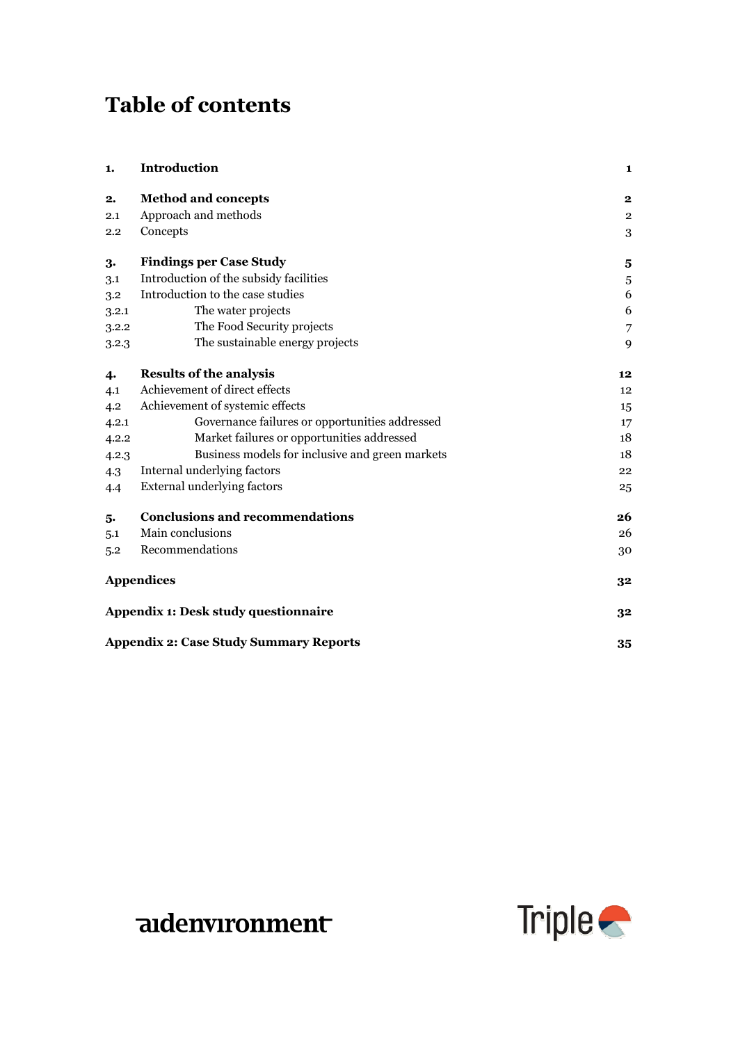# Table of contents

| | | |
|---|---|---|
| **1.** | **Introduction** | **1** |
| **2.** | **Method and concepts** | **2** |
| 2.1 | Approach and methods | 2 |
| 2.2 | Concepts | 3 |
| **3.** | **Findings per Case Study** | **5** |
| 3.1 | Introduction of the subsidy facilities | 5 |
| 3.2 | Introduction to the case studies | 6 |
| 3.2.1 | The water projects | 6 |
| 3.2.2 | The Food Security projects | 7 |
| 3.2.3 | The sustainable energy projects | 9 |
| **4.** | **Results of the analysis** | **12** |
| 4.1 | Achievement of direct effects | 12 |
| 4.2 | Achievement of systemic effects | 15 |
| 4.2.1 | Governance failures or opportunities addressed | 17 |
| 4.2.2 | Market failures or opportunities addressed | 18 |
| 4.2.3 | Business models for inclusive and green markets | 18 |
| 4.3 | Internal underlying factors | 22 |
| 4.4 | External underlying factors | 25 |
| **5.** | **Conclusions and recommendations** | **26** |
| 5.1 | Main conclusions | 26 |
| 5.2 | Recommendations | 30 |
| **Appendices** | | **32** |
| **Appendix 1: Desk study questionnaire** | | **32** |
| **Appendix 2: Case Study Summary Reports** | | **35** |

aidenvironment

Triple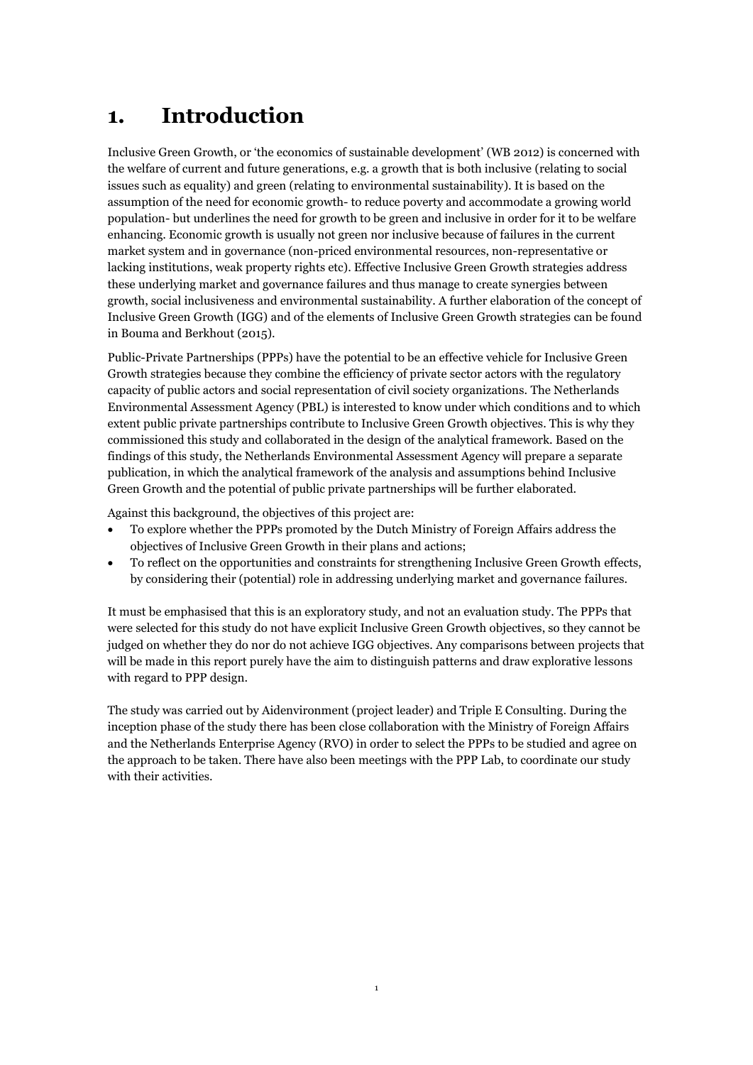# 1. Introduction

Inclusive Green Growth, or 'the economics of sustainable development' (WB 2012) is concerned with the welfare of current and future generations, e.g. a growth that is both inclusive (relating to social issues such as equality) and green (relating to environmental sustainability). It is based on the assumption of the need for economic growth- to reduce poverty and accommodate a growing world population- but underlines the need for growth to be green and inclusive in order for it to be welfare enhancing. Economic growth is usually not green nor inclusive because of failures in the current market system and in governance (non-priced environmental resources, non-representative or lacking institutions, weak property rights etc). Effective Inclusive Green Growth strategies address these underlying market and governance failures and thus manage to create synergies between growth, social inclusiveness and environmental sustainability. A further elaboration of the concept of Inclusive Green Growth (IGG) and of the elements of Inclusive Green Growth strategies can be found in Bouma and Berkhout (2015).

Public-Private Partnerships (PPPs) have the potential to be an effective vehicle for Inclusive Green Growth strategies because they combine the efficiency of private sector actors with the regulatory capacity of public actors and social representation of civil society organizations. The Netherlands Environmental Assessment Agency (PBL) is interested to know under which conditions and to which extent public private partnerships contribute to Inclusive Green Growth objectives. This is why they commissioned this study and collaborated in the design of the analytical framework. Based on the findings of this study, the Netherlands Environmental Assessment Agency will prepare a separate publication, in which the analytical framework of the analysis and assumptions behind Inclusive Green Growth and the potential of public private partnerships will be further elaborated.

Against this background, the objectives of this project are:

- To explore whether the PPPs promoted by the Dutch Ministry of Foreign Affairs address the objectives of Inclusive Green Growth in their plans and actions;
- To reflect on the opportunities and constraints for strengthening Inclusive Green Growth effects, by considering their (potential) role in addressing underlying market and governance failures.

It must be emphasised that this is an exploratory study, and not an evaluation study. The PPPs that were selected for this study do not have explicit Inclusive Green Growth objectives, so they cannot be judged on whether they do nor do not achieve IGG objectives. Any comparisons between projects that will be made in this report purely have the aim to distinguish patterns and draw explorative lessons with regard to PPP design.

The study was carried out by Aidenvironment (project leader) and Triple E Consulting. During the inception phase of the study there has been close collaboration with the Ministry of Foreign Affairs and the Netherlands Enterprise Agency (RVO) in order to select the PPPs to be studied and agree on the approach to be taken. There have also been meetings with the PPP Lab, to coordinate our study with their activities.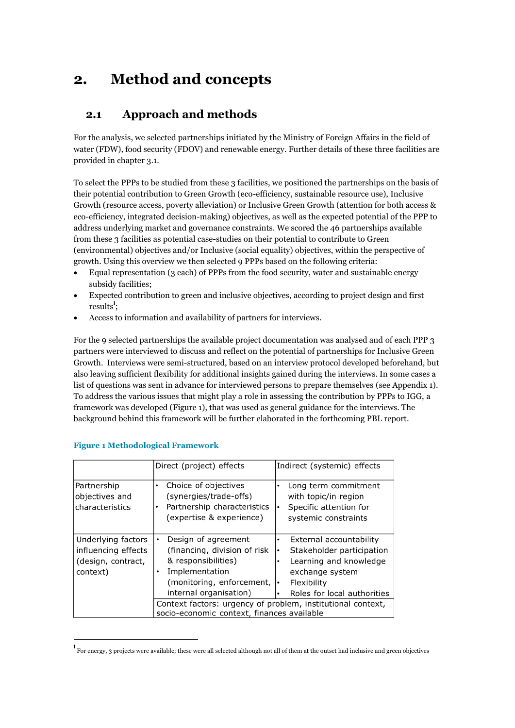# 2. Method and concepts

## 2.1 Approach and methods

For the analysis, we selected partnerships initiated by the Ministry of Foreign Affairs in the field of water (FDW), food security (FDOV) and renewable energy. Further details of these three facilities are provided in chapter 3.1.

To select the PPPs to be studied from these 3 facilities, we positioned the partnerships on the basis of their potential contribution to Green Growth (eco-efficiency, sustainable resource use), Inclusive Growth (resource access, poverty alleviation) or Inclusive Green Growth (attention for both access & eco-efficiency, integrated decision-making) objectives, as well as the expected potential of the PPP to address underlying market and governance constraints. We scored the 46 partnerships available from these 3 facilities as potential case-studies on their potential to contribute to Green (environmental) objectives and/or Inclusive (social equality) objectives, within the perspective of growth. Using this overview we then selected 9 PPPs based on the following criteria:

- Equal representation (3 each) of PPPs from the food security, water and sustainable energy subsidy facilities;
- Expected contribution to green and inclusive objectives, according to project design and first results[1];
- Access to information and availability of partners for interviews.

For the 9 selected partnerships the available project documentation was analysed and of each PPP 3 partners were interviewed to discuss and reflect on the potential of partnerships for Inclusive Green Growth. Interviews were semi-structured, based on an interview protocol developed beforehand, but also leaving sufficient flexibility for additional insights gained during the interviews. In some cases a list of questions was sent in advance for interviewed persons to prepare themselves (see Appendix 1). To address the various issues that might play a role in assessing the contribution by PPPs to IGG, a framework was developed (Figure 1), that was used as general guidance for the interviews. The background behind this framework will be further elaborated in the forthcoming PBL report.

**Figure 1 Methodological Framework**

| | Direct (project) effects | Indirect (systemic) effects |
|---|---|---|
| Partnership objectives and characteristics | • Choice of objectives (synergies/trade-offs)<br>• Partnership characteristics (expertise & experience) | • Long term commitment with topic/in region<br>• Specific attention for systemic constraints |
| Underlying factors influencing effects (design, contract, context) | • Design of agreement (financing, division of risk & responsibilities)<br>• Implementation (monitoring, enforcement, internal organisation) | • External accountability<br>• Stakeholder participation<br>• Learning and knowledge exchange system<br>• Flexibility<br>• Roles for local authorities |
| | Context factors: urgency of problem, institutional context, socio-economic context, finances available | |

[1] For energy, 3 projects were available; these were all selected although not all of them at the outset had inclusive and green objectives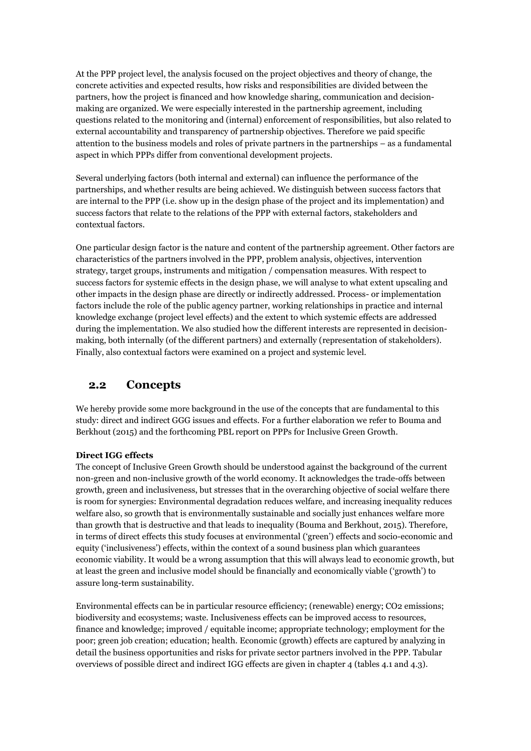At the PPP project level, the analysis focused on the project objectives and theory of change, the concrete activities and expected results, how risks and responsibilities are divided between the partners, how the project is financed and how knowledge sharing, communication and decision-making are organized. We were especially interested in the partnership agreement, including questions related to the monitoring and (internal) enforcement of responsibilities, but also related to external accountability and transparency of partnership objectives. Therefore we paid specific attention to the business models and roles of private partners in the partnerships – as a fundamental aspect in which PPPs differ from conventional development projects.

Several underlying factors (both internal and external) can influence the performance of the partnerships, and whether results are being achieved. We distinguish between success factors that are internal to the PPP (i.e. show up in the design phase of the project and its implementation) and success factors that relate to the relations of the PPP with external factors, stakeholders and contextual factors.

One particular design factor is the nature and content of the partnership agreement. Other factors are characteristics of the partners involved in the PPP, problem analysis, objectives, intervention strategy, target groups, instruments and mitigation / compensation measures. With respect to success factors for systemic effects in the design phase, we will analyse to what extent upscaling and other impacts in the design phase are directly or indirectly addressed. Process- or implementation factors include the role of the public agency partner, working relationships in practice and internal knowledge exchange (project level effects) and the extent to which systemic effects are addressed during the implementation. We also studied how the different interests are represented in decision-making, both internally (of the different partners) and externally (representation of stakeholders). Finally, also contextual factors were examined on a project and systemic level.

## 2.2 Concepts

We hereby provide some more background in the use of the concepts that are fundamental to this study: direct and indirect GGG issues and effects. For a further elaboration we refer to Bouma and Berkhout (2015) and the forthcoming PBL report on PPPs for Inclusive Green Growth.

**Direct IGG effects**

The concept of Inclusive Green Growth should be understood against the background of the current non-green and non-inclusive growth of the world economy. It acknowledges the trade-offs between growth, green and inclusiveness, but stresses that in the overarching objective of social welfare there is room for synergies: Environmental degradation reduces welfare, and increasing inequality reduces welfare also, so growth that is environmentally sustainable and socially just enhances welfare more than growth that is destructive and that leads to inequality (Bouma and Berkhout, 2015). Therefore, in terms of direct effects this study focuses at environmental ('green') effects and socio-economic and equity ('inclusiveness') effects, within the context of a sound business plan which guarantees economic viability. It would be a wrong assumption that this will always lead to economic growth, but at least the green and inclusive model should be financially and economically viable ('growth') to assure long-term sustainability.

Environmental effects can be in particular resource efficiency; (renewable) energy; $CO_2$ emissions; biodiversity and ecosystems; waste. Inclusiveness effects can be improved access to resources, finance and knowledge; improved / equitable income; appropriate technology; employment for the poor; green job creation; education; health. Economic (growth) effects are captured by analyzing in detail the business opportunities and risks for private sector partners involved in the PPP. Tabular overviews of possible direct and indirect IGG effects are given in chapter 4 (tables 4.1 and 4.3).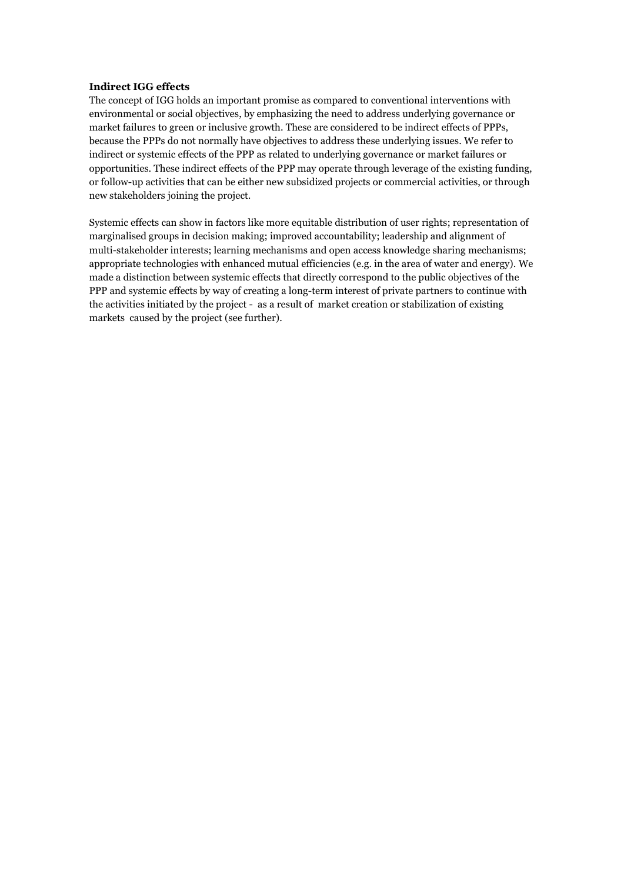**Indirect IGG effects**

The concept of IGG holds an important promise as compared to conventional interventions with environmental or social objectives, by emphasizing the need to address underlying governance or market failures to green or inclusive growth. These are considered to be indirect effects of PPPs, because the PPPs do not normally have objectives to address these underlying issues. We refer to indirect or systemic effects of the PPP as related to underlying governance or market failures or opportunities. These indirect effects of the PPP may operate through leverage of the existing funding, or follow-up activities that can be either new subsidized projects or commercial activities, or through new stakeholders joining the project.

Systemic effects can show in factors like more equitable distribution of user rights; representation of marginalised groups in decision making; improved accountability; leadership and alignment of multi-stakeholder interests; learning mechanisms and open access knowledge sharing mechanisms; appropriate technologies with enhanced mutual efficiencies (e.g. in the area of water and energy). We made a distinction between systemic effects that directly correspond to the public objectives of the PPP and systemic effects by way of creating a long-term interest of private partners to continue with the activities initiated by the project - as a result of market creation or stabilization of existing markets caused by the project (see further).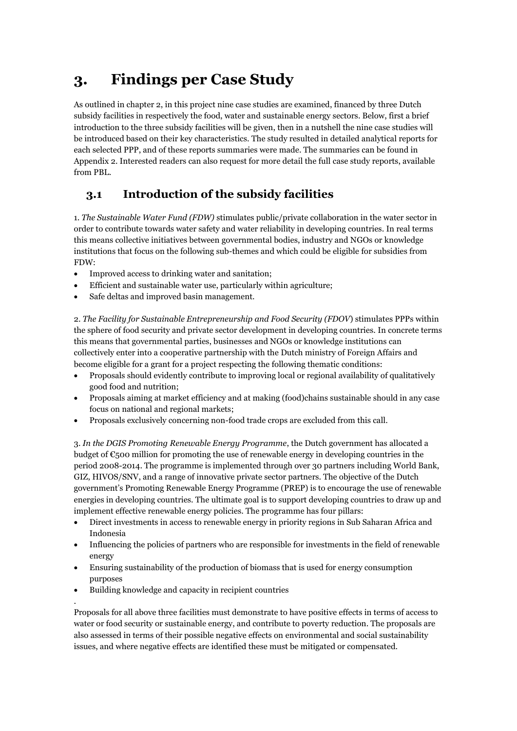# 3. Findings per Case Study

As outlined in chapter 2, in this project nine case studies are examined, financed by three Dutch subsidy facilities in respectively the food, water and sustainable energy sectors. Below, first a brief introduction to the three subsidy facilities will be given, then in a nutshell the nine case studies will be introduced based on their key characteristics. The study resulted in detailed analytical reports for each selected PPP, and of these reports summaries were made. The summaries can be found in Appendix 2. Interested readers can also request for more detail the full case study reports, available from PBL.

## 3.1 Introduction of the subsidy facilities

1. *The Sustainable Water Fund (FDW)* stimulates public/private collaboration in the water sector in order to contribute towards water safety and water reliability in developing countries. In real terms this means collective initiatives between governmental bodies, industry and NGOs or knowledge institutions that focus on the following sub-themes and which could be eligible for subsidies from FDW:

- Improved access to drinking water and sanitation;
- Efficient and sustainable water use, particularly within agriculture;
- Safe deltas and improved basin management.

2. *The Facility for Sustainable Entrepreneurship and Food Security (FDOV*) stimulates PPPs within the sphere of food security and private sector development in developing countries. In concrete terms this means that governmental parties, businesses and NGOs or knowledge institutions can collectively enter into a cooperative partnership with the Dutch ministry of Foreign Affairs and become eligible for a grant for a project respecting the following thematic conditions:

- Proposals should evidently contribute to improving local or regional availability of qualitatively good food and nutrition;
- Proposals aiming at market efficiency and at making (food)chains sustainable should in any case focus on national and regional markets;
- Proposals exclusively concerning non-food trade crops are excluded from this call.

3. *In the DGIS Promoting Renewable Energy Programme*, the Dutch government has allocated a budget of €500 million for promoting the use of renewable energy in developing countries in the period 2008-2014. The programme is implemented through over 30 partners including World Bank, GIZ, HIVOS/SNV, and a range of innovative private sector partners. The objective of the Dutch government's Promoting Renewable Energy Programme (PREP) is to encourage the use of renewable energies in developing countries. The ultimate goal is to support developing countries to draw up and implement effective renewable energy policies. The programme has four pillars:

- Direct investments in access to renewable energy in priority regions in Sub Saharan Africa and Indonesia
- Influencing the policies of partners who are responsible for investments in the field of renewable energy
- Ensuring sustainability of the production of biomass that is used for energy consumption purposes
- Building knowledge and capacity in recipient countries

.

Proposals for all above three facilities must demonstrate to have positive effects in terms of access to water or food security or sustainable energy, and contribute to poverty reduction. The proposals are also assessed in terms of their possible negative effects on environmental and social sustainability issues, and where negative effects are identified these must be mitigated or compensated.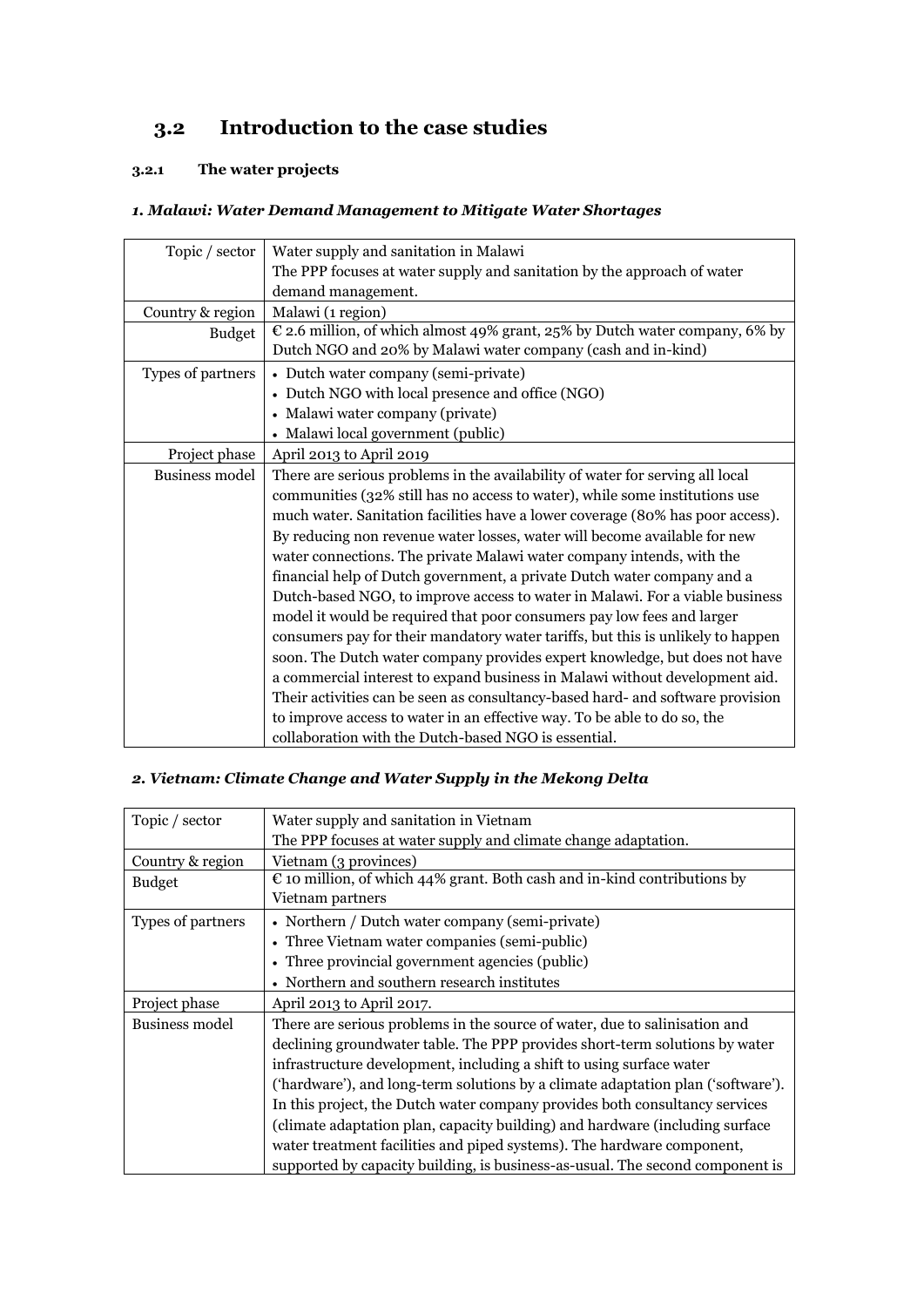## 3.2 Introduction to the case studies

### 3.2.1 The water projects

#### *1. Malawi: Water Demand Management to Mitigate Water Shortages*

| | |
|---|---|
| Topic / sector | Water supply and sanitation in Malawi<br>The PPP focuses at water supply and sanitation by the approach of water demand management. |
| Country & region | Malawi (1 region) |
| Budget | € 2.6 million, of which almost 49% grant, 25% by Dutch water company, 6% by Dutch NGO and 20% by Malawi water company (cash and in-kind) |
| Types of partners | • Dutch water company (semi-private)<br>• Dutch NGO with local presence and office (NGO)<br>• Malawi water company (private)<br>• Malawi local government (public) |
| Project phase | April 2013 to April 2019 |
| Business model | There are serious problems in the availability of water for serving all local communities (32% still has no access to water), while some institutions use much water. Sanitation facilities have a lower coverage (80% has poor access). By reducing non revenue water losses, water will become available for new water connections. The private Malawi water company intends, with the financial help of Dutch government, a private Dutch water company and a Dutch-based NGO, to improve access to water in Malawi. For a viable business model it would be required that poor consumers pay low fees and larger consumers pay for their mandatory water tariffs, but this is unlikely to happen soon. The Dutch water company provides expert knowledge, but does not have a commercial interest to expand business in Malawi without development aid. Their activities can be seen as consultancy-based hard- and software provision to improve access to water in an effective way. To be able to do so, the collaboration with the Dutch-based NGO is essential. |

#### *2. Vietnam: Climate Change and Water Supply in the Mekong Delta*

| | |
|---|---|
| Topic / sector | Water supply and sanitation in Vietnam<br>The PPP focuses at water supply and climate change adaptation. |
| Country & region | Vietnam (3 provinces) |
| Budget | € 10 million, of which 44% grant. Both cash and in-kind contributions by Vietnam partners |
| Types of partners | • Northern / Dutch water company (semi-private)<br>• Three Vietnam water companies (semi-public)<br>• Three provincial government agencies (public)<br>• Northern and southern research institutes |
| Project phase | April 2013 to April 2017. |
| Business model | There are serious problems in the source of water, due to salinisation and declining groundwater table. The PPP provides short-term solutions by water infrastructure development, including a shift to using surface water ('hardware'), and long-term solutions by a climate adaptation plan ('software'). In this project, the Dutch water company provides both consultancy services (climate adaptation plan, capacity building) and hardware (including surface water treatment facilities and piped systems). The hardware component, supported by capacity building, is business-as-usual. The second component is |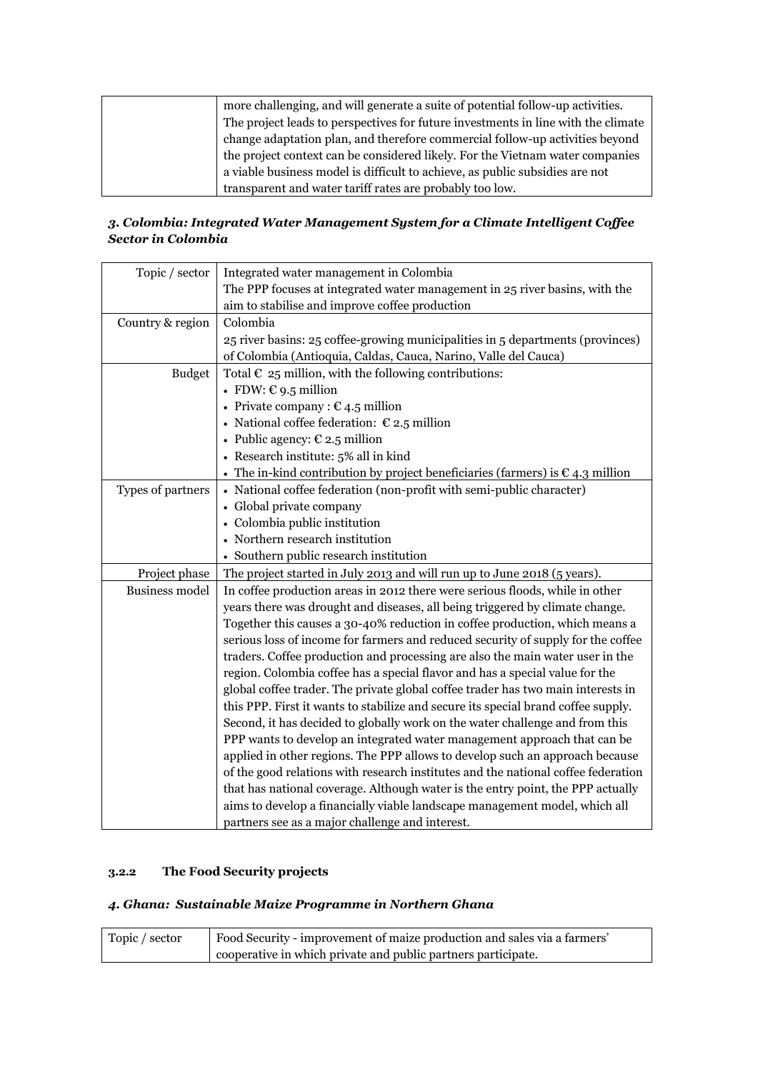| | |
|---|---|
| | more challenging, and will generate a suite of potential follow-up activities. The project leads to perspectives for future investments in line with the climate change adaptation plan, and therefore commercial follow-up activities beyond the project context can be considered likely. For the Vietnam water companies a viable business model is difficult to achieve, as public subsidies are not transparent and water tariff rates are probably too low. |

### *3. Colombia: Integrated Water Management System for a Climate Intelligent Coffee Sector in Colombia*

| | |
|---|---|
| Topic / sector | Integrated water management in Colombia<br>The PPP focuses at integrated water management in 25 river basins, with the aim to stabilise and improve coffee production |
| Country & region | Colombia<br>25 river basins: 25 coffee-growing municipalities in 5 departments (provinces) of Colombia (Antioquia, Caldas, Cauca, Narino, Valle del Cauca) |
| Budget | Total € 25 million, with the following contributions:<br>• FDW: € 9.5 million<br>• Private company : € 4.5 million<br>• National coffee federation: € 2.5 million<br>• Public agency: € 2.5 million<br>• Research institute: 5% all in kind<br>• The in-kind contribution by project beneficiaries (farmers) is € 4.3 million |
| Types of partners | • National coffee federation (non-profit with semi-public character)<br>• Global private company<br>• Colombia public institution<br>• Northern research institution<br>• Southern public research institution |
| Project phase | The project started in July 2013 and will run up to June 2018 (5 years). |
| Business model | In coffee production areas in 2012 there were serious floods, while in other years there was drought and diseases, all being triggered by climate change. Together this causes a 30-40% reduction in coffee production, which means a serious loss of income for farmers and reduced security of supply for the coffee traders. Coffee production and processing are also the main water user in the region. Colombia coffee has a special flavor and has a special value for the global coffee trader. The private global coffee trader has two main interests in this PPP. First it wants to stabilize and secure its special brand coffee supply. Second, it has decided to globally work on the water challenge and from this PPP wants to develop an integrated water management approach that can be applied in other regions. The PPP allows to develop such an approach because of the good relations with research institutes and the national coffee federation that has national coverage. Although water is the entry point, the PPP actually aims to develop a financially viable landscape management model, which all partners see as a major challenge and interest. |

#### 3.2.2 The Food Security projects

### *4. Ghana: Sustainable Maize Programme in Northern Ghana*

| | |
|---|---|
| Topic / sector | Food Security - improvement of maize production and sales via a farmers' cooperative in which private and public partners participate. |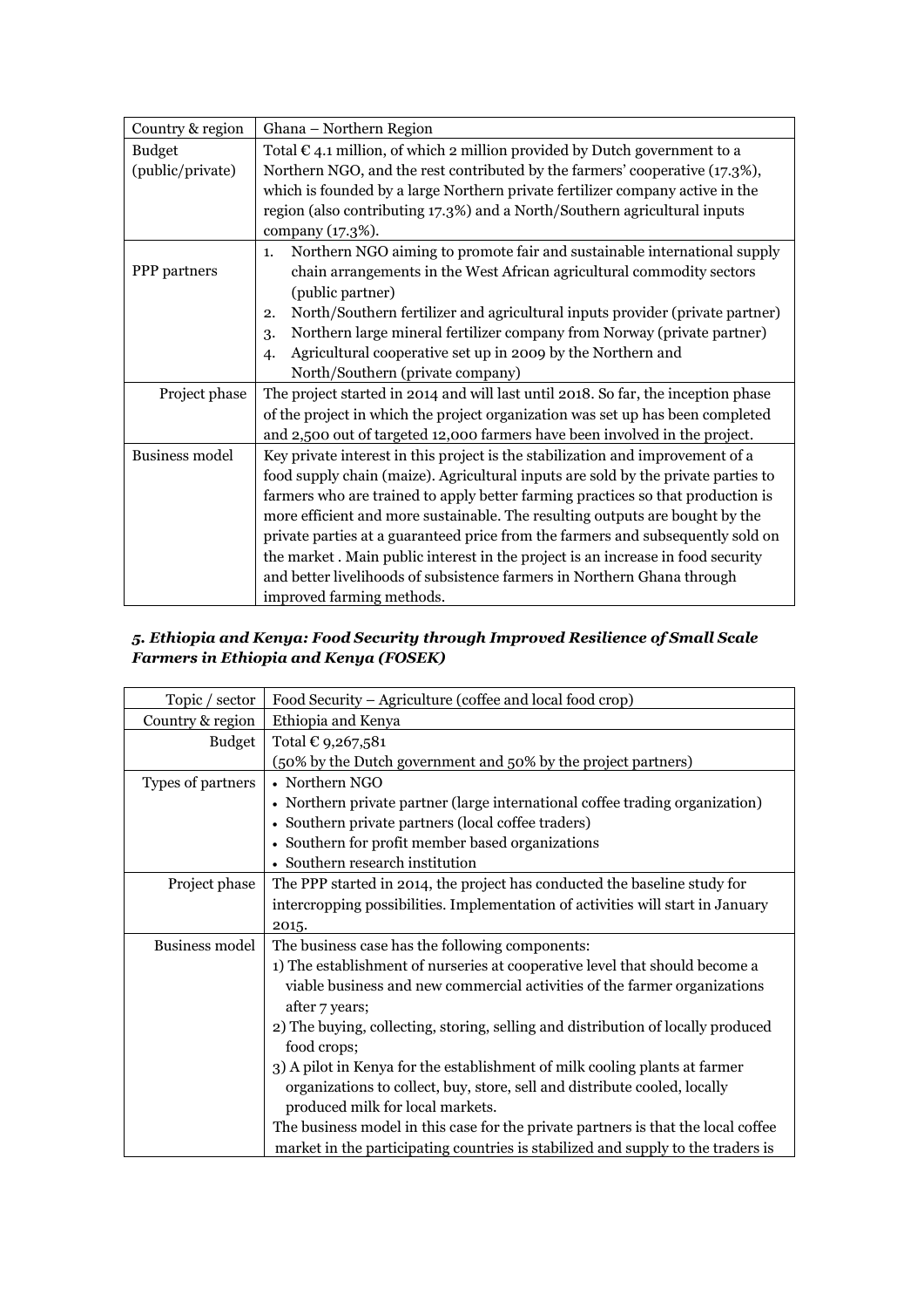| Country & region | Ghana – Northern Region |
|---|---|
| Budget (public/private) | Total € 4.1 million, of which 2 million provided by Dutch government to a Northern NGO, and the rest contributed by the farmers' cooperative (17.3%), which is founded by a large Northern private fertilizer company active in the region (also contributing 17.3%) and a North/Southern agricultural inputs company (17.3%). |
| PPP partners | 1. Northern NGO aiming to promote fair and sustainable international supply chain arrangements in the West African agricultural commodity sectors (public partner)<br>2. North/Southern fertilizer and agricultural inputs provider (private partner)<br>3. Northern large mineral fertilizer company from Norway (private partner)<br>4. Agricultural cooperative set up in 2009 by the Northern and North/Southern (private company) |
| Project phase | The project started in 2014 and will last until 2018. So far, the inception phase of the project in which the project organization was set up has been completed and 2,500 out of targeted 12,000 farmers have been involved in the project. |
| Business model | Key private interest in this project is the stabilization and improvement of a food supply chain (maize). Agricultural inputs are sold by the private parties to farmers who are trained to apply better farming practices so that production is more efficient and more sustainable. The resulting outputs are bought by the private parties at a guaranteed price from the farmers and subsequently sold on the market . Main public interest in the project is an increase in food security and better livelihoods of subsistence farmers in Northern Ghana through improved farming methods. |

### *5. Ethiopia and Kenya: Food Security through Improved Resilience of Small Scale Farmers in Ethiopia and Kenya (FOSEK)*

| Topic / sector | Food Security – Agriculture (coffee and local food crop) |
|---|---|
| Country & region | Ethiopia and Kenya |
| Budget | Total € 9,267,581<br>(50% by the Dutch government and 50% by the project partners) |
| Types of partners | • Northern NGO<br>• Northern private partner (large international coffee trading organization)<br>• Southern private partners (local coffee traders)<br>• Southern for profit member based organizations<br>• Southern research institution |
| Project phase | The PPP started in 2014, the project has conducted the baseline study for intercropping possibilities. Implementation of activities will start in January 2015. |
| Business model | The business case has the following components:<br>1) The establishment of nurseries at cooperative level that should become a viable business and new commercial activities of the farmer organizations after 7 years;<br>2) The buying, collecting, storing, selling and distribution of locally produced food crops;<br>3) A pilot in Kenya for the establishment of milk cooling plants at farmer organizations to collect, buy, store, sell and distribute cooled, locally produced milk for local markets.<br>The business model in this case for the private partners is that the local coffee market in the participating countries is stabilized and supply to the traders is |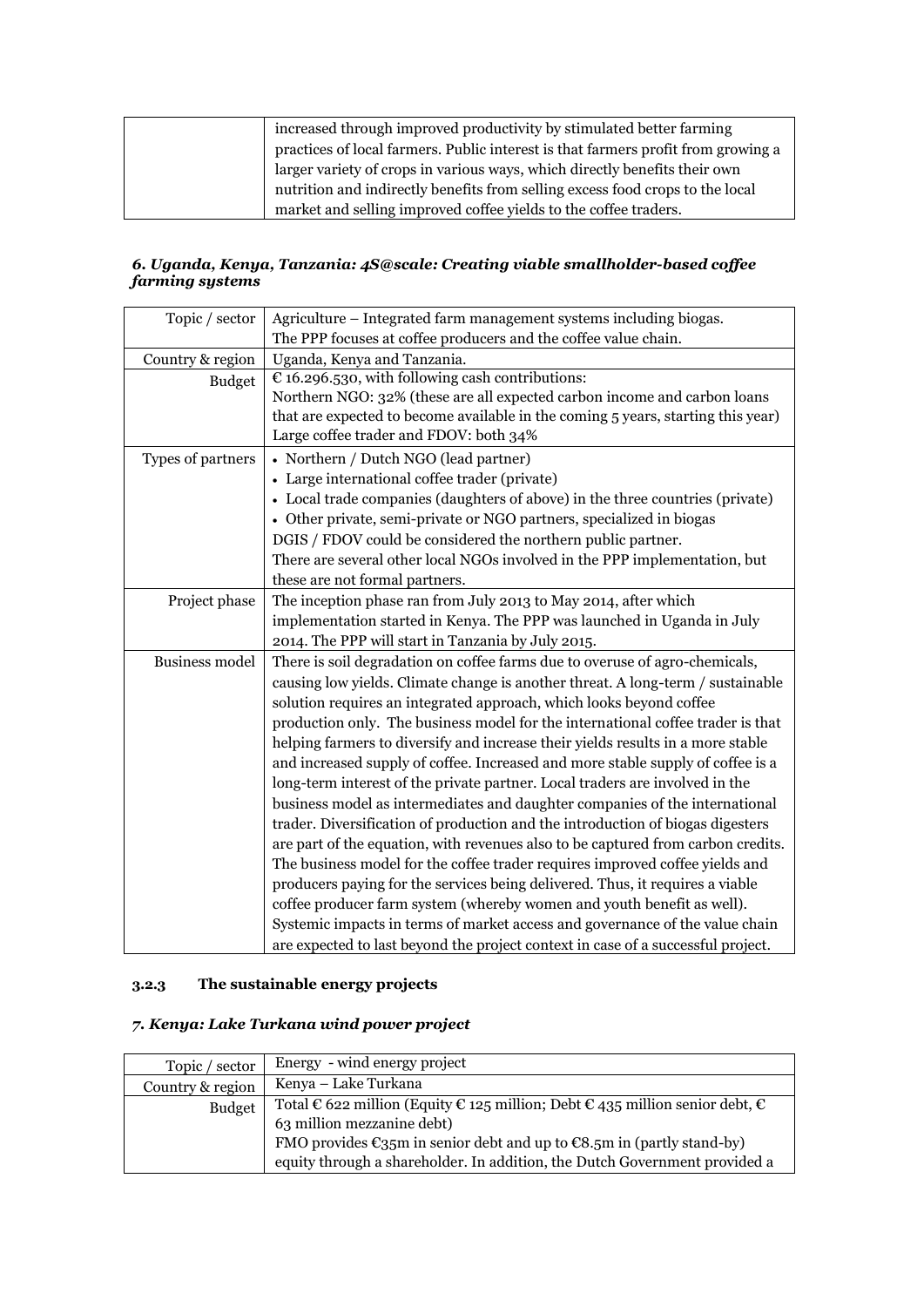| | |
|---|---|
| | increased through improved productivity by stimulated better farming practices of local farmers. Public interest is that farmers profit from growing a larger variety of crops in various ways, which directly benefits their own nutrition and indirectly benefits from selling excess food crops to the local market and selling improved coffee yields to the coffee traders. |

#### *6. Uganda, Kenya, Tanzania: 4S@scale: Creating viable smallholder-based coffee farming systems*

| | |
|---|---|
| Topic / sector | Agriculture – Integrated farm management systems including biogas. The PPP focuses at coffee producers and the coffee value chain. |
| Country & region | Uganda, Kenya and Tanzania. |
| Budget | € 16.296.530, with following cash contributions:<br>Northern NGO: 32% (these are all expected carbon income and carbon loans that are expected to become available in the coming 5 years, starting this year)<br>Large coffee trader and FDOV: both 34% |
| Types of partners | • Northern / Dutch NGO (lead partner)<br>• Large international coffee trader (private)<br>• Local trade companies (daughters of above) in the three countries (private)<br>• Other private, semi-private or NGO partners, specialized in biogas<br>DGIS / FDOV could be considered the northern public partner.<br>There are several other local NGOs involved in the PPP implementation, but these are not formal partners. |
| Project phase | The inception phase ran from July 2013 to May 2014, after which implementation started in Kenya. The PPP was launched in Uganda in July 2014. The PPP will start in Tanzania by July 2015. |
| Business model | There is soil degradation on coffee farms due to overuse of agro-chemicals, causing low yields. Climate change is another threat. A long-term / sustainable solution requires an integrated approach, which looks beyond coffee production only. The business model for the international coffee trader is that helping farmers to diversify and increase their yields results in a more stable and increased supply of coffee. Increased and more stable supply of coffee is a long-term interest of the private partner. Local traders are involved in the business model as intermediates and daughter companies of the international trader. Diversification of production and the introduction of biogas digesters are part of the equation, with revenues also to be captured from carbon credits. The business model for the coffee trader requires improved coffee yields and producers paying for the services being delivered. Thus, it requires a viable coffee producer farm system (whereby women and youth benefit as well). Systemic impacts in terms of market access and governance of the value chain are expected to last beyond the project context in case of a successful project. |

### 3.2.3 The sustainable energy projects

#### *7. Kenya: Lake Turkana wind power project*

| | |
|---|---|
| Topic / sector | Energy - wind energy project |
| Country & region | Kenya – Lake Turkana |
| Budget | Total € 622 million (Equity € 125 million; Debt € 435 million senior debt, € 63 million mezzanine debt)<br>FMO provides €35m in senior debt and up to €8.5m in (partly stand-by) equity through a shareholder. In addition, the Dutch Government provided a |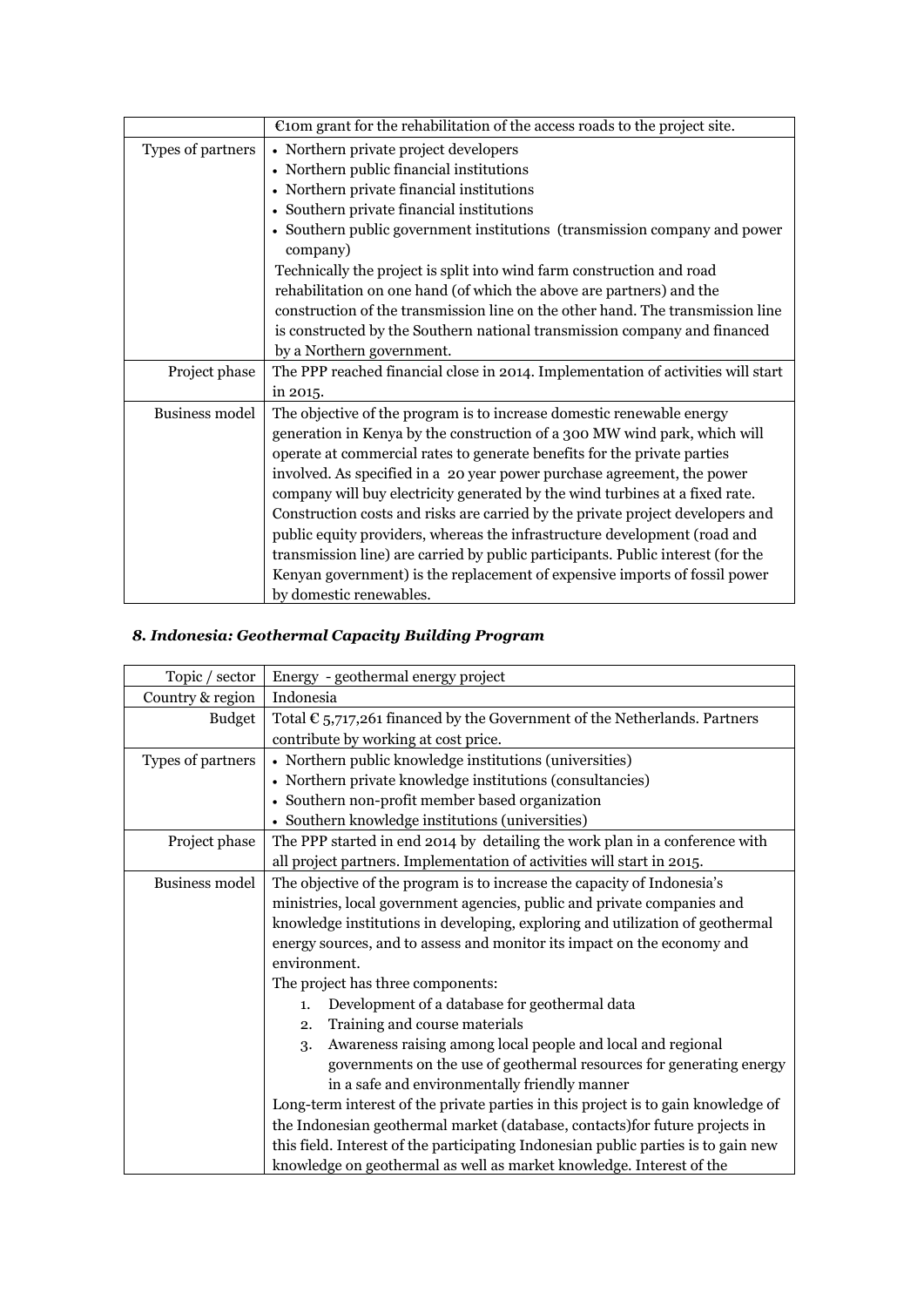|  | €10m grant for the rehabilitation of the access roads to the project site. |
|---|---|
| Types of partners | • Northern private project developers<br>• Northern public financial institutions<br>• Northern private financial institutions<br>• Southern private financial institutions<br>• Southern public government institutions (transmission company and power company)<br>Technically the project is split into wind farm construction and road rehabilitation on one hand (of which the above are partners) and the construction of the transmission line on the other hand. The transmission line is constructed by the Southern national transmission company and financed by a Northern government. |
| Project phase | The PPP reached financial close in 2014. Implementation of activities will start in 2015. |
| Business model | The objective of the program is to increase domestic renewable energy generation in Kenya by the construction of a 300 MW wind park, which will operate at commercial rates to generate benefits for the private parties involved. As specified in a 20 year power purchase agreement, the power company will buy electricity generated by the wind turbines at a fixed rate. Construction costs and risks are carried by the private project developers and public equity providers, whereas the infrastructure development (road and transmission line) are carried by public participants. Public interest (for the Kenyan government) is the replacement of expensive imports of fossil power by domestic renewables. |

### *8. Indonesia: Geothermal Capacity Building Program*

| Topic / sector | Energy - geothermal energy project |
|---|---|
| Country & region | Indonesia |
| Budget | Total € 5,717,261 financed by the Government of the Netherlands. Partners contribute by working at cost price. |
| Types of partners | • Northern public knowledge institutions (universities)<br>• Northern private knowledge institutions (consultancies)<br>• Southern non-profit member based organization<br>• Southern knowledge institutions (universities) |
| Project phase | The PPP started in end 2014 by detailing the work plan in a conference with all project partners. Implementation of activities will start in 2015. |
| Business model | The objective of the program is to increase the capacity of Indonesia's ministries, local government agencies, public and private companies and knowledge institutions in developing, exploring and utilization of geothermal energy sources, and to assess and monitor its impact on the economy and environment.<br>The project has three components:<br>1. Development of a database for geothermal data<br>2. Training and course materials<br>3. Awareness raising among local people and local and regional governments on the use of geothermal resources for generating energy in a safe and environmentally friendly manner<br>Long-term interest of the private parties in this project is to gain knowledge of the Indonesian geothermal market (database, contacts)for future projects in this field. Interest of the participating Indonesian public parties is to gain new knowledge on geothermal as well as market knowledge. Interest of the |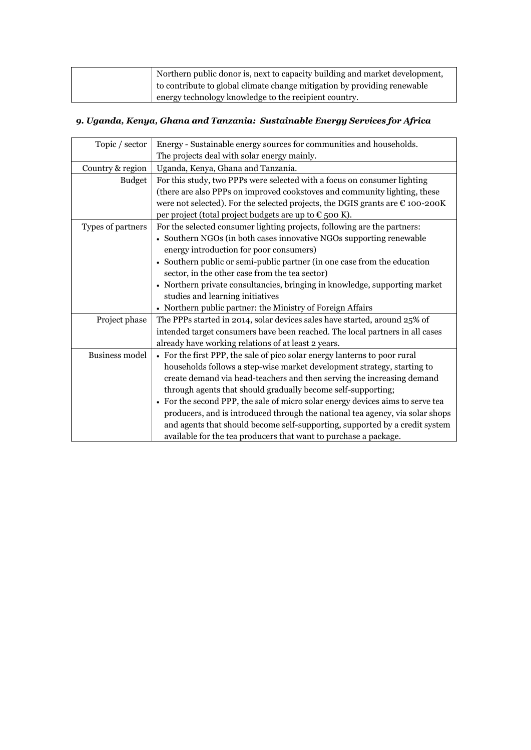| | |
|---|---|
| | Northern public donor is, next to capacity building and market development, to contribute to global climate change mitigation by providing renewable energy technology knowledge to the recipient country. |

### *9. Uganda, Kenya, Ghana and Tanzania: Sustainable Energy Services for Africa*

| | |
|---|---|
| Topic / sector | Energy - Sustainable energy sources for communities and households. The projects deal with solar energy mainly. |
| Country & region | Uganda, Kenya, Ghana and Tanzania. |
| Budget | For this study, two PPPs were selected with a focus on consumer lighting (there are also PPPs on improved cookstoves and community lighting, these were not selected). For the selected projects, the DGIS grants are € 100-200K per project (total project budgets are up to € 500 K). |
| Types of partners | For the selected consumer lighting projects, following are the partners:<br>• Southern NGOs (in both cases innovative NGOs supporting renewable energy introduction for poor consumers)<br>• Southern public or semi-public partner (in one case from the education sector, in the other case from the tea sector)<br>• Northern private consultancies, bringing in knowledge, supporting market studies and learning initiatives<br>• Northern public partner: the Ministry of Foreign Affairs |
| Project phase | The PPPs started in 2014, solar devices sales have started, around 25% of intended target consumers have been reached. The local partners in all cases already have working relations of at least 2 years. |
| Business model | • For the first PPP, the sale of pico solar energy lanterns to poor rural households follows a step-wise market development strategy, starting to create demand via head-teachers and then serving the increasing demand through agents that should gradually become self-supporting;<br>• For the second PPP, the sale of micro solar energy devices aims to serve tea producers, and is introduced through the national tea agency, via solar shops and agents that should become self-supporting, supported by a credit system available for the tea producers that want to purchase a package. |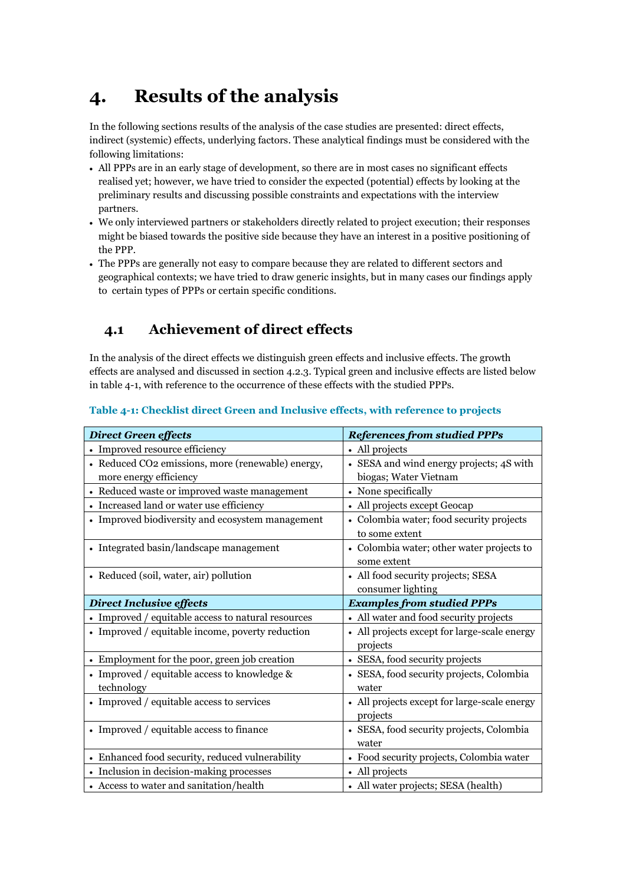# 4. Results of the analysis

In the following sections results of the analysis of the case studies are presented: direct effects, indirect (systemic) effects, underlying factors. These analytical findings must be considered with the following limitations:

- All PPPs are in an early stage of development, so there are in most cases no significant effects realised yet; however, we have tried to consider the expected (potential) effects by looking at the preliminary results and discussing possible constraints and expectations with the interview partners.
- We only interviewed partners or stakeholders directly related to project execution; their responses might be biased towards the positive side because they have an interest in a positive positioning of the PPP.
- The PPPs are generally not easy to compare because they are related to different sectors and geographical contexts; we have tried to draw generic insights, but in many cases our findings apply to certain types of PPPs or certain specific conditions.

## 4.1 Achievement of direct effects

In the analysis of the direct effects we distinguish green effects and inclusive effects. The growth effects are analysed and discussed in section 4.2.3. Typical green and inclusive effects are listed below in table 4-1, with reference to the occurrence of these effects with the studied PPPs.

**Table 4-1: Checklist direct Green and Inclusive effects, with reference to projects**

| ***Direct Green effects*** | ***References from studied PPPs*** |
|---|---|
| • Improved resource efficiency | • All projects |
| • Reduced $CO_2$ emissions, more (renewable) energy, more energy efficiency | • SESA and wind energy projects; 4S with biogas; Water Vietnam |
| • Reduced waste or improved waste management | • None specifically |
| • Increased land or water use efficiency | • All projects except Geocap |
| • Improved biodiversity and ecosystem management | • Colombia water; food security projects to some extent |
| • Integrated basin/landscape management | • Colombia water; other water projects to some extent |
| • Reduced (soil, water, air) pollution | • All food security projects; SESA consumer lighting |
| ***Direct Inclusive effects*** | ***Examples from studied PPPs*** |
| • Improved / equitable access to natural resources | • All water and food security projects |
| • Improved / equitable income, poverty reduction | • All projects except for large-scale energy projects |
| • Employment for the poor, green job creation | • SESA, food security projects |
| • Improved / equitable access to knowledge & technology | • SESA, food security projects, Colombia water |
| • Improved / equitable access to services | • All projects except for large-scale energy projects |
| • Improved / equitable access to finance | • SESA, food security projects, Colombia water |
| • Enhanced food security, reduced vulnerability | • Food security projects, Colombia water |
| • Inclusion in decision-making processes | • All projects |
| • Access to water and sanitation/health | • All water projects; SESA (health) |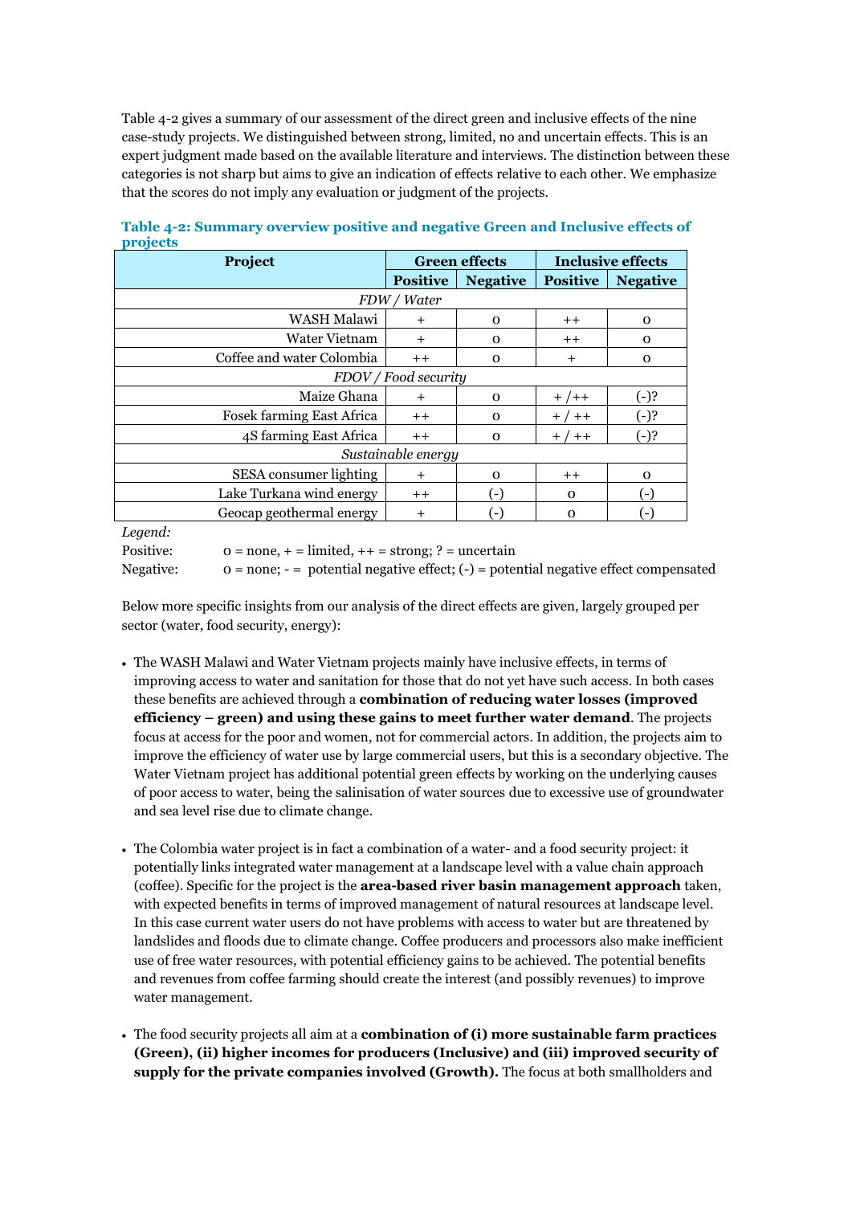Table 4-2 gives a summary of our assessment of the direct green and inclusive effects of the nine case-study projects. We distinguished between strong, limited, no and uncertain effects. This is an expert judgment made based on the available literature and interviews. The distinction between these categories is not sharp but aims to give an indication of effects relative to each other. We emphasize that the scores do not imply any evaluation or judgment of the projects.

**Table 4-2: Summary overview positive and negative Green and Inclusive effects of projects**

| Project | Green effects | | Inclusive effects | |
|---|---|---|---|---|
| | Positive | Negative | Positive | Negative |
| *FDW / Water* | | | | |
| WASH Malawi | + | 0 | ++ | 0 |
| Water Vietnam | + | 0 | ++ | 0 |
| Coffee and water Colombia | ++ | 0 | + | 0 |
| *FDOV / Food security* | | | | |
| Maize Ghana | + | 0 | + /++ | (-)? |
| Fosek farming East Africa | ++ | 0 | + / ++ | (-)? |
| 4S farming East Africa | ++ | 0 | + / ++ | (-)? |
| *Sustainable energy* | | | | |
| SESA consumer lighting | + | 0 | ++ | 0 |
| Lake Turkana wind energy | ++ | (-) | 0 | (-) |
| Geocap geothermal energy | + | (-) | 0 | (-) |

*Legend:*

Positive: 0 = none, + = limited, ++ = strong; ? = uncertain

Negative: 0 = none; - = potential negative effect; (-) = potential negative effect compensated

Below more specific insights from our analysis of the direct effects are given, largely grouped per sector (water, food security, energy):

- The WASH Malawi and Water Vietnam projects mainly have inclusive effects, in terms of improving access to water and sanitation for those that do not yet have such access. In both cases these benefits are achieved through a **combination of reducing water losses (improved efficiency – green) and using these gains to meet further water demand**. The projects focus at access for the poor and women, not for commercial actors. In addition, the projects aim to improve the efficiency of water use by large commercial users, but this is a secondary objective. The Water Vietnam project has additional potential green effects by working on the underlying causes of poor access to water, being the salinisation of water sources due to excessive use of groundwater and sea level rise due to climate change.

- The Colombia water project is in fact a combination of a water- and a food security project: it potentially links integrated water management at a landscape level with a value chain approach (coffee). Specific for the project is the **area-based river basin management approach** taken, with expected benefits in terms of improved management of natural resources at landscape level. In this case current water users do not have problems with access to water but are threatened by landslides and floods due to climate change. Coffee producers and processors also make inefficient use of free water resources, with potential efficiency gains to be achieved. The potential benefits and revenues from coffee farming should create the interest (and possibly revenues) to improve water management.

- The food security projects all aim at a **combination of (i) more sustainable farm practices (Green), (ii) higher incomes for producers (Inclusive) and (iii) improved security of supply for the private companies involved (Growth).** The focus at both smallholders and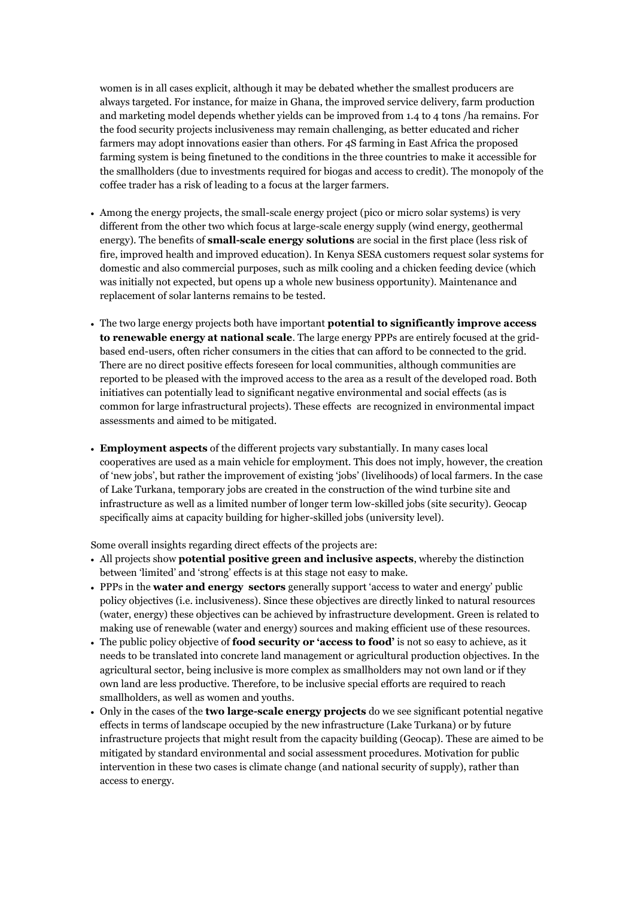women is in all cases explicit, although it may be debated whether the smallest producers are always targeted. For instance, for maize in Ghana, the improved service delivery, farm production and marketing model depends whether yields can be improved from 1.4 to 4 tons /ha remains. For the food security projects inclusiveness may remain challenging, as better educated and richer farmers may adopt innovations easier than others. For 4S farming in East Africa the proposed farming system is being finetuned to the conditions in the three countries to make it accessible for the smallholders (due to investments required for biogas and access to credit). The monopoly of the coffee trader has a risk of leading to a focus at the larger farmers.

- Among the energy projects, the small-scale energy project (pico or micro solar systems) is very different from the other two which focus at large-scale energy supply (wind energy, geothermal energy). The benefits of **small-scale energy solutions** are social in the first place (less risk of fire, improved health and improved education). In Kenya SESA customers request solar systems for domestic and also commercial purposes, such as milk cooling and a chicken feeding device (which was initially not expected, but opens up a whole new business opportunity). Maintenance and replacement of solar lanterns remains to be tested.
- The two large energy projects both have important **potential to significantly improve access to renewable energy at national scale**. The large energy PPPs are entirely focused at the grid-based end-users, often richer consumers in the cities that can afford to be connected to the grid. There are no direct positive effects foreseen for local communities, although communities are reported to be pleased with the improved access to the area as a result of the developed road. Both initiatives can potentially lead to significant negative environmental and social effects (as is common for large infrastructural projects). These effects are recognized in environmental impact assessments and aimed to be mitigated.
- **Employment aspects** of the different projects vary substantially. In many cases local cooperatives are used as a main vehicle for employment. This does not imply, however, the creation of 'new jobs', but rather the improvement of existing 'jobs' (livelihoods) of local farmers. In the case of Lake Turkana, temporary jobs are created in the construction of the wind turbine site and infrastructure as well as a limited number of longer term low-skilled jobs (site security). Geocap specifically aims at capacity building for higher-skilled jobs (university level).

Some overall insights regarding direct effects of the projects are:

- All projects show **potential positive green and inclusive aspects**, whereby the distinction between 'limited' and 'strong' effects is at this stage not easy to make.
- PPPs in the **water and energy sectors** generally support 'access to water and energy' public policy objectives (i.e. inclusiveness). Since these objectives are directly linked to natural resources (water, energy) these objectives can be achieved by infrastructure development. Green is related to making use of renewable (water and energy) sources and making efficient use of these resources.
- The public policy objective of **food security or 'access to food'** is not so easy to achieve, as it needs to be translated into concrete land management or agricultural production objectives. In the agricultural sector, being inclusive is more complex as smallholders may not own land or if they own land are less productive. Therefore, to be inclusive special efforts are required to reach smallholders, as well as women and youths.
- Only in the cases of the **two large-scale energy projects** do we see significant potential negative effects in terms of landscape occupied by the new infrastructure (Lake Turkana) or by future infrastructure projects that might result from the capacity building (Geocap). These are aimed to be mitigated by standard environmental and social assessment procedures. Motivation for public intervention in these two cases is climate change (and national security of supply), rather than access to energy.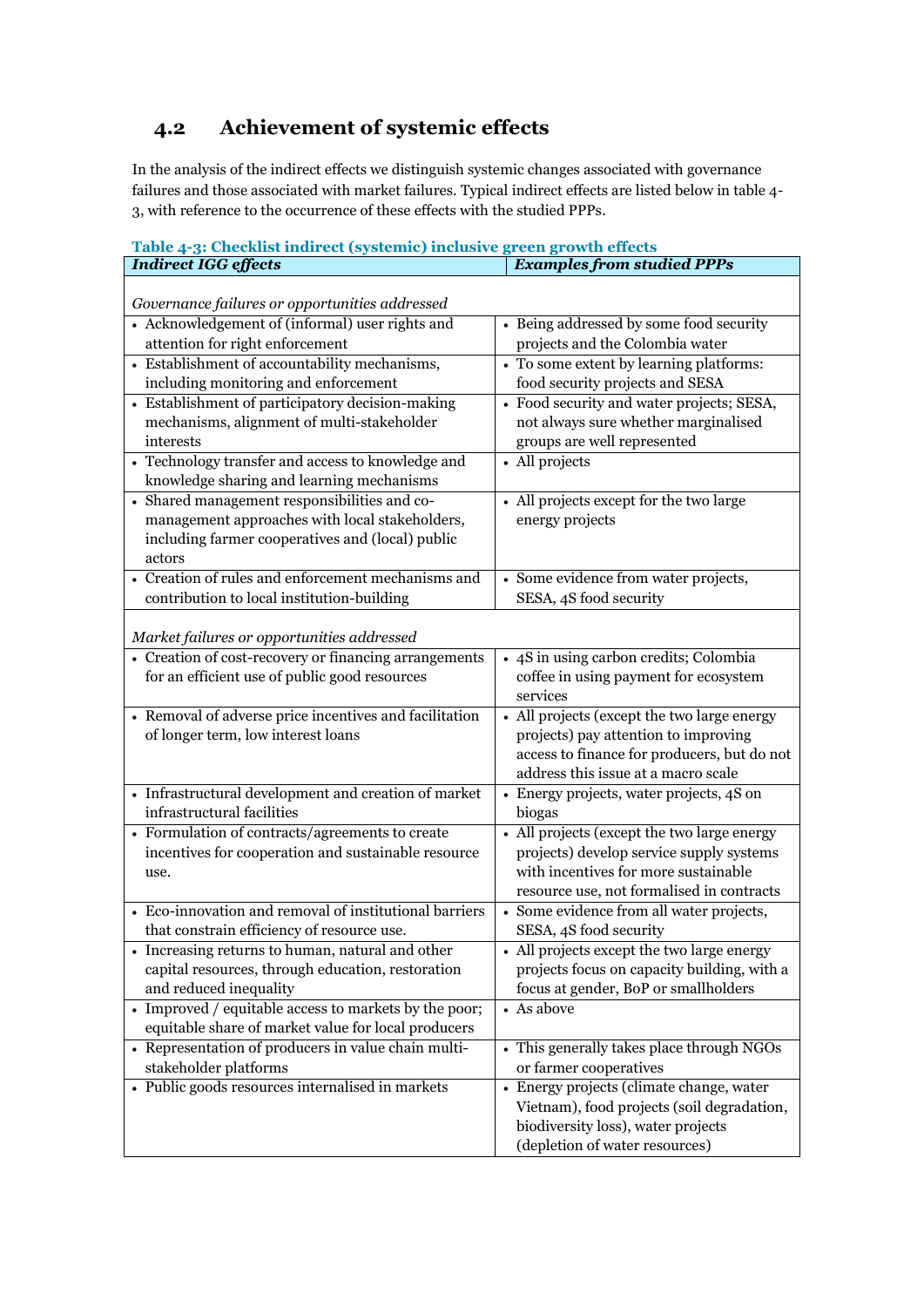## 4.2 Achievement of systemic effects

In the analysis of the indirect effects we distinguish systemic changes associated with governance failures and those associated with market failures. Typical indirect effects are listed below in table 4-3, with reference to the occurrence of these effects with the studied PPPs.

**Table 4-3: Checklist indirect (systemic) inclusive green growth effects**

| ***Indirect IGG effects*** | ***Examples from studied PPPs*** |
|---|---|
| *Governance failures or opportunities addressed* | |
| • Acknowledgement of (informal) user rights and attention for right enforcement | • Being addressed by some food security projects and the Colombia water |
| • Establishment of accountability mechanisms, including monitoring and enforcement | • To some extent by learning platforms: food security projects and SESA |
| • Establishment of participatory decision-making mechanisms, alignment of multi-stakeholder interests | • Food security and water projects; SESA, not always sure whether marginalised groups are well represented |
| • Technology transfer and access to knowledge and knowledge sharing and learning mechanisms | • All projects |
| • Shared management responsibilities and co-management approaches with local stakeholders, including farmer cooperatives and (local) public actors | • All projects except for the two large energy projects |
| • Creation of rules and enforcement mechanisms and contribution to local institution-building | • Some evidence from water projects, SESA, 4S food security |
| *Market failures or opportunities addressed* | |
| • Creation of cost-recovery or financing arrangements for an efficient use of public good resources | • 4S in using carbon credits; Colombia coffee in using payment for ecosystem services |
| • Removal of adverse price incentives and facilitation of longer term, low interest loans | • All projects (except the two large energy projects) pay attention to improving access to finance for producers, but do not address this issue at a macro scale |
| • Infrastructural development and creation of market infrastructural facilities | • Energy projects, water projects, 4S on biogas |
| • Formulation of contracts/agreements to create incentives for cooperation and sustainable resource use. | • All projects (except the two large energy projects) develop service supply systems with incentives for more sustainable resource use, not formalised in contracts |
| • Eco-innovation and removal of institutional barriers that constrain efficiency of resource use. | • Some evidence from all water projects, SESA, 4S food security |
| • Increasing returns to human, natural and other capital resources, through education, restoration and reduced inequality | • All projects except the two large energy projects focus on capacity building, with a focus at gender, BoP or smallholders |
| • Improved / equitable access to markets by the poor; equitable share of market value for local producers | • As above |
| • Representation of producers in value chain multi-stakeholder platforms | • This generally takes place through NGOs or farmer cooperatives |
| • Public goods resources internalised in markets | • Energy projects (climate change, water Vietnam), food projects (soil degradation, biodiversity loss), water projects (depletion of water resources) |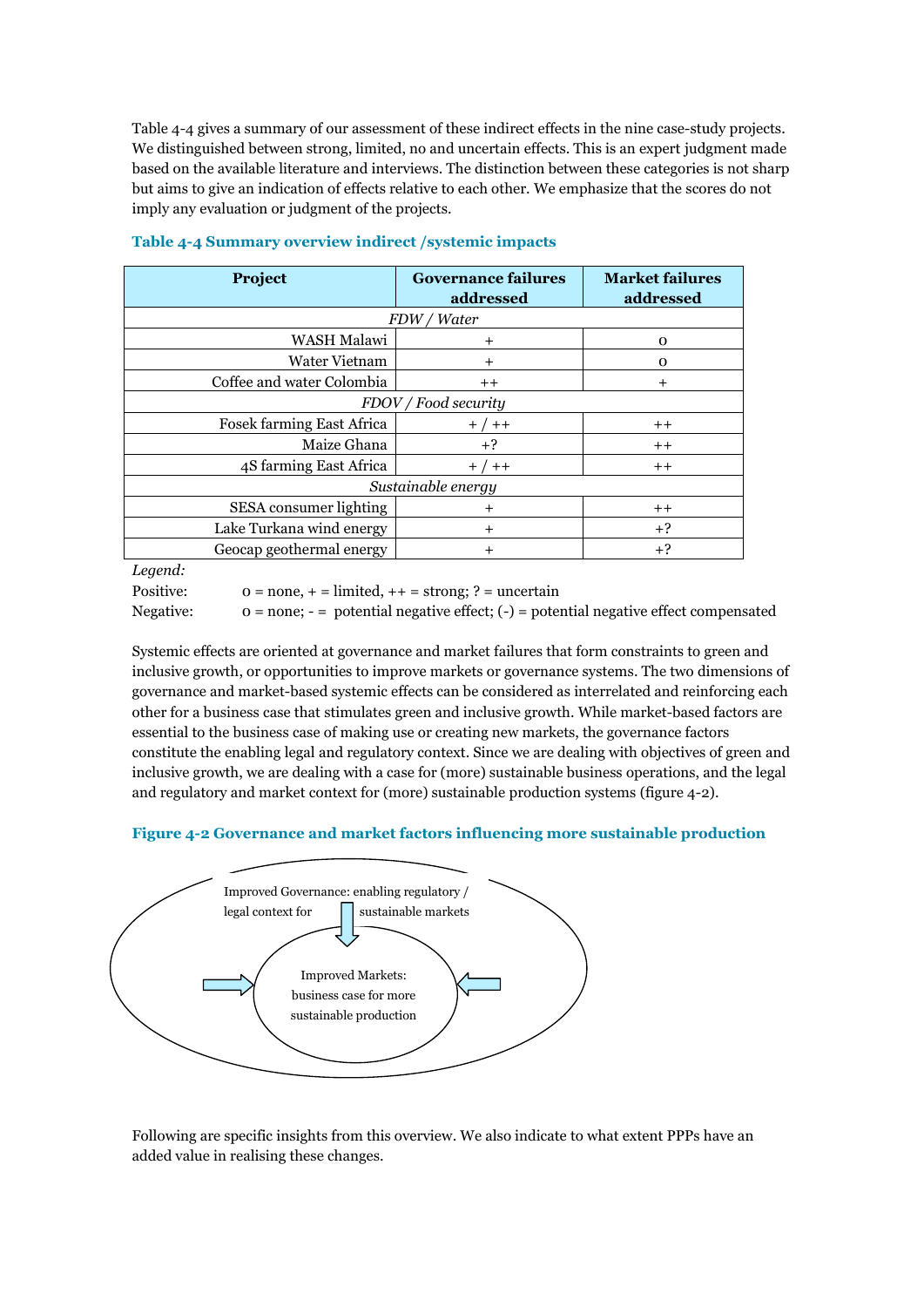Table 4-4 gives a summary of our assessment of these indirect effects in the nine case-study projects. We distinguished between strong, limited, no and uncertain effects. This is an expert judgment made based on the available literature and interviews. The distinction between these categories is not sharp but aims to give an indication of effects relative to each other. We emphasize that the scores do not imply any evaluation or judgment of the projects.

**Table 4-4 Summary overview indirect /systemic impacts**

| Project | Governance failures addressed | Market failures addressed |
|---|---|---|
| *FDW / Water* | | |
| WASH Malawi | + | 0 |
| Water Vietnam | + | 0 |
| Coffee and water Colombia | ++ | + |
| *FDOV / Food security* | | |
| Fosek farming East Africa | + / ++ | ++ |
| Maize Ghana | +? | ++ |
| 4S farming East Africa | + / ++ | ++ |
| *Sustainable energy* | | |
| SESA consumer lighting | + | ++ |
| Lake Turkana wind energy | + | +? |
| Geocap geothermal energy | + | +? |

*Legend:*

Positive: 0 = none, + = limited, ++ = strong; ? = uncertain

Negative: 0 = none; - = potential negative effect; (-) = potential negative effect compensated

Systemic effects are oriented at governance and market failures that form constraints to green and inclusive growth, or opportunities to improve markets or governance systems. The two dimensions of governance and market-based systemic effects can be considered as interrelated and reinforcing each other for a business case that stimulates green and inclusive growth. While market-based factors are essential to the business case of making use or creating new markets, the governance factors constitute the enabling legal and regulatory context. Since we are dealing with objectives of green and inclusive growth, we are dealing with a case for (more) sustainable business operations, and the legal and regulatory and market context for (more) sustainable production systems (figure 4-2).

**Figure 4-2 Governance and market factors influencing more sustainable production**

Improved Governance: enabling regulatory / legal context for sustainable markets

Improved Markets: business case for more sustainable production

Following are specific insights from this overview. We also indicate to what extent PPPs have an added value in realising these changes.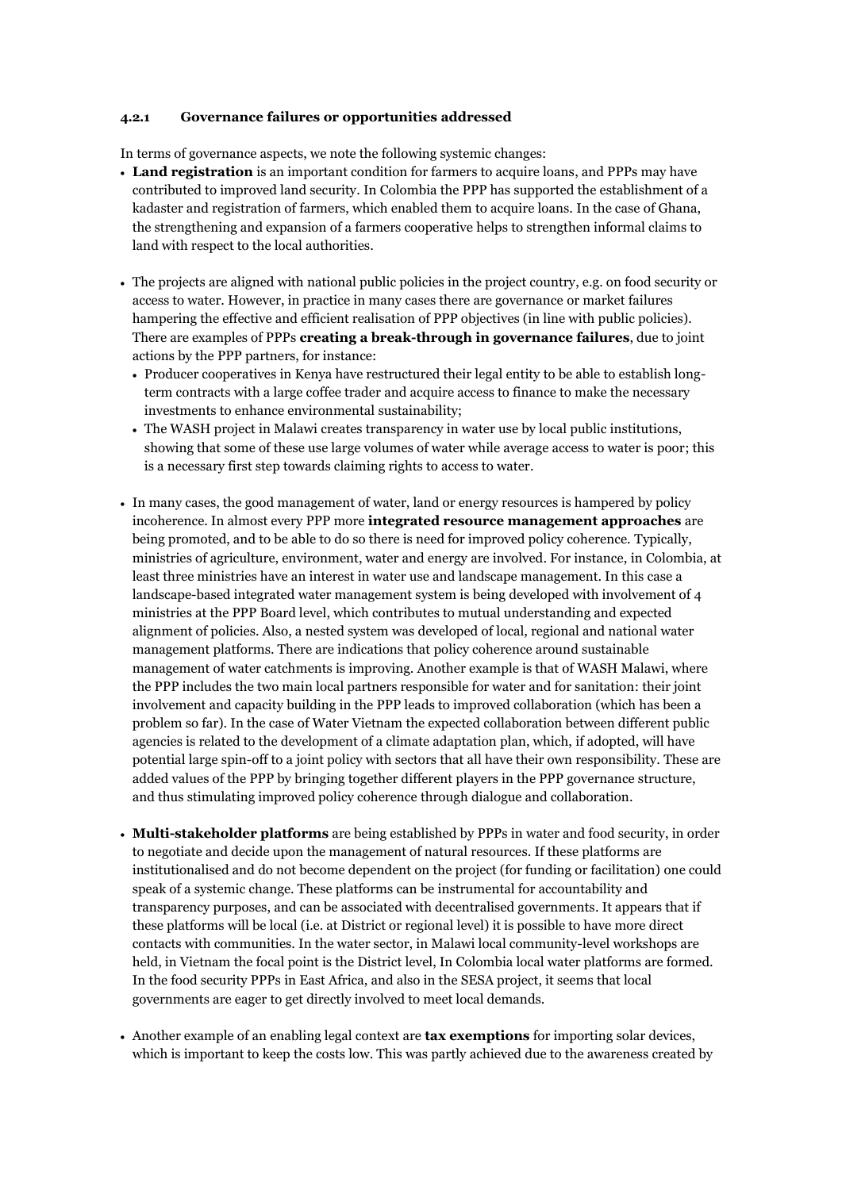#### 4.2.1 Governance failures or opportunities addressed

In terms of governance aspects, we note the following systemic changes:

- **Land registration** is an important condition for farmers to acquire loans, and PPPs may have contributed to improved land security. In Colombia the PPP has supported the establishment of a kadaster and registration of farmers, which enabled them to acquire loans. In the case of Ghana, the strengthening and expansion of a farmers cooperative helps to strengthen informal claims to land with respect to the local authorities.

- The projects are aligned with national public policies in the project country, e.g. on food security or access to water. However, in practice in many cases there are governance or market failures hampering the effective and efficient realisation of PPP objectives (in line with public policies). There are examples of PPPs **creating a break-through in governance failures**, due to joint actions by the PPP partners, for instance:
  - Producer cooperatives in Kenya have restructured their legal entity to be able to establish long-term contracts with a large coffee trader and acquire access to finance to make the necessary investments to enhance environmental sustainability;
  - The WASH project in Malawi creates transparency in water use by local public institutions, showing that some of these use large volumes of water while average access to water is poor; this is a necessary first step towards claiming rights to access to water.

- In many cases, the good management of water, land or energy resources is hampered by policy incoherence. In almost every PPP more **integrated resource management approaches** are being promoted, and to be able to do so there is need for improved policy coherence. Typically, ministries of agriculture, environment, water and energy are involved. For instance, in Colombia, at least three ministries have an interest in water use and landscape management. In this case a landscape-based integrated water management system is being developed with involvement of 4 ministries at the PPP Board level, which contributes to mutual understanding and expected alignment of policies. Also, a nested system was developed of local, regional and national water management platforms. There are indications that policy coherence around sustainable management of water catchments is improving. Another example is that of WASH Malawi, where the PPP includes the two main local partners responsible for water and for sanitation: their joint involvement and capacity building in the PPP leads to improved collaboration (which has been a problem so far). In the case of Water Vietnam the expected collaboration between different public agencies is related to the development of a climate adaptation plan, which, if adopted, will have potential large spin-off to a joint policy with sectors that all have their own responsibility. These are added values of the PPP by bringing together different players in the PPP governance structure, and thus stimulating improved policy coherence through dialogue and collaboration.

- **Multi-stakeholder platforms** are being established by PPPs in water and food security, in order to negotiate and decide upon the management of natural resources. If these platforms are institutionalised and do not become dependent on the project (for funding or facilitation) one could speak of a systemic change. These platforms can be instrumental for accountability and transparency purposes, and can be associated with decentralised governments. It appears that if these platforms will be local (i.e. at District or regional level) it is possible to have more direct contacts with communities. In the water sector, in Malawi local community-level workshops are held, in Vietnam the focal point is the District level, In Colombia local water platforms are formed. In the food security PPPs in East Africa, and also in the SESA project, it seems that local governments are eager to get directly involved to meet local demands.

- Another example of an enabling legal context are **tax exemptions** for importing solar devices, which is important to keep the costs low. This was partly achieved due to the awareness created by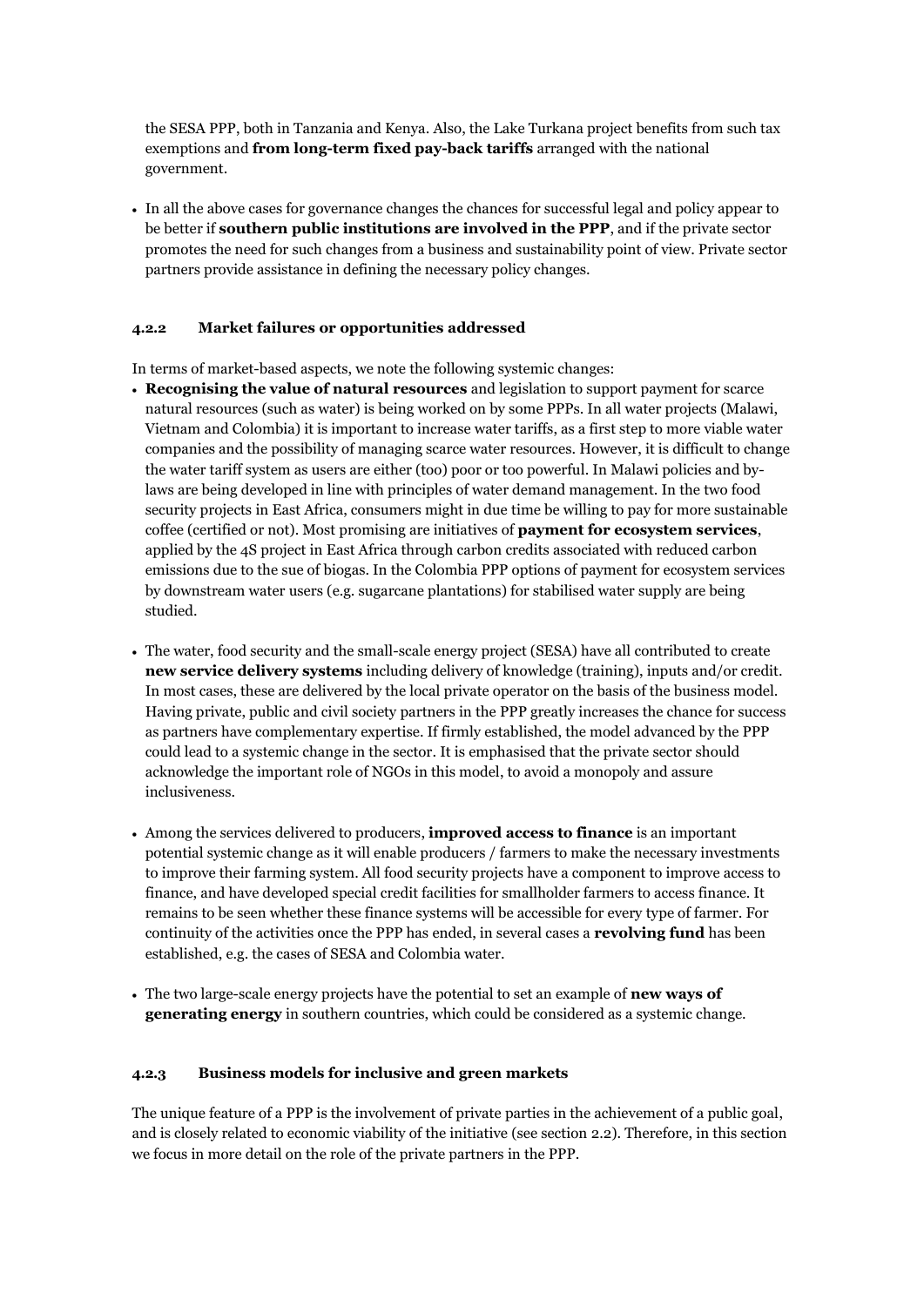the SESA PPP, both in Tanzania and Kenya. Also, the Lake Turkana project benefits from such tax exemptions and **from long-term fixed pay-back tariffs** arranged with the national government.

- In all the above cases for governance changes the chances for successful legal and policy appear to be better if **southern public institutions are involved in the PPP**, and if the private sector promotes the need for such changes from a business and sustainability point of view. Private sector partners provide assistance in defining the necessary policy changes.

#### 4.2.2 Market failures or opportunities addressed

In terms of market-based aspects, we note the following systemic changes:

- **Recognising the value of natural resources** and legislation to support payment for scarce natural resources (such as water) is being worked on by some PPPs. In all water projects (Malawi, Vietnam and Colombia) it is important to increase water tariffs, as a first step to more viable water companies and the possibility of managing scarce water resources. However, it is difficult to change the water tariff system as users are either (too) poor or too powerful. In Malawi policies and by-laws are being developed in line with principles of water demand management. In the two food security projects in East Africa, consumers might in due time be willing to pay for more sustainable coffee (certified or not). Most promising are initiatives of **payment for ecosystem services**, applied by the 4S project in East Africa through carbon credits associated with reduced carbon emissions due to the sue of biogas. In the Colombia PPP options of payment for ecosystem services by downstream water users (e.g. sugarcane plantations) for stabilised water supply are being studied.

- The water, food security and the small-scale energy project (SESA) have all contributed to create **new service delivery systems** including delivery of knowledge (training), inputs and/or credit. In most cases, these are delivered by the local private operator on the basis of the business model. Having private, public and civil society partners in the PPP greatly increases the chance for success as partners have complementary expertise. If firmly established, the model advanced by the PPP could lead to a systemic change in the sector. It is emphasised that the private sector should acknowledge the important role of NGOs in this model, to avoid a monopoly and assure inclusiveness.

- Among the services delivered to producers, **improved access to finance** is an important potential systemic change as it will enable producers / farmers to make the necessary investments to improve their farming system. All food security projects have a component to improve access to finance, and have developed special credit facilities for smallholder farmers to access finance. It remains to be seen whether these finance systems will be accessible for every type of farmer. For continuity of the activities once the PPP has ended, in several cases a **revolving fund** has been established, e.g. the cases of SESA and Colombia water.

- The two large-scale energy projects have the potential to set an example of **new ways of generating energy** in southern countries, which could be considered as a systemic change.

#### 4.2.3 Business models for inclusive and green markets

The unique feature of a PPP is the involvement of private parties in the achievement of a public goal, and is closely related to economic viability of the initiative (see section 2.2). Therefore, in this section we focus in more detail on the role of the private partners in the PPP.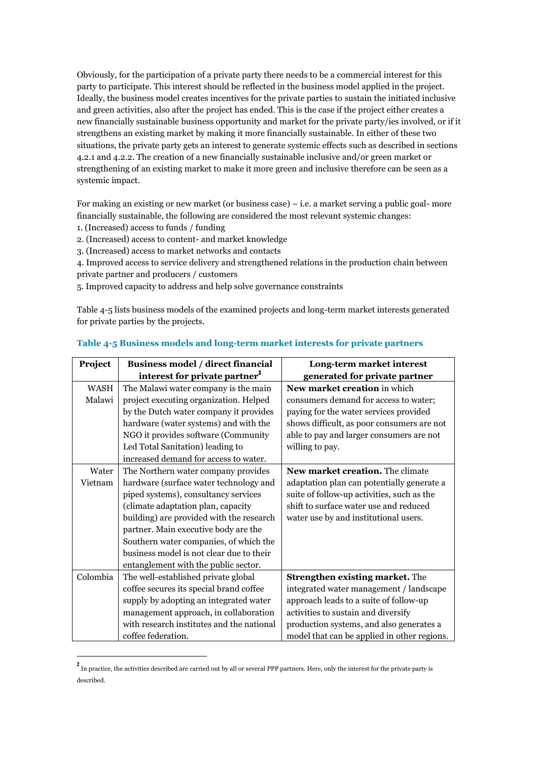Obviously, for the participation of a private party there needs to be a commercial interest for this party to participate. This interest should be reflected in the business model applied in the project. Ideally, the business model creates incentives for the private parties to sustain the initiated inclusive and green activities, also after the project has ended. This is the case if the project either creates a new financially sustainable business opportunity and market for the private party/ies involved, or if it strengthens an existing market by making it more financially sustainable. In either of these two situations, the private party gets an interest to generate systemic effects such as described in sections 4.2.1 and 4.2.2. The creation of a new financially sustainable inclusive and/or green market or strengthening of an existing market to make it more green and inclusive therefore can be seen as a systemic impact.

For making an existing or new market (or business case) – i.e. a market serving a public goal- more financially sustainable, the following are considered the most relevant systemic changes:

1. (Increased) access to funds / funding
2. (Increased) access to content- and market knowledge
3. (Increased) access to market networks and contacts
4. Improved access to service delivery and strengthened relations in the production chain between private partner and producers / customers
5. Improved capacity to address and help solve governance constraints

Table 4-5 lists business models of the examined projects and long-term market interests generated for private parties by the projects.

**Table 4-5 Business models and long-term market interests for private partners**

| Project | Business model / direct financial interest for private partner[2] | Long-term market interest generated for private partner |
|---|---|---|
| WASH Malawi | The Malawi water company is the main project executing organization. Helped by the Dutch water company it provides hardware (water systems) and with the NGO it provides software (Community Led Total Sanitation) leading to increased demand for access to water. | **New market creation** in which consumers demand for access to water; paying for the water services provided shows difficult, as poor consumers are not able to pay and larger consumers are not willing to pay. |
| Water Vietnam | The Northern water company provides hardware (surface water technology and piped systems), consultancy services (climate adaptation plan, capacity building) are provided with the research partner. Main executive body are the Southern water companies, of which the business model is not clear due to their entanglement with the public sector. | **New market creation.** The climate adaptation plan can potentially generate a suite of follow-up activities, such as the shift to surface water use and reduced water use by and institutional users. |
| Colombia | The well-established private global coffee secures its special brand coffee supply by adopting an integrated water management approach, in collaboration with research institutes and the national coffee federation. | **Strengthen existing market.** The integrated water management / landscape approach leads to a suite of follow-up activities to sustain and diversify production systems, and also generates a model that can be applied in other regions. |

[2] In practice, the activities described are carried out by all or several PPP partners. Here, only the interest for the private party is described.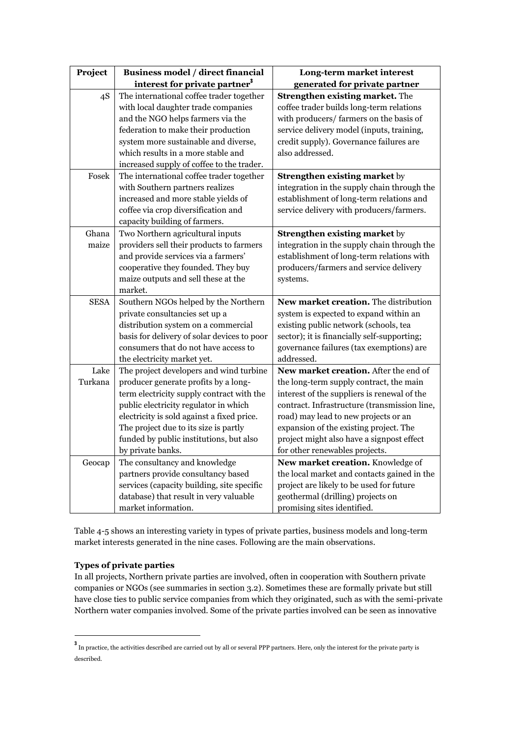| Project | Business model / direct financial interest for private partner[3] | Long-term market interest generated for private partner |
|---|---|---|
| 4S | The international coffee trader together with local daughter trade companies and the NGO helps farmers via the federation to make their production system more sustainable and diverse, which results in a more stable and increased supply of coffee to the trader. | **Strengthen existing market.** The coffee trader builds long-term relations with producers/ farmers on the basis of service delivery model (inputs, training, credit supply). Governance failures are also addressed. |
| Fosek | The international coffee trader together with Southern partners realizes increased and more stable yields of coffee via crop diversification and capacity building of farmers. | **Strengthen existing market** by integration in the supply chain through the establishment of long-term relations and service delivery with producers/farmers. |
| Ghana maize | Two Northern agricultural inputs providers sell their products to farmers and provide services via a farmers' cooperative they founded. They buy maize outputs and sell these at the market. | **Strengthen existing market** by integration in the supply chain through the establishment of long-term relations with producers/farmers and service delivery systems. |
| SESA | Southern NGOs helped by the Northern private consultancies set up a distribution system on a commercial basis for delivery of solar devices to poor consumers that do not have access to the electricity market yet. | **New market creation.** The distribution system is expected to expand within an existing public network (schools, tea sector); it is financially self-supporting; governance failures (tax exemptions) are addressed. |
| Lake Turkana | The project developers and wind turbine producer generate profits by a long-term electricity supply contract with the public electricity regulator in which electricity is sold against a fixed price. The project due to its size is partly funded by public institutions, but also by private banks. | **New market creation.** After the end of the long-term supply contract, the main interest of the suppliers is renewal of the contract. Infrastructure (transmission line, road) may lead to new projects or an expansion of the existing project. The project might also have a signpost effect for other renewables projects. |
| Geocap | The consultancy and knowledge partners provide consultancy based services (capacity building, site specific database) that result in very valuable market information. | **New market creation.** Knowledge of the local market and contacts gained in the project are likely to be used for future geothermal (drilling) projects on promising sites identified. |

Table 4-5 shows an interesting variety in types of private parties, business models and long-term market interests generated in the nine cases. Following are the main observations.

**Types of private parties**

In all projects, Northern private parties are involved, often in cooperation with Southern private companies or NGOs (see summaries in section 3.2). Sometimes these are formally private but still have close ties to public service companies from which they originated, such as with the semi-private Northern water companies involved. Some of the private parties involved can be seen as innovative

[3] In practice, the activities described are carried out by all or several PPP partners. Here, only the interest for the private party is described.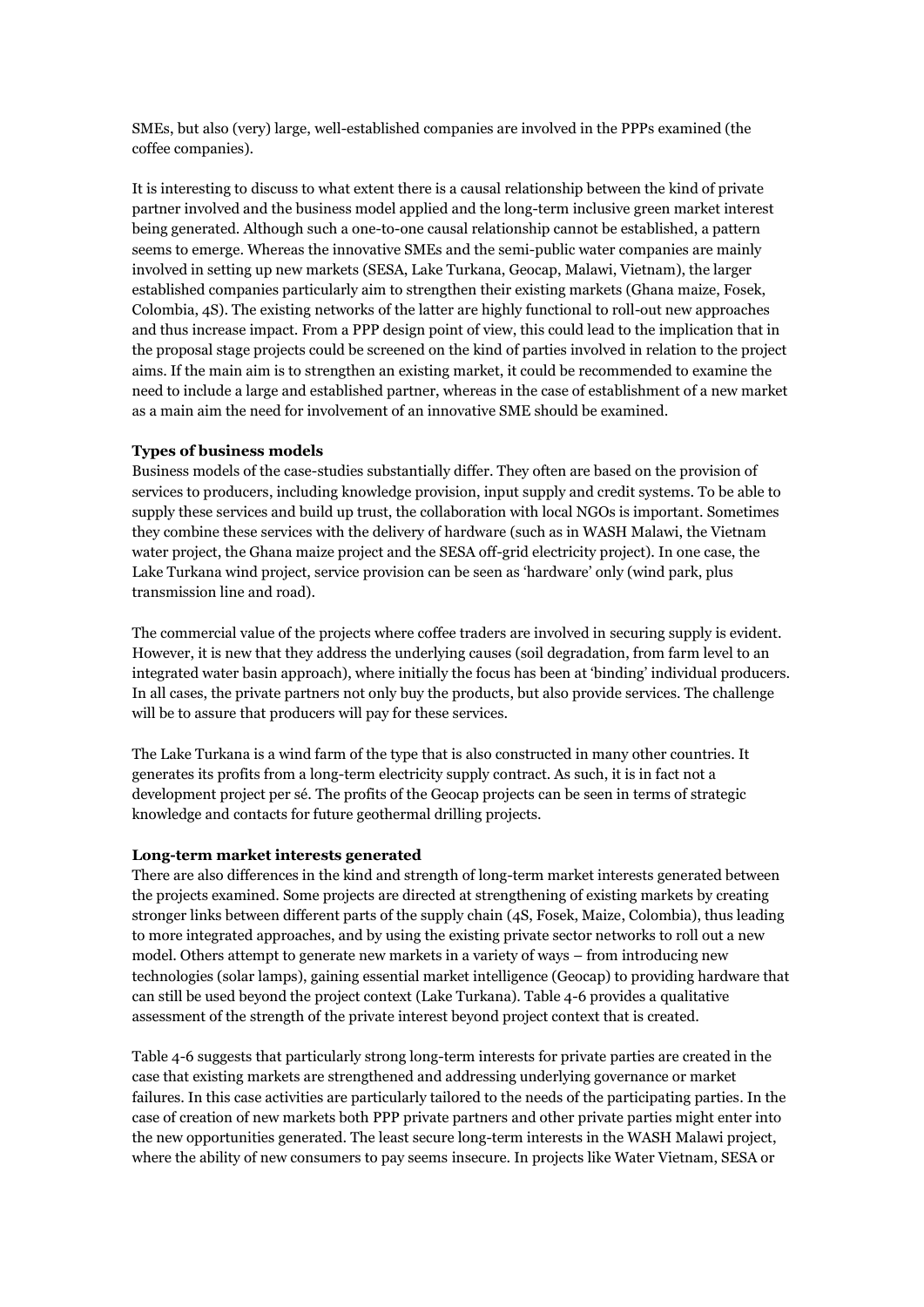SMEs, but also (very) large, well-established companies are involved in the PPPs examined (the coffee companies).

It is interesting to discuss to what extent there is a causal relationship between the kind of private partner involved and the business model applied and the long-term inclusive green market interest being generated. Although such a one-to-one causal relationship cannot be established, a pattern seems to emerge. Whereas the innovative SMEs and the semi-public water companies are mainly involved in setting up new markets (SESA, Lake Turkana, Geocap, Malawi, Vietnam), the larger established companies particularly aim to strengthen their existing markets (Ghana maize, Fosek, Colombia, 4S). The existing networks of the latter are highly functional to roll-out new approaches and thus increase impact. From a PPP design point of view, this could lead to the implication that in the proposal stage projects could be screened on the kind of parties involved in relation to the project aims. If the main aim is to strengthen an existing market, it could be recommended to examine the need to include a large and established partner, whereas in the case of establishment of a new market as a main aim the need for involvement of an innovative SME should be examined.

**Types of business models**

Business models of the case-studies substantially differ. They often are based on the provision of services to producers, including knowledge provision, input supply and credit systems. To be able to supply these services and build up trust, the collaboration with local NGOs is important. Sometimes they combine these services with the delivery of hardware (such as in WASH Malawi, the Vietnam water project, the Ghana maize project and the SESA off-grid electricity project). In one case, the Lake Turkana wind project, service provision can be seen as 'hardware' only (wind park, plus transmission line and road).

The commercial value of the projects where coffee traders are involved in securing supply is evident. However, it is new that they address the underlying causes (soil degradation, from farm level to an integrated water basin approach), where initially the focus has been at 'binding' individual producers. In all cases, the private partners not only buy the products, but also provide services. The challenge will be to assure that producers will pay for these services.

The Lake Turkana is a wind farm of the type that is also constructed in many other countries. It generates its profits from a long-term electricity supply contract. As such, it is in fact not a development project per sé. The profits of the Geocap projects can be seen in terms of strategic knowledge and contacts for future geothermal drilling projects.

**Long-term market interests generated**

There are also differences in the kind and strength of long-term market interests generated between the projects examined. Some projects are directed at strengthening of existing markets by creating stronger links between different parts of the supply chain (4S, Fosek, Maize, Colombia), thus leading to more integrated approaches, and by using the existing private sector networks to roll out a new model. Others attempt to generate new markets in a variety of ways – from introducing new technologies (solar lamps), gaining essential market intelligence (Geocap) to providing hardware that can still be used beyond the project context (Lake Turkana). Table 4-6 provides a qualitative assessment of the strength of the private interest beyond project context that is created.

Table 4-6 suggests that particularly strong long-term interests for private parties are created in the case that existing markets are strengthened and addressing underlying governance or market failures. In this case activities are particularly tailored to the needs of the participating parties. In the case of creation of new markets both PPP private partners and other private parties might enter into the new opportunities generated. The least secure long-term interests in the WASH Malawi project, where the ability of new consumers to pay seems insecure. In projects like Water Vietnam, SESA or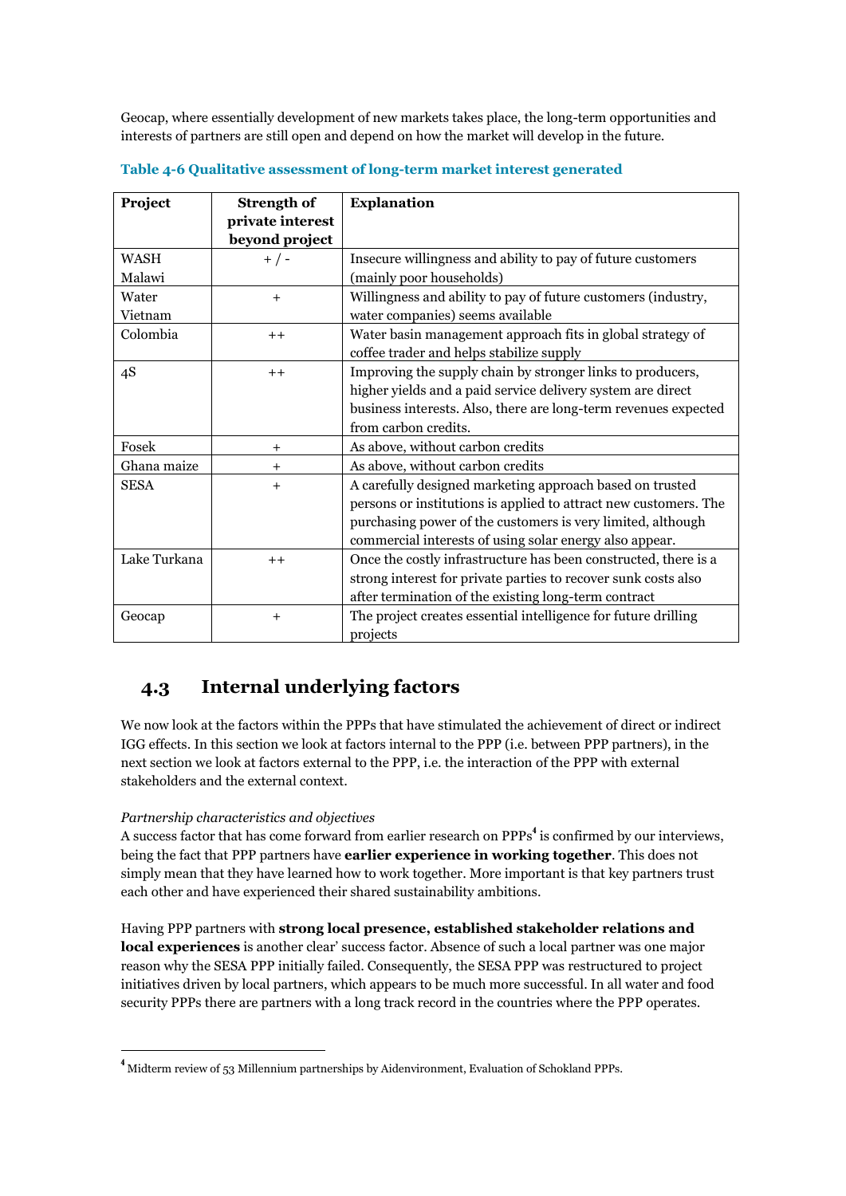Geocap, where essentially development of new markets takes place, the long-term opportunities and interests of partners are still open and depend on how the market will develop in the future.

**Table 4-6 Qualitative assessment of long-term market interest generated**

| Project | Strength of private interest beyond project | Explanation |
|---|---|---|
| WASH Malawi | + / - | Insecure willingness and ability to pay of future customers (mainly poor households) |
| Water Vietnam | + | Willingness and ability to pay of future customers (industry, water companies) seems available |
| Colombia | ++ | Water basin management approach fits in global strategy of coffee trader and helps stabilize supply |
| 4S | ++ | Improving the supply chain by stronger links to producers, higher yields and a paid service delivery system are direct business interests. Also, there are long-term revenues expected from carbon credits. |
| Fosek | + | As above, without carbon credits |
| Ghana maize | + | As above, without carbon credits |
| SESA | + | A carefully designed marketing approach based on trusted persons or institutions is applied to attract new customers. The purchasing power of the customers is very limited, although commercial interests of using solar energy also appear. |
| Lake Turkana | ++ | Once the costly infrastructure has been constructed, there is a strong interest for private parties to recover sunk costs also after termination of the existing long-term contract |
| Geocap | + | The project creates essential intelligence for future drilling projects |

## 4.3 Internal underlying factors

We now look at the factors within the PPPs that have stimulated the achievement of direct or indirect IGG effects. In this section we look at factors internal to the PPP (i.e. between PPP partners), in the next section we look at factors external to the PPP, i.e. the interaction of the PPP with external stakeholders and the external context.

*Partnership characteristics and objectives*

A success factor that has come forward from earlier research on PPPs[4] is confirmed by our interviews, being the fact that PPP partners have **earlier experience in working together**. This does not simply mean that they have learned how to work together. More important is that key partners trust each other and have experienced their shared sustainability ambitions.

Having PPP partners with **strong local presence, established stakeholder relations and local experiences** is another clear' success factor. Absence of such a local partner was one major reason why the SESA PPP initially failed. Consequently, the SESA PPP was restructured to project initiatives driven by local partners, which appears to be much more successful. In all water and food security PPPs there are partners with a long track record in the countries where the PPP operates.

[4] Midterm review of 53 Millennium partnerships by Aidenvironment, Evaluation of Schokland PPPs.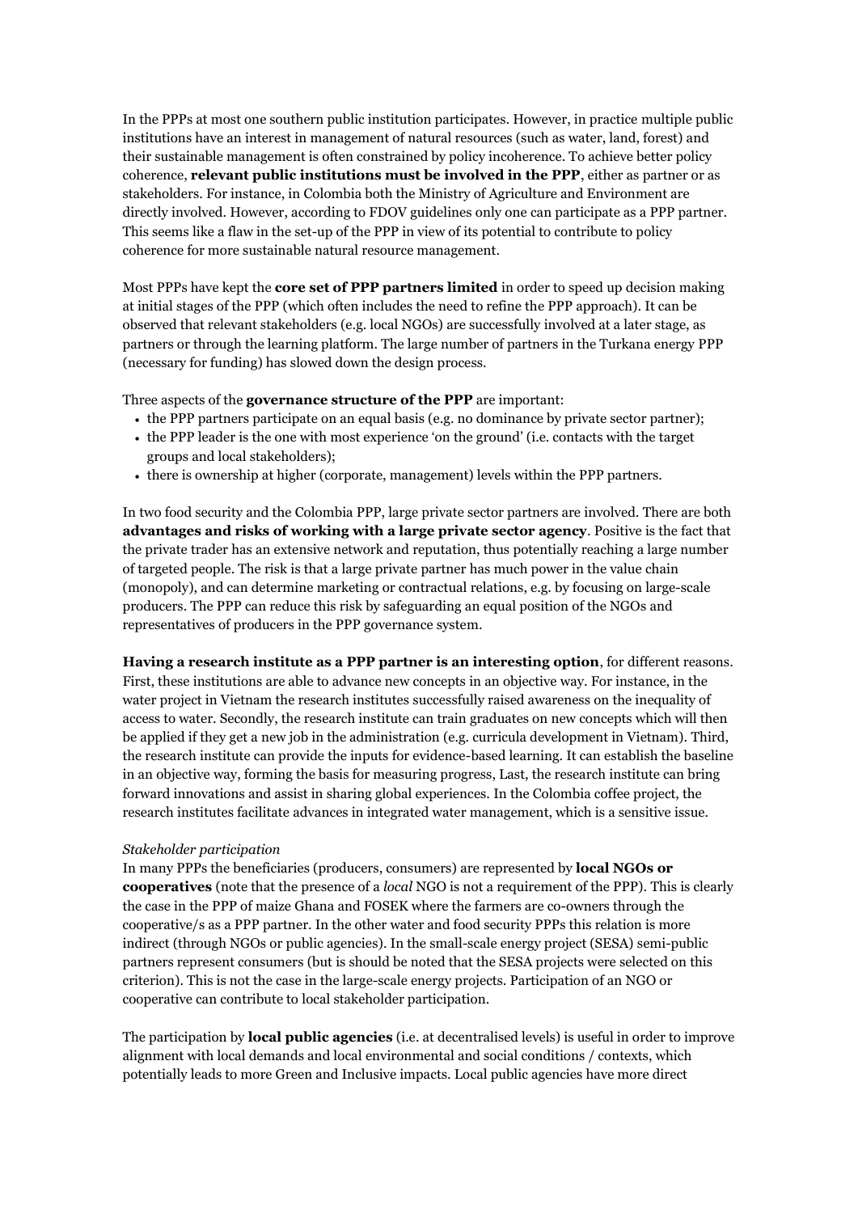In the PPPs at most one southern public institution participates. However, in practice multiple public institutions have an interest in management of natural resources (such as water, land, forest) and their sustainable management is often constrained by policy incoherence. To achieve better policy coherence, **relevant public institutions must be involved in the PPP**, either as partner or as stakeholders. For instance, in Colombia both the Ministry of Agriculture and Environment are directly involved. However, according to FDOV guidelines only one can participate as a PPP partner. This seems like a flaw in the set-up of the PPP in view of its potential to contribute to policy coherence for more sustainable natural resource management.

Most PPPs have kept the **core set of PPP partners limited** in order to speed up decision making at initial stages of the PPP (which often includes the need to refine the PPP approach). It can be observed that relevant stakeholders (e.g. local NGOs) are successfully involved at a later stage, as partners or through the learning platform. The large number of partners in the Turkana energy PPP (necessary for funding) has slowed down the design process.

Three aspects of the **governance structure of the PPP** are important:

- the PPP partners participate on an equal basis (e.g. no dominance by private sector partner);
- the PPP leader is the one with most experience 'on the ground' (i.e. contacts with the target groups and local stakeholders);
- there is ownership at higher (corporate, management) levels within the PPP partners.

In two food security and the Colombia PPP, large private sector partners are involved. There are both **advantages and risks of working with a large private sector agency**. Positive is the fact that the private trader has an extensive network and reputation, thus potentially reaching a large number of targeted people. The risk is that a large private partner has much power in the value chain (monopoly), and can determine marketing or contractual relations, e.g. by focusing on large-scale producers. The PPP can reduce this risk by safeguarding an equal position of the NGOs and representatives of producers in the PPP governance system.

**Having a research institute as a PPP partner is an interesting option**, for different reasons. First, these institutions are able to advance new concepts in an objective way. For instance, in the water project in Vietnam the research institutes successfully raised awareness on the inequality of access to water. Secondly, the research institute can train graduates on new concepts which will then be applied if they get a new job in the administration (e.g. curricula development in Vietnam). Third, the research institute can provide the inputs for evidence-based learning. It can establish the baseline in an objective way, forming the basis for measuring progress, Last, the research institute can bring forward innovations and assist in sharing global experiences. In the Colombia coffee project, the research institutes facilitate advances in integrated water management, which is a sensitive issue.

*Stakeholder participation*

In many PPPs the beneficiaries (producers, consumers) are represented by **local NGOs or cooperatives** (note that the presence of a *local* NGO is not a requirement of the PPP). This is clearly the case in the PPP of maize Ghana and FOSEK where the farmers are co-owners through the cooperative/s as a PPP partner. In the other water and food security PPPs this relation is more indirect (through NGOs or public agencies). In the small-scale energy project (SESA) semi-public partners represent consumers (but is should be noted that the SESA projects were selected on this criterion). This is not the case in the large-scale energy projects. Participation of an NGO or cooperative can contribute to local stakeholder participation.

The participation by **local public agencies** (i.e. at decentralised levels) is useful in order to improve alignment with local demands and local environmental and social conditions / contexts, which potentially leads to more Green and Inclusive impacts. Local public agencies have more direct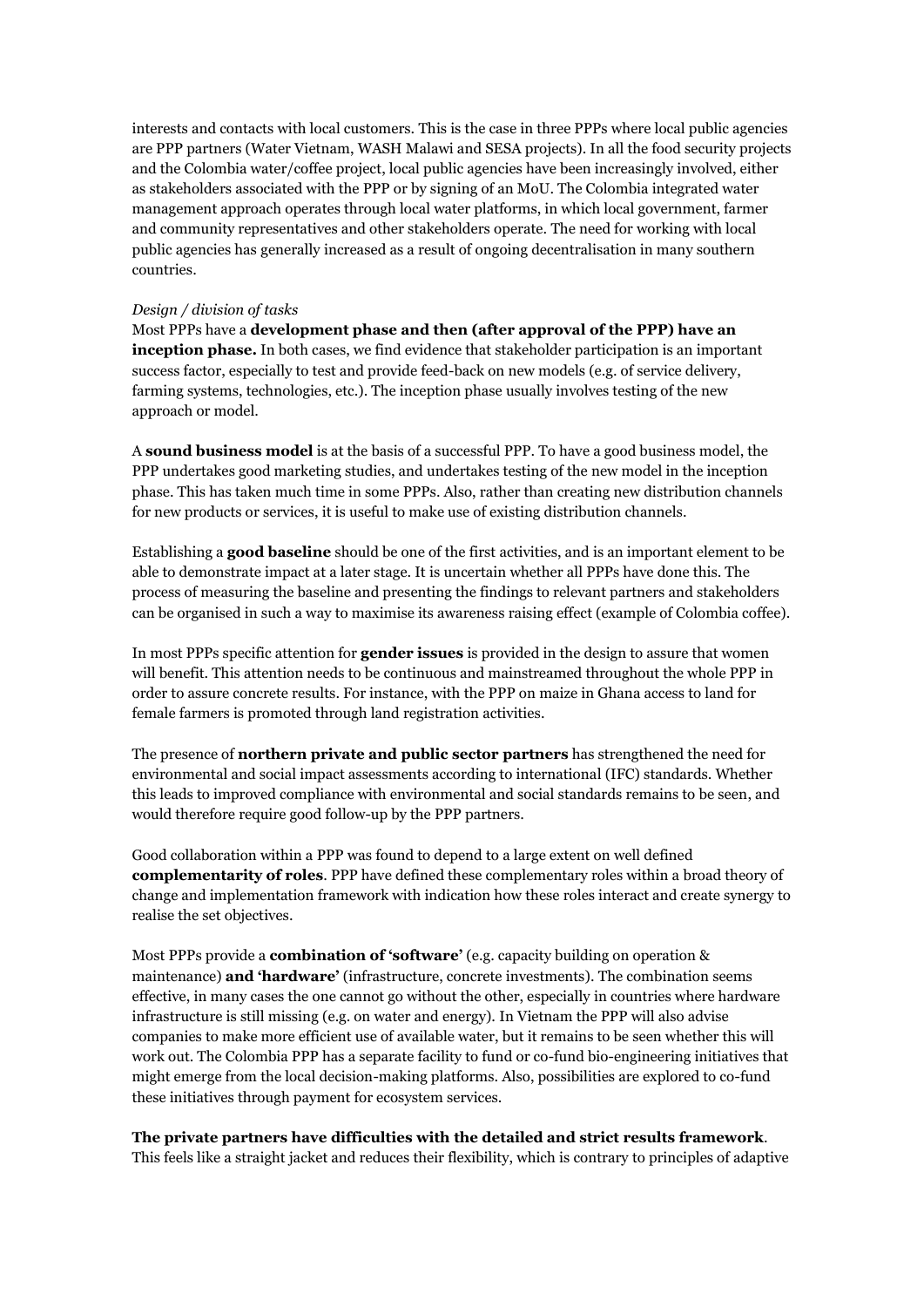interests and contacts with local customers. This is the case in three PPPs where local public agencies are PPP partners (Water Vietnam, WASH Malawi and SESA projects). In all the food security projects and the Colombia water/coffee project, local public agencies have been increasingly involved, either as stakeholders associated with the PPP or by signing of an MoU. The Colombia integrated water management approach operates through local water platforms, in which local government, farmer and community representatives and other stakeholders operate. The need for working with local public agencies has generally increased as a result of ongoing decentralisation in many southern countries.

*Design / division of tasks*

Most PPPs have a **development phase and then (after approval of the PPP) have an inception phase.** In both cases, we find evidence that stakeholder participation is an important success factor, especially to test and provide feed-back on new models (e.g. of service delivery, farming systems, technologies, etc.). The inception phase usually involves testing of the new approach or model.

A **sound business model** is at the basis of a successful PPP. To have a good business model, the PPP undertakes good marketing studies, and undertakes testing of the new model in the inception phase. This has taken much time in some PPPs. Also, rather than creating new distribution channels for new products or services, it is useful to make use of existing distribution channels.

Establishing a **good baseline** should be one of the first activities, and is an important element to be able to demonstrate impact at a later stage. It is uncertain whether all PPPs have done this. The process of measuring the baseline and presenting the findings to relevant partners and stakeholders can be organised in such a way to maximise its awareness raising effect (example of Colombia coffee).

In most PPPs specific attention for **gender issues** is provided in the design to assure that women will benefit. This attention needs to be continuous and mainstreamed throughout the whole PPP in order to assure concrete results. For instance, with the PPP on maize in Ghana access to land for female farmers is promoted through land registration activities.

The presence of **northern private and public sector partners** has strengthened the need for environmental and social impact assessments according to international (IFC) standards. Whether this leads to improved compliance with environmental and social standards remains to be seen, and would therefore require good follow-up by the PPP partners.

Good collaboration within a PPP was found to depend to a large extent on well defined **complementarity of roles**. PPP have defined these complementary roles within a broad theory of change and implementation framework with indication how these roles interact and create synergy to realise the set objectives.

Most PPPs provide a **combination of 'software'** (e.g. capacity building on operation & maintenance) **and 'hardware'** (infrastructure, concrete investments). The combination seems effective, in many cases the one cannot go without the other, especially in countries where hardware infrastructure is still missing (e.g. on water and energy). In Vietnam the PPP will also advise companies to make more efficient use of available water, but it remains to be seen whether this will work out. The Colombia PPP has a separate facility to fund or co-fund bio-engineering initiatives that might emerge from the local decision-making platforms. Also, possibilities are explored to co-fund these initiatives through payment for ecosystem services.

**The private partners have difficulties with the detailed and strict results framework**. This feels like a straight jacket and reduces their flexibility, which is contrary to principles of adaptive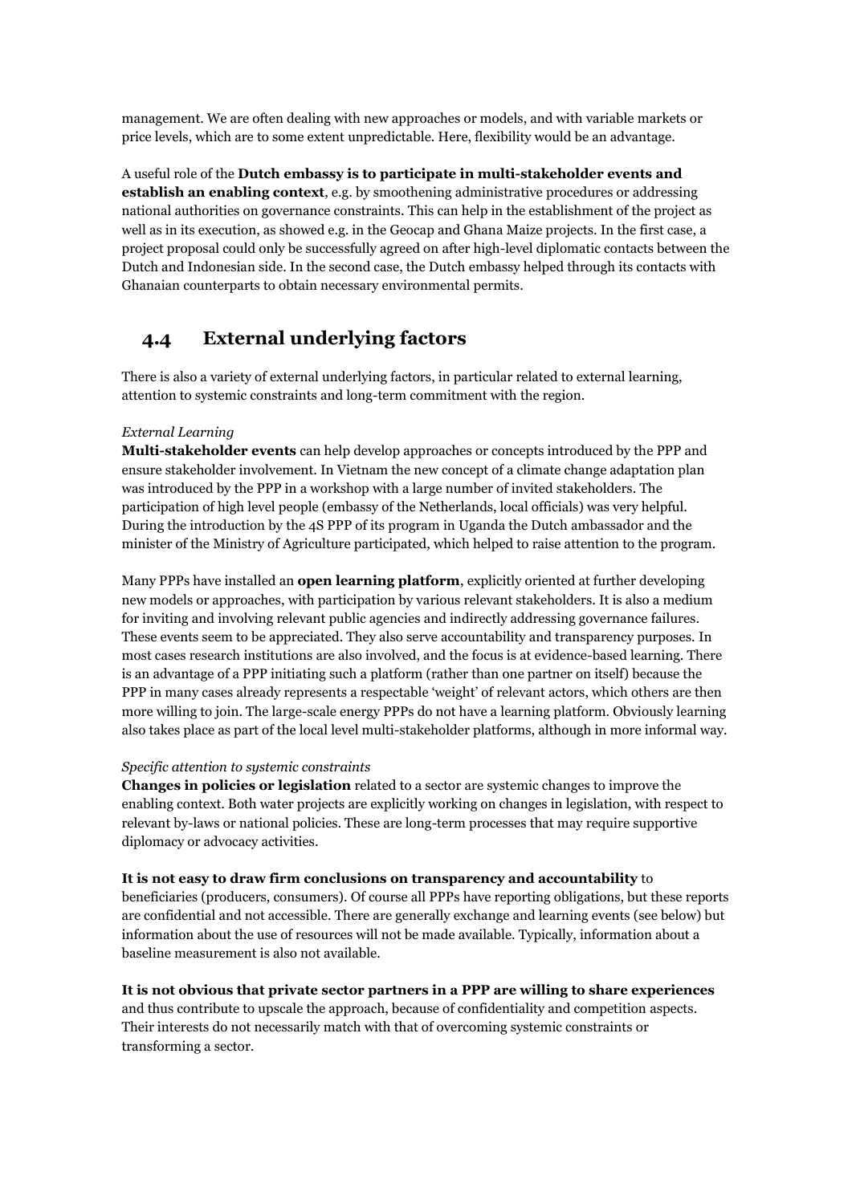management. We are often dealing with new approaches or models, and with variable markets or price levels, which are to some extent unpredictable. Here, flexibility would be an advantage.

A useful role of the **Dutch embassy is to participate in multi-stakeholder events and establish an enabling context**, e.g. by smoothening administrative procedures or addressing national authorities on governance constraints. This can help in the establishment of the project as well as in its execution, as showed e.g. in the Geocap and Ghana Maize projects. In the first case, a project proposal could only be successfully agreed on after high-level diplomatic contacts between the Dutch and Indonesian side. In the second case, the Dutch embassy helped through its contacts with Ghanaian counterparts to obtain necessary environmental permits.

## 4.4 External underlying factors

There is also a variety of external underlying factors, in particular related to external learning, attention to systemic constraints and long-term commitment with the region.

*External Learning*

**Multi-stakeholder events** can help develop approaches or concepts introduced by the PPP and ensure stakeholder involvement. In Vietnam the new concept of a climate change adaptation plan was introduced by the PPP in a workshop with a large number of invited stakeholders. The participation of high level people (embassy of the Netherlands, local officials) was very helpful. During the introduction by the 4S PPP of its program in Uganda the Dutch ambassador and the minister of the Ministry of Agriculture participated, which helped to raise attention to the program.

Many PPPs have installed an **open learning platform**, explicitly oriented at further developing new models or approaches, with participation by various relevant stakeholders. It is also a medium for inviting and involving relevant public agencies and indirectly addressing governance failures. These events seem to be appreciated. They also serve accountability and transparency purposes. In most cases research institutions are also involved, and the focus is at evidence-based learning. There is an advantage of a PPP initiating such a platform (rather than one partner on itself) because the PPP in many cases already represents a respectable 'weight' of relevant actors, which others are then more willing to join. The large-scale energy PPPs do not have a learning platform. Obviously learning also takes place as part of the local level multi-stakeholder platforms, although in more informal way.

*Specific attention to systemic constraints*

**Changes in policies or legislation** related to a sector are systemic changes to improve the enabling context. Both water projects are explicitly working on changes in legislation, with respect to relevant by-laws or national policies. These are long-term processes that may require supportive diplomacy or advocacy activities.

**It is not easy to draw firm conclusions on transparency and accountability** to beneficiaries (producers, consumers). Of course all PPPs have reporting obligations, but these reports are confidential and not accessible. There are generally exchange and learning events (see below) but information about the use of resources will not be made available. Typically, information about a baseline measurement is also not available.

**It is not obvious that private sector partners in a PPP are willing to share experiences** and thus contribute to upscale the approach, because of confidentiality and competition aspects. Their interests do not necessarily match with that of overcoming systemic constraints or transforming a sector.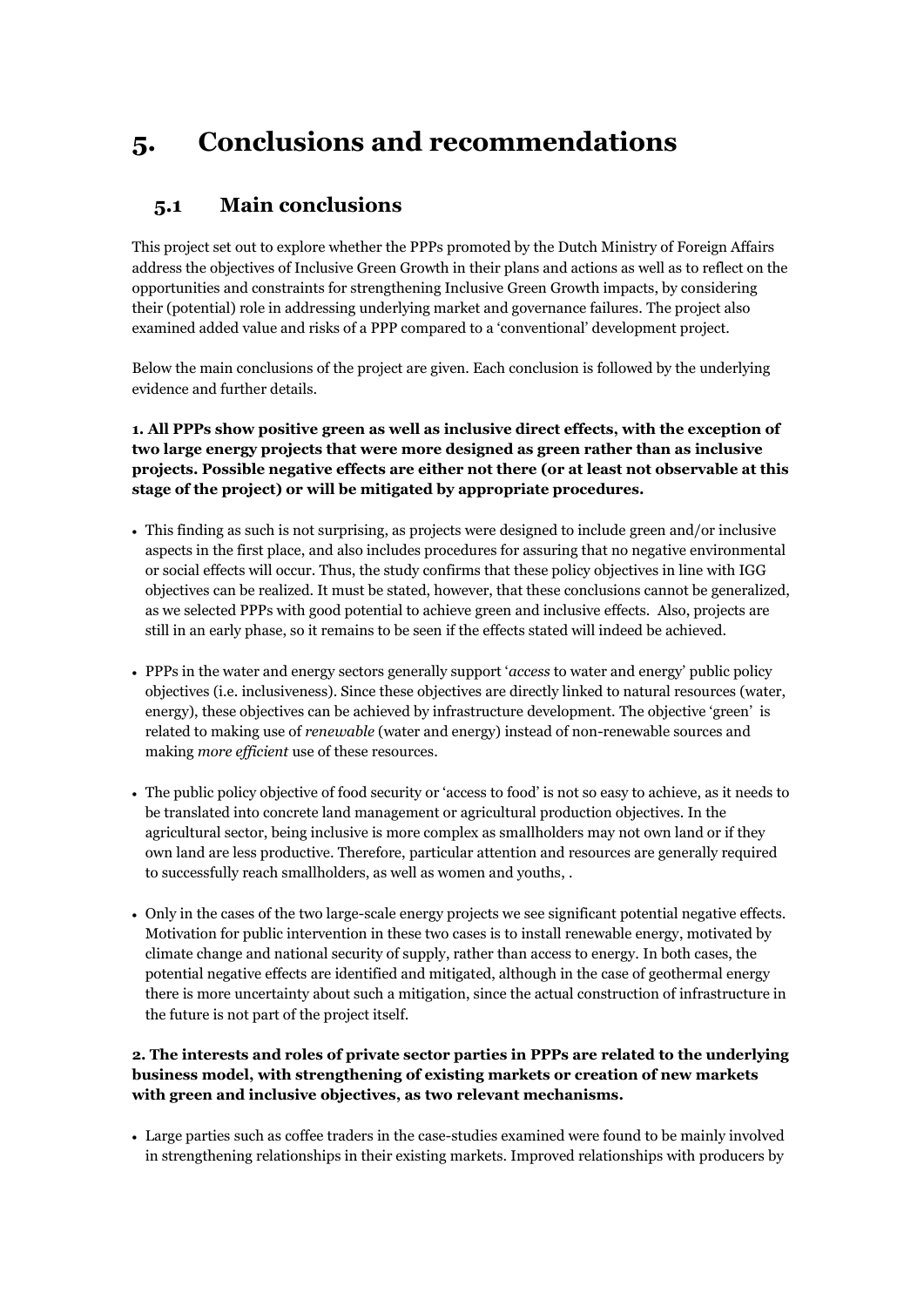# 5. Conclusions and recommendations

## 5.1 Main conclusions

This project set out to explore whether the PPPs promoted by the Dutch Ministry of Foreign Affairs address the objectives of Inclusive Green Growth in their plans and actions as well as to reflect on the opportunities and constraints for strengthening Inclusive Green Growth impacts, by considering their (potential) role in addressing underlying market and governance failures. The project also examined added value and risks of a PPP compared to a 'conventional' development project.

Below the main conclusions of the project are given. Each conclusion is followed by the underlying evidence and further details.

**1. All PPPs show positive green as well as inclusive direct effects, with the exception of two large energy projects that were more designed as green rather than as inclusive projects. Possible negative effects are either not there (or at least not observable at this stage of the project) or will be mitigated by appropriate procedures.**

- This finding as such is not surprising, as projects were designed to include green and/or inclusive aspects in the first place, and also includes procedures for assuring that no negative environmental or social effects will occur. Thus, the study confirms that these policy objectives in line with IGG objectives can be realized. It must be stated, however, that these conclusions cannot be generalized, as we selected PPPs with good potential to achieve green and inclusive effects. Also, projects are still in an early phase, so it remains to be seen if the effects stated will indeed be achieved.
- PPPs in the water and energy sectors generally support '*access* to water and energy' public policy objectives (i.e. inclusiveness). Since these objectives are directly linked to natural resources (water, energy), these objectives can be achieved by infrastructure development. The objective 'green' is related to making use of *renewable* (water and energy) instead of non-renewable sources and making *more efficient* use of these resources.
- The public policy objective of food security or 'access to food' is not so easy to achieve, as it needs to be translated into concrete land management or agricultural production objectives. In the agricultural sector, being inclusive is more complex as smallholders may not own land or if they own land are less productive. Therefore, particular attention and resources are generally required to successfully reach smallholders, as well as women and youths, .
- Only in the cases of the two large-scale energy projects we see significant potential negative effects. Motivation for public intervention in these two cases is to install renewable energy, motivated by climate change and national security of supply, rather than access to energy. In both cases, the potential negative effects are identified and mitigated, although in the case of geothermal energy there is more uncertainty about such a mitigation, since the actual construction of infrastructure in the future is not part of the project itself.

**2. The interests and roles of private sector parties in PPPs are related to the underlying business model, with strengthening of existing markets or creation of new markets with green and inclusive objectives, as two relevant mechanisms.**

- Large parties such as coffee traders in the case-studies examined were found to be mainly involved in strengthening relationships in their existing markets. Improved relationships with producers by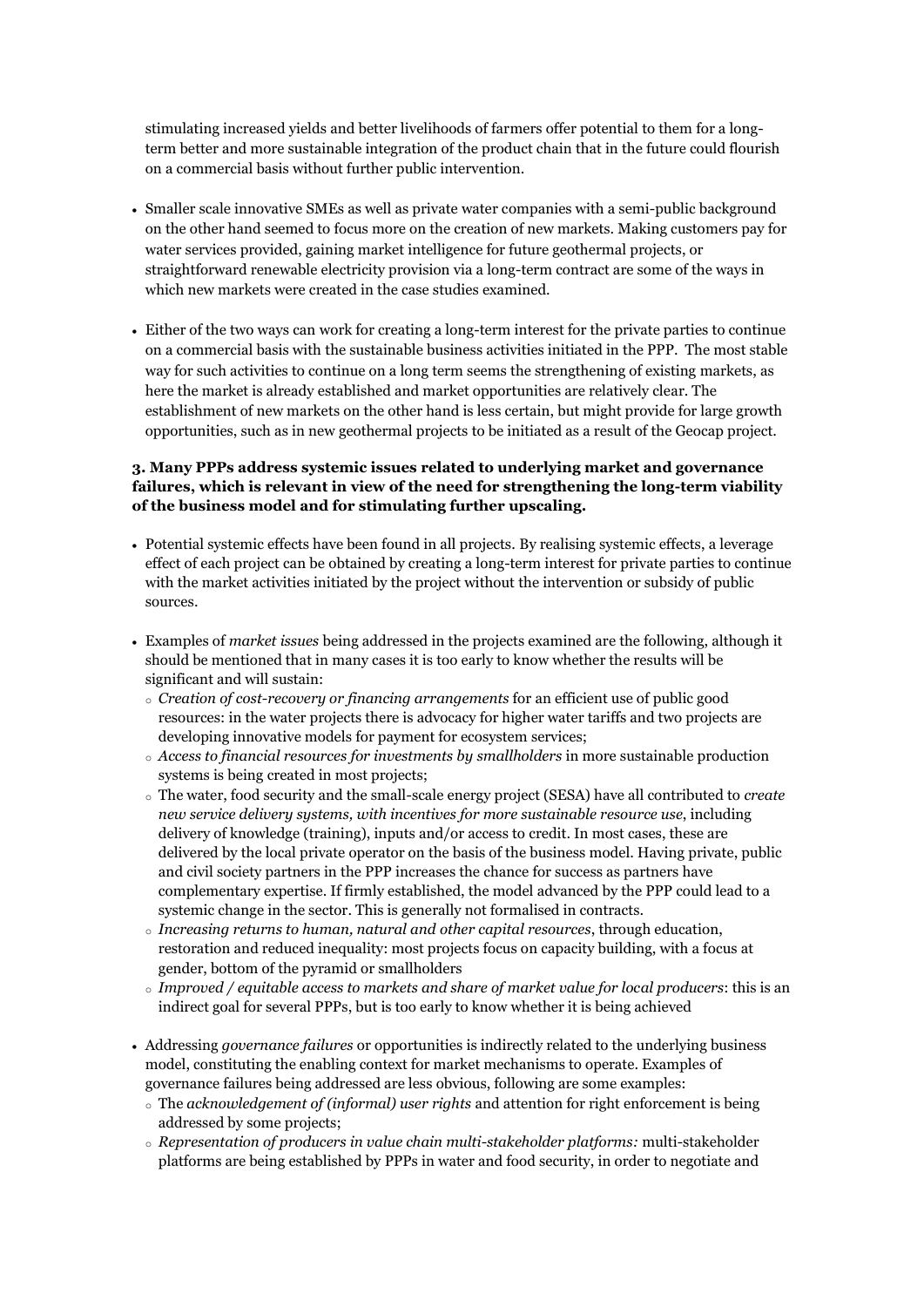stimulating increased yields and better livelihoods of farmers offer potential to them for a long-term better and more sustainable integration of the product chain that in the future could flourish on a commercial basis without further public intervention.

- Smaller scale innovative SMEs as well as private water companies with a semi-public background on the other hand seemed to focus more on the creation of new markets. Making customers pay for water services provided, gaining market intelligence for future geothermal projects, or straightforward renewable electricity provision via a long-term contract are some of the ways in which new markets were created in the case studies examined.

- Either of the two ways can work for creating a long-term interest for the private parties to continue on a commercial basis with the sustainable business activities initiated in the PPP. The most stable way for such activities to continue on a long term seems the strengthening of existing markets, as here the market is already established and market opportunities are relatively clear. The establishment of new markets on the other hand is less certain, but might provide for large growth opportunities, such as in new geothermal projects to be initiated as a result of the Geocap project.

**3. Many PPPs address systemic issues related to underlying market and governance failures, which is relevant in view of the need for strengthening the long-term viability of the business model and for stimulating further upscaling.**

- Potential systemic effects have been found in all projects. By realising systemic effects, a leverage effect of each project can be obtained by creating a long-term interest for private parties to continue with the market activities initiated by the project without the intervention or subsidy of public sources.

- Examples of *market issues* being addressed in the projects examined are the following, although it should be mentioned that in many cases it is too early to know whether the results will be significant and will sustain:
  - *Creation of cost-recovery or financing arrangements* for an efficient use of public good resources: in the water projects there is advocacy for higher water tariffs and two projects are developing innovative models for payment for ecosystem services;
  - *Access to financial resources for investments by smallholders* in more sustainable production systems is being created in most projects;
  - The water, food security and the small-scale energy project (SESA) have all contributed to *create new service delivery systems, with incentives for more sustainable resource use*, including delivery of knowledge (training), inputs and/or access to credit. In most cases, these are delivered by the local private operator on the basis of the business model. Having private, public and civil society partners in the PPP increases the chance for success as partners have complementary expertise. If firmly established, the model advanced by the PPP could lead to a systemic change in the sector. This is generally not formalised in contracts.
  - *Increasing returns to human, natural and other capital resources*, through education, restoration and reduced inequality: most projects focus on capacity building, with a focus at gender, bottom of the pyramid or smallholders
  - *Improved / equitable access to markets and share of market value for local producers*: this is an indirect goal for several PPPs, but is too early to know whether it is being achieved

- Addressing *governance failures* or opportunities is indirectly related to the underlying business model, constituting the enabling context for market mechanisms to operate. Examples of governance failures being addressed are less obvious, following are some examples:
  - The *acknowledgement of (informal) user rights* and attention for right enforcement is being addressed by some projects;
  - *Representation of producers in value chain multi-stakeholder platforms:* multi-stakeholder platforms are being established by PPPs in water and food security, in order to negotiate and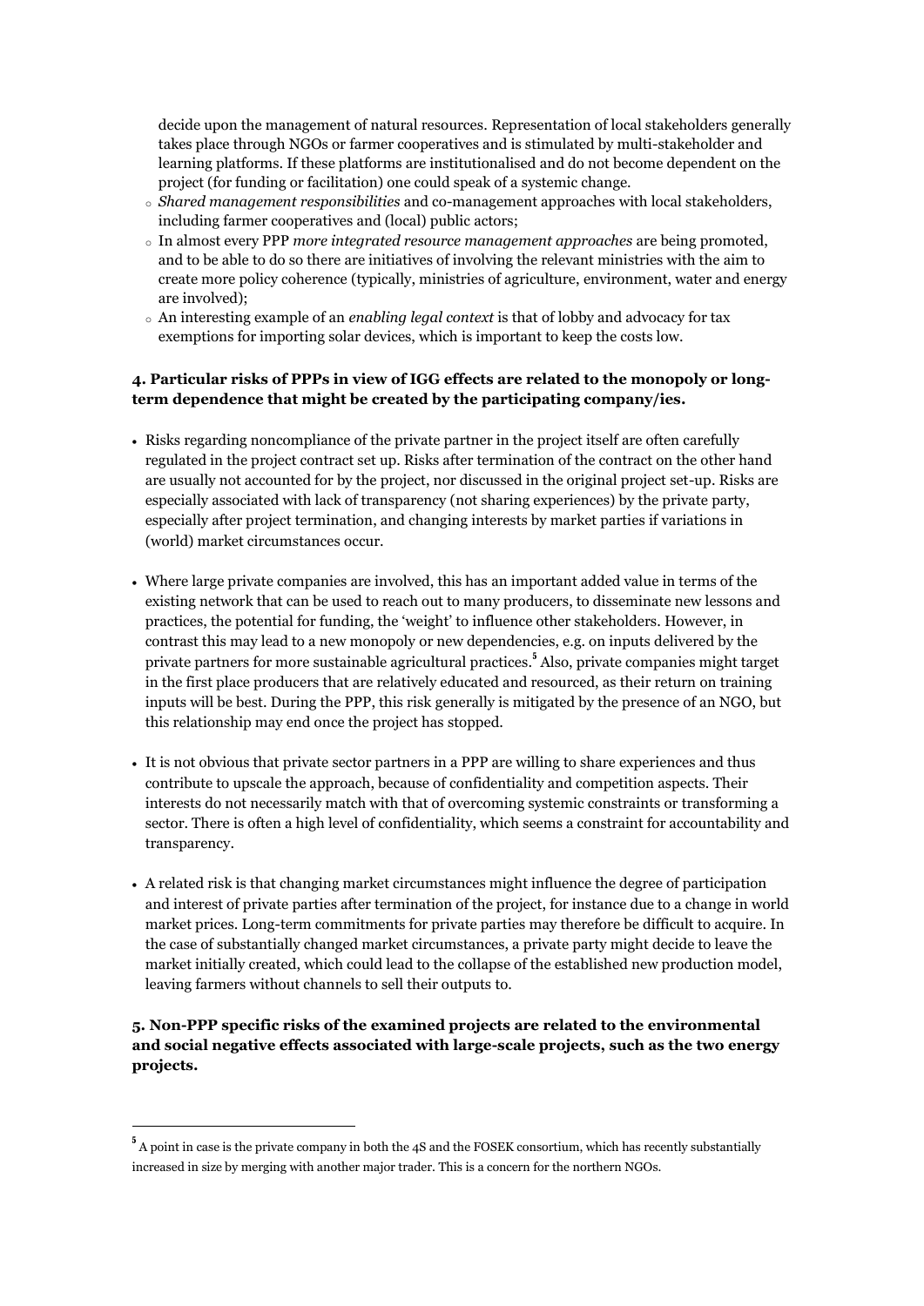decide upon the management of natural resources. Representation of local stakeholders generally takes place through NGOs or farmer cooperatives and is stimulated by multi-stakeholder and learning platforms. If these platforms are institutionalised and do not become dependent on the project (for funding or facilitation) one could speak of a systemic change.

- *Shared management responsibilities* and co-management approaches with local stakeholders, including farmer cooperatives and (local) public actors;
- In almost every PPP *more integrated resource management approaches* are being promoted, and to be able to do so there are initiatives of involving the relevant ministries with the aim to create more policy coherence (typically, ministries of agriculture, environment, water and energy are involved);
- An interesting example of an *enabling legal context* is that of lobby and advocacy for tax exemptions for importing solar devices, which is important to keep the costs low.

**4. Particular risks of PPPs in view of IGG effects are related to the monopoly or long-term dependence that might be created by the participating company/ies.**

- Risks regarding noncompliance of the private partner in the project itself are often carefully regulated in the project contract set up. Risks after termination of the contract on the other hand are usually not accounted for by the project, nor discussed in the original project set-up. Risks are especially associated with lack of transparency (not sharing experiences) by the private party, especially after project termination, and changing interests by market parties if variations in (world) market circumstances occur.

- Where large private companies are involved, this has an important added value in terms of the existing network that can be used to reach out to many producers, to disseminate new lessons and practices, the potential for funding, the 'weight' to influence other stakeholders. However, in contrast this may lead to a new monopoly or new dependencies, e.g. on inputs delivered by the private partners for more sustainable agricultural practices.[5] Also, private companies might target in the first place producers that are relatively educated and resourced, as their return on training inputs will be best. During the PPP, this risk generally is mitigated by the presence of an NGO, but this relationship may end once the project has stopped.

- It is not obvious that private sector partners in a PPP are willing to share experiences and thus contribute to upscale the approach, because of confidentiality and competition aspects. Their interests do not necessarily match with that of overcoming systemic constraints or transforming a sector. There is often a high level of confidentiality, which seems a constraint for accountability and transparency.

- A related risk is that changing market circumstances might influence the degree of participation and interest of private parties after termination of the project, for instance due to a change in world market prices. Long-term commitments for private parties may therefore be difficult to acquire. In the case of substantially changed market circumstances, a private party might decide to leave the market initially created, which could lead to the collapse of the established new production model, leaving farmers without channels to sell their outputs to.

**5. Non-PPP specific risks of the examined projects are related to the environmental and social negative effects associated with large-scale projects, such as the two energy projects.**

[5] A point in case is the private company in both the 4S and the FOSEK consortium, which has recently substantially increased in size by merging with another major trader. This is a concern for the northern NGOs.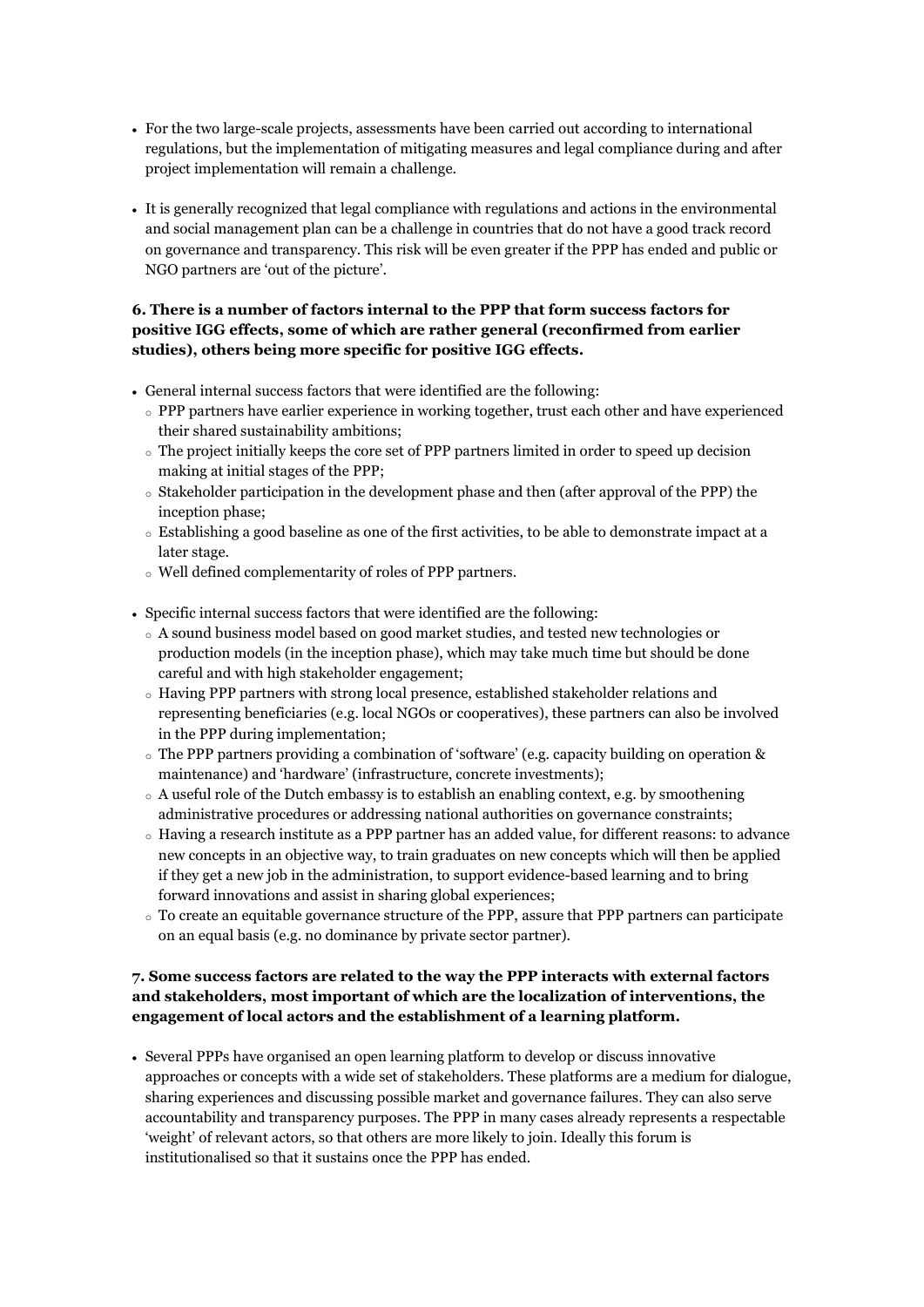- For the two large-scale projects, assessments have been carried out according to international regulations, but the implementation of mitigating measures and legal compliance during and after project implementation will remain a challenge.

- It is generally recognized that legal compliance with regulations and actions in the environmental and social management plan can be a challenge in countries that do not have a good track record on governance and transparency. This risk will be even greater if the PPP has ended and public or NGO partners are 'out of the picture'.

**6. There is a number of factors internal to the PPP that form success factors for positive IGG effects, some of which are rather general (reconfirmed from earlier studies), others being more specific for positive IGG effects.**

- General internal success factors that were identified are the following:
  - PPP partners have earlier experience in working together, trust each other and have experienced their shared sustainability ambitions;
  - The project initially keeps the core set of PPP partners limited in order to speed up decision making at initial stages of the PPP;
  - Stakeholder participation in the development phase and then (after approval of the PPP) the inception phase;
  - Establishing a good baseline as one of the first activities, to be able to demonstrate impact at a later stage.
  - Well defined complementarity of roles of PPP partners.

- Specific internal success factors that were identified are the following:
  - A sound business model based on good market studies, and tested new technologies or production models (in the inception phase), which may take much time but should be done careful and with high stakeholder engagement;
  - Having PPP partners with strong local presence, established stakeholder relations and representing beneficiaries (e.g. local NGOs or cooperatives), these partners can also be involved in the PPP during implementation;
  - The PPP partners providing a combination of 'software' (e.g. capacity building on operation & maintenance) and 'hardware' (infrastructure, concrete investments);
  - A useful role of the Dutch embassy is to establish an enabling context, e.g. by smoothening administrative procedures or addressing national authorities on governance constraints;
  - Having a research institute as a PPP partner has an added value, for different reasons: to advance new concepts in an objective way, to train graduates on new concepts which will then be applied if they get a new job in the administration, to support evidence-based learning and to bring forward innovations and assist in sharing global experiences;
  - To create an equitable governance structure of the PPP, assure that PPP partners can participate on an equal basis (e.g. no dominance by private sector partner).

**7. Some success factors are related to the way the PPP interacts with external factors and stakeholders, most important of which are the localization of interventions, the engagement of local actors and the establishment of a learning platform.**

- Several PPPs have organised an open learning platform to develop or discuss innovative approaches or concepts with a wide set of stakeholders. These platforms are a medium for dialogue, sharing experiences and discussing possible market and governance failures. They can also serve accountability and transparency purposes. The PPP in many cases already represents a respectable 'weight' of relevant actors, so that others are more likely to join. Ideally this forum is institutionalised so that it sustains once the PPP has ended.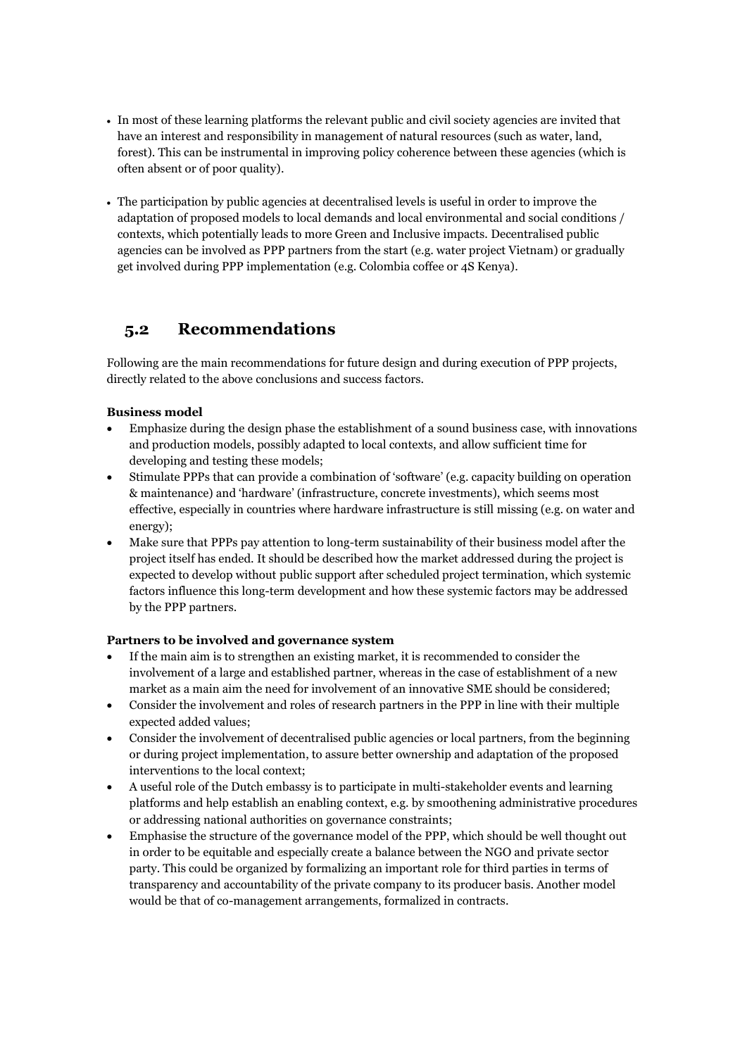- In most of these learning platforms the relevant public and civil society agencies are invited that have an interest and responsibility in management of natural resources (such as water, land, forest). This can be instrumental in improving policy coherence between these agencies (which is often absent or of poor quality).

- The participation by public agencies at decentralised levels is useful in order to improve the adaptation of proposed models to local demands and local environmental and social conditions / contexts, which potentially leads to more Green and Inclusive impacts. Decentralised public agencies can be involved as PPP partners from the start (e.g. water project Vietnam) or gradually get involved during PPP implementation (e.g. Colombia coffee or 4S Kenya).

## 5.2 Recommendations

Following are the main recommendations for future design and during execution of PPP projects, directly related to the above conclusions and success factors.

**Business model**

- Emphasize during the design phase the establishment of a sound business case, with innovations and production models, possibly adapted to local contexts, and allow sufficient time for developing and testing these models;
- Stimulate PPPs that can provide a combination of 'software' (e.g. capacity building on operation & maintenance) and 'hardware' (infrastructure, concrete investments), which seems most effective, especially in countries where hardware infrastructure is still missing (e.g. on water and energy);
- Make sure that PPPs pay attention to long-term sustainability of their business model after the project itself has ended. It should be described how the market addressed during the project is expected to develop without public support after scheduled project termination, which systemic factors influence this long-term development and how these systemic factors may be addressed by the PPP partners.

**Partners to be involved and governance system**

- If the main aim is to strengthen an existing market, it is recommended to consider the involvement of a large and established partner, whereas in the case of establishment of a new market as a main aim the need for involvement of an innovative SME should be considered;
- Consider the involvement and roles of research partners in the PPP in line with their multiple expected added values;
- Consider the involvement of decentralised public agencies or local partners, from the beginning or during project implementation, to assure better ownership and adaptation of the proposed interventions to the local context;
- A useful role of the Dutch embassy is to participate in multi-stakeholder events and learning platforms and help establish an enabling context, e.g. by smoothening administrative procedures or addressing national authorities on governance constraints;
- Emphasise the structure of the governance model of the PPP, which should be well thought out in order to be equitable and especially create a balance between the NGO and private sector party. This could be organized by formalizing an important role for third parties in terms of transparency and accountability of the private company to its producer basis. Another model would be that of co-management arrangements, formalized in contracts.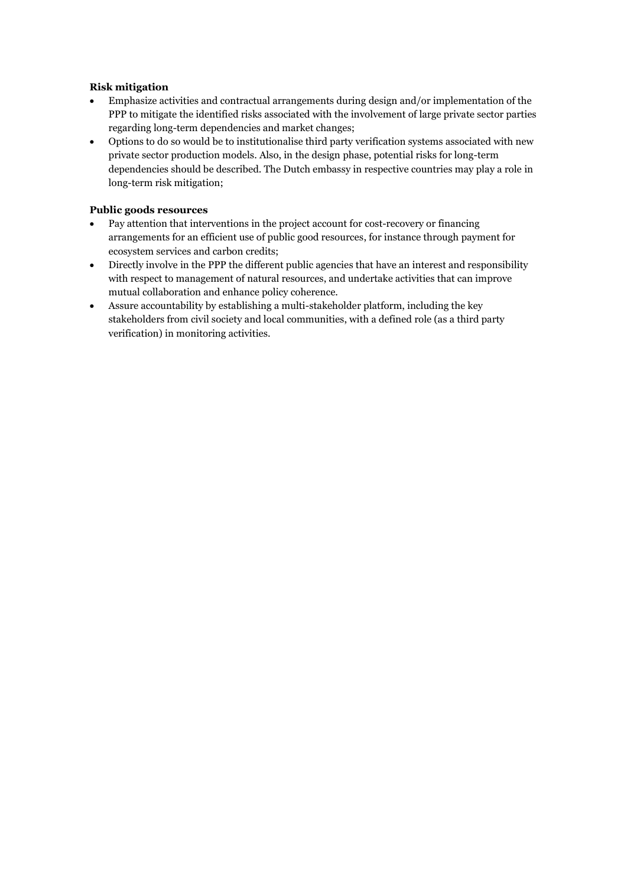**Risk mitigation**

- Emphasize activities and contractual arrangements during design and/or implementation of the PPP to mitigate the identified risks associated with the involvement of large private sector parties regarding long-term dependencies and market changes;
- Options to do so would be to institutionalise third party verification systems associated with new private sector production models. Also, in the design phase, potential risks for long-term dependencies should be described. The Dutch embassy in respective countries may play a role in long-term risk mitigation;

**Public goods resources**

- Pay attention that interventions in the project account for cost-recovery or financing arrangements for an efficient use of public good resources, for instance through payment for ecosystem services and carbon credits;
- Directly involve in the PPP the different public agencies that have an interest and responsibility with respect to management of natural resources, and undertake activities that can improve mutual collaboration and enhance policy coherence.
- Assure accountability by establishing a multi-stakeholder platform, including the key stakeholders from civil society and local communities, with a defined role (as a third party verification) in monitoring activities.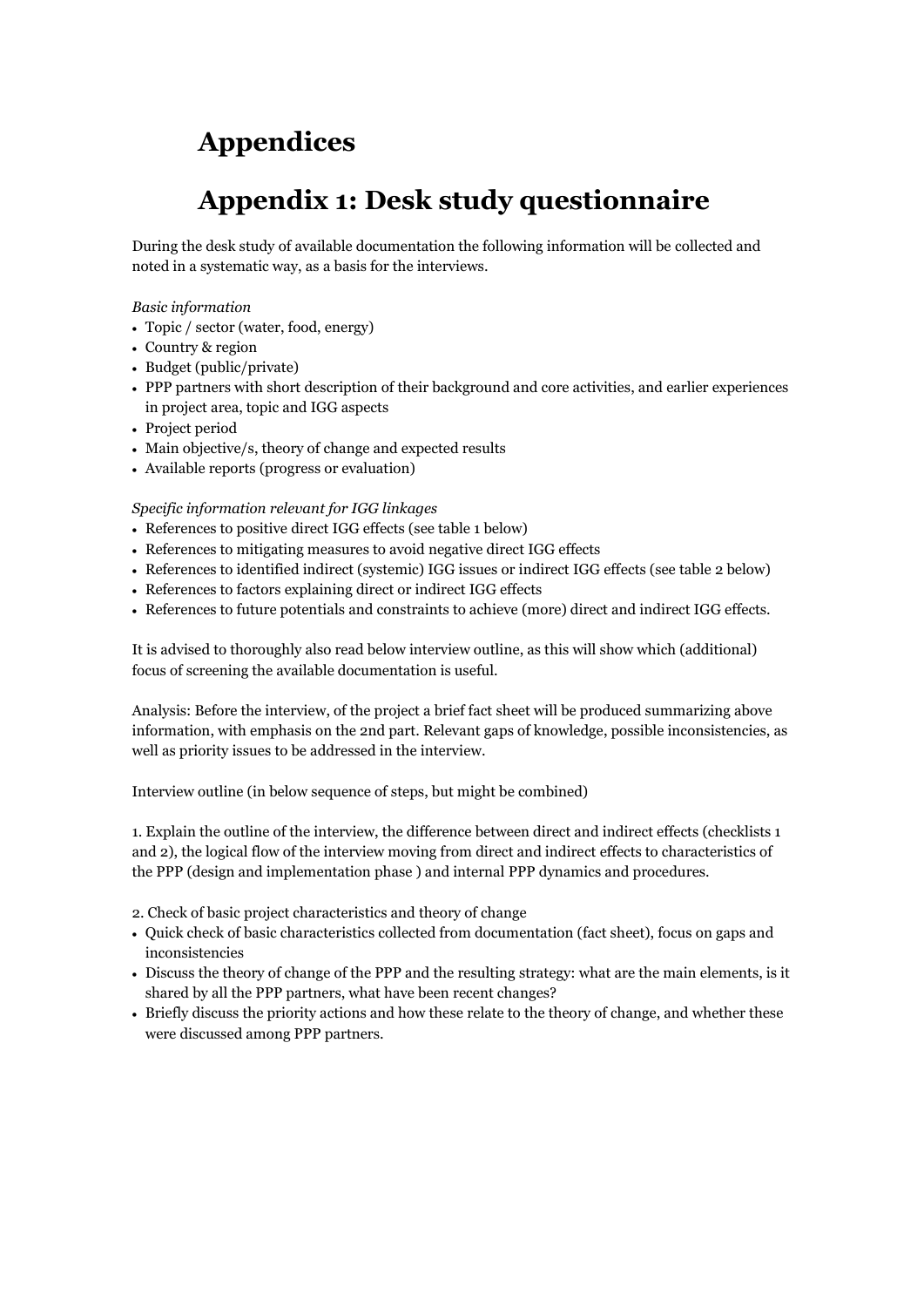# Appendices

# Appendix 1: Desk study questionnaire

During the desk study of available documentation the following information will be collected and noted in a systematic way, as a basis for the interviews.

*Basic information*

- Topic / sector (water, food, energy)
- Country & region
- Budget (public/private)
- PPP partners with short description of their background and core activities, and earlier experiences in project area, topic and IGG aspects
- Project period
- Main objective/s, theory of change and expected results
- Available reports (progress or evaluation)

*Specific information relevant for IGG linkages*

- References to positive direct IGG effects (see table 1 below)
- References to mitigating measures to avoid negative direct IGG effects
- References to identified indirect (systemic) IGG issues or indirect IGG effects (see table 2 below)
- References to factors explaining direct or indirect IGG effects
- References to future potentials and constraints to achieve (more) direct and indirect IGG effects.

It is advised to thoroughly also read below interview outline, as this will show which (additional) focus of screening the available documentation is useful.

Analysis: Before the interview, of the project a brief fact sheet will be produced summarizing above information, with emphasis on the 2nd part. Relevant gaps of knowledge, possible inconsistencies, as well as priority issues to be addressed in the interview.

Interview outline (in below sequence of steps, but might be combined)

1. Explain the outline of the interview, the difference between direct and indirect effects (checklists 1 and 2), the logical flow of the interview moving from direct and indirect effects to characteristics of the PPP (design and implementation phase ) and internal PPP dynamics and procedures.

2. Check of basic project characteristics and theory of change

- Quick check of basic characteristics collected from documentation (fact sheet), focus on gaps and inconsistencies
- Discuss the theory of change of the PPP and the resulting strategy: what are the main elements, is it shared by all the PPP partners, what have been recent changes?
- Briefly discuss the priority actions and how these relate to the theory of change, and whether these were discussed among PPP partners.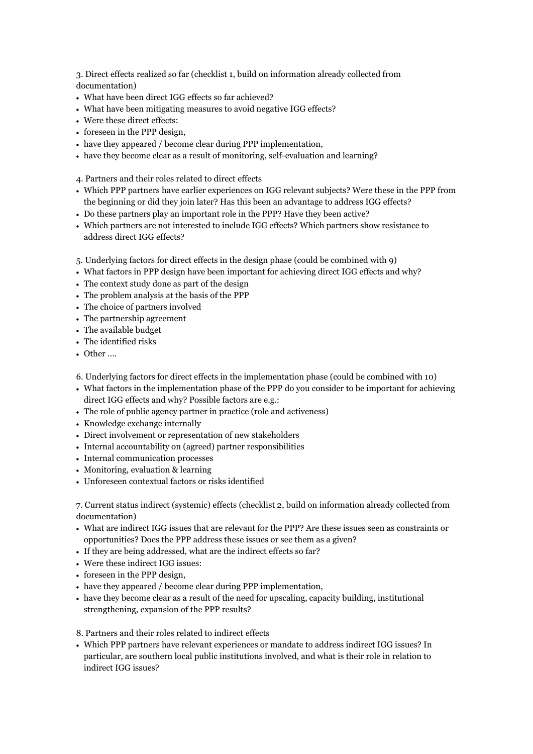3. Direct effects realized so far (checklist 1, build on information already collected from documentation)

- What have been direct IGG effects so far achieved?
- What have been mitigating measures to avoid negative IGG effects?
- Were these direct effects:
- foreseen in the PPP design,
- have they appeared / become clear during PPP implementation,
- have they become clear as a result of monitoring, self-evaluation and learning?

4. Partners and their roles related to direct effects

- Which PPP partners have earlier experiences on IGG relevant subjects? Were these in the PPP from the beginning or did they join later? Has this been an advantage to address IGG effects?
- Do these partners play an important role in the PPP? Have they been active?
- Which partners are not interested to include IGG effects? Which partners show resistance to address direct IGG effects?

5. Underlying factors for direct effects in the design phase (could be combined with 9)

- What factors in PPP design have been important for achieving direct IGG effects and why?
- The context study done as part of the design
- The problem analysis at the basis of the PPP
- The choice of partners involved
- The partnership agreement
- The available budget
- The identified risks
- Other ....

6. Underlying factors for direct effects in the implementation phase (could be combined with 10)

- What factors in the implementation phase of the PPP do you consider to be important for achieving direct IGG effects and why? Possible factors are e.g.:
- The role of public agency partner in practice (role and activeness)
- Knowledge exchange internally
- Direct involvement or representation of new stakeholders
- Internal accountability on (agreed) partner responsibilities
- Internal communication processes
- Monitoring, evaluation & learning
- Unforeseen contextual factors or risks identified

7. Current status indirect (systemic) effects (checklist 2, build on information already collected from documentation)

- What are indirect IGG issues that are relevant for the PPP? Are these issues seen as constraints or opportunities? Does the PPP address these issues or see them as a given?
- If they are being addressed, what are the indirect effects so far?
- Were these indirect IGG issues:
- foreseen in the PPP design,
- have they appeared / become clear during PPP implementation,
- have they become clear as a result of the need for upscaling, capacity building, institutional strengthening, expansion of the PPP results?

8. Partners and their roles related to indirect effects

- Which PPP partners have relevant experiences or mandate to address indirect IGG issues? In particular, are southern local public institutions involved, and what is their role in relation to indirect IGG issues?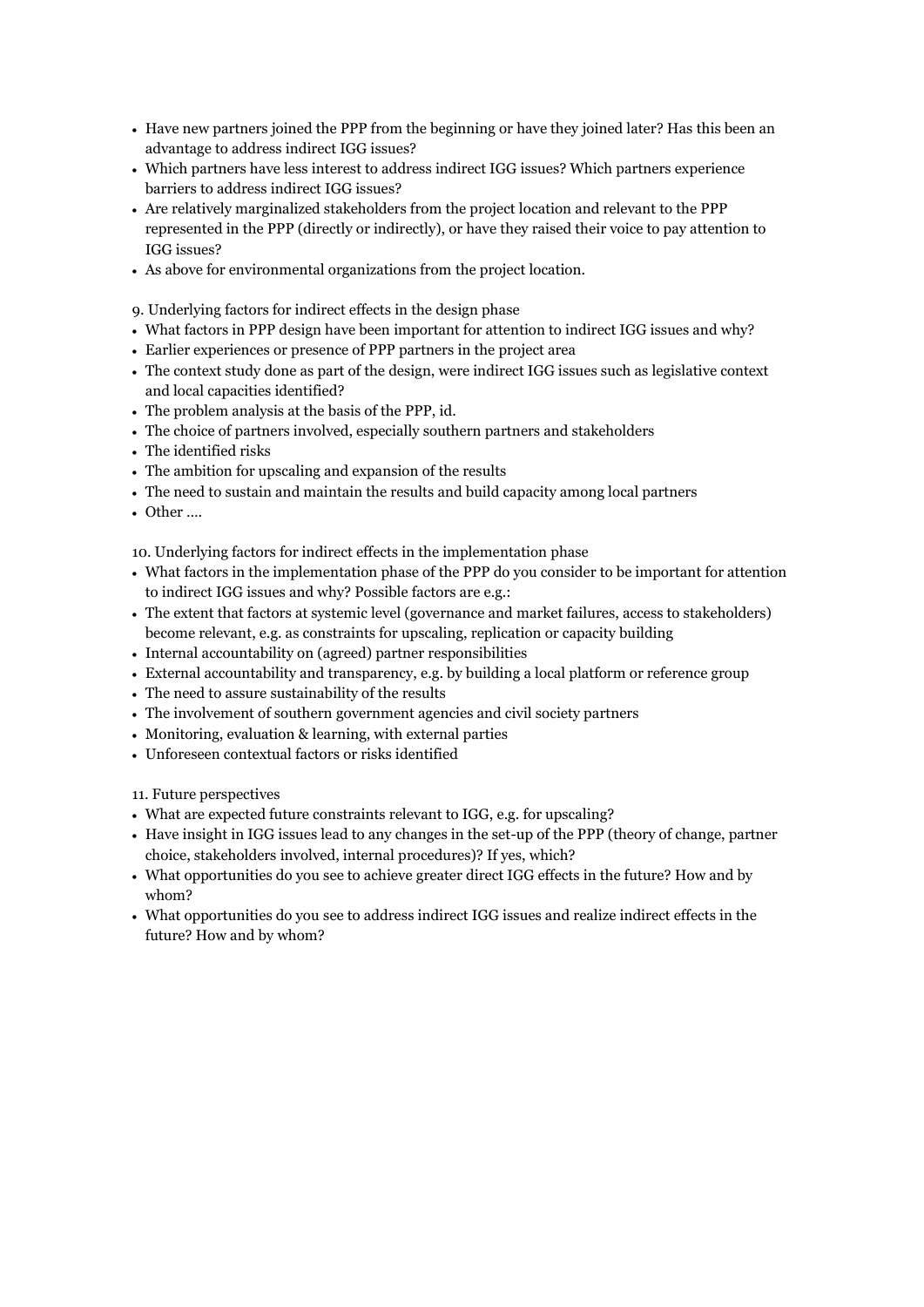- Have new partners joined the PPP from the beginning or have they joined later? Has this been an advantage to address indirect IGG issues?
- Which partners have less interest to address indirect IGG issues? Which partners experience barriers to address indirect IGG issues?
- Are relatively marginalized stakeholders from the project location and relevant to the PPP represented in the PPP (directly or indirectly), or have they raised their voice to pay attention to IGG issues?
- As above for environmental organizations from the project location.

9. Underlying factors for indirect effects in the design phase

- What factors in PPP design have been important for attention to indirect IGG issues and why?
- Earlier experiences or presence of PPP partners in the project area
- The context study done as part of the design, were indirect IGG issues such as legislative context and local capacities identified?
- The problem analysis at the basis of the PPP, id.
- The choice of partners involved, especially southern partners and stakeholders
- The identified risks
- The ambition for upscaling and expansion of the results
- The need to sustain and maintain the results and build capacity among local partners
- Other ….

10. Underlying factors for indirect effects in the implementation phase

- What factors in the implementation phase of the PPP do you consider to be important for attention to indirect IGG issues and why? Possible factors are e.g.:
- The extent that factors at systemic level (governance and market failures, access to stakeholders) become relevant, e.g. as constraints for upscaling, replication or capacity building
- Internal accountability on (agreed) partner responsibilities
- External accountability and transparency, e.g. by building a local platform or reference group
- The need to assure sustainability of the results
- The involvement of southern government agencies and civil society partners
- Monitoring, evaluation & learning, with external parties
- Unforeseen contextual factors or risks identified

11. Future perspectives

- What are expected future constraints relevant to IGG, e.g. for upscaling?
- Have insight in IGG issues lead to any changes in the set-up of the PPP (theory of change, partner choice, stakeholders involved, internal procedures)? If yes, which?
- What opportunities do you see to achieve greater direct IGG effects in the future? How and by whom?
- What opportunities do you see to address indirect IGG issues and realize indirect effects in the future? How and by whom?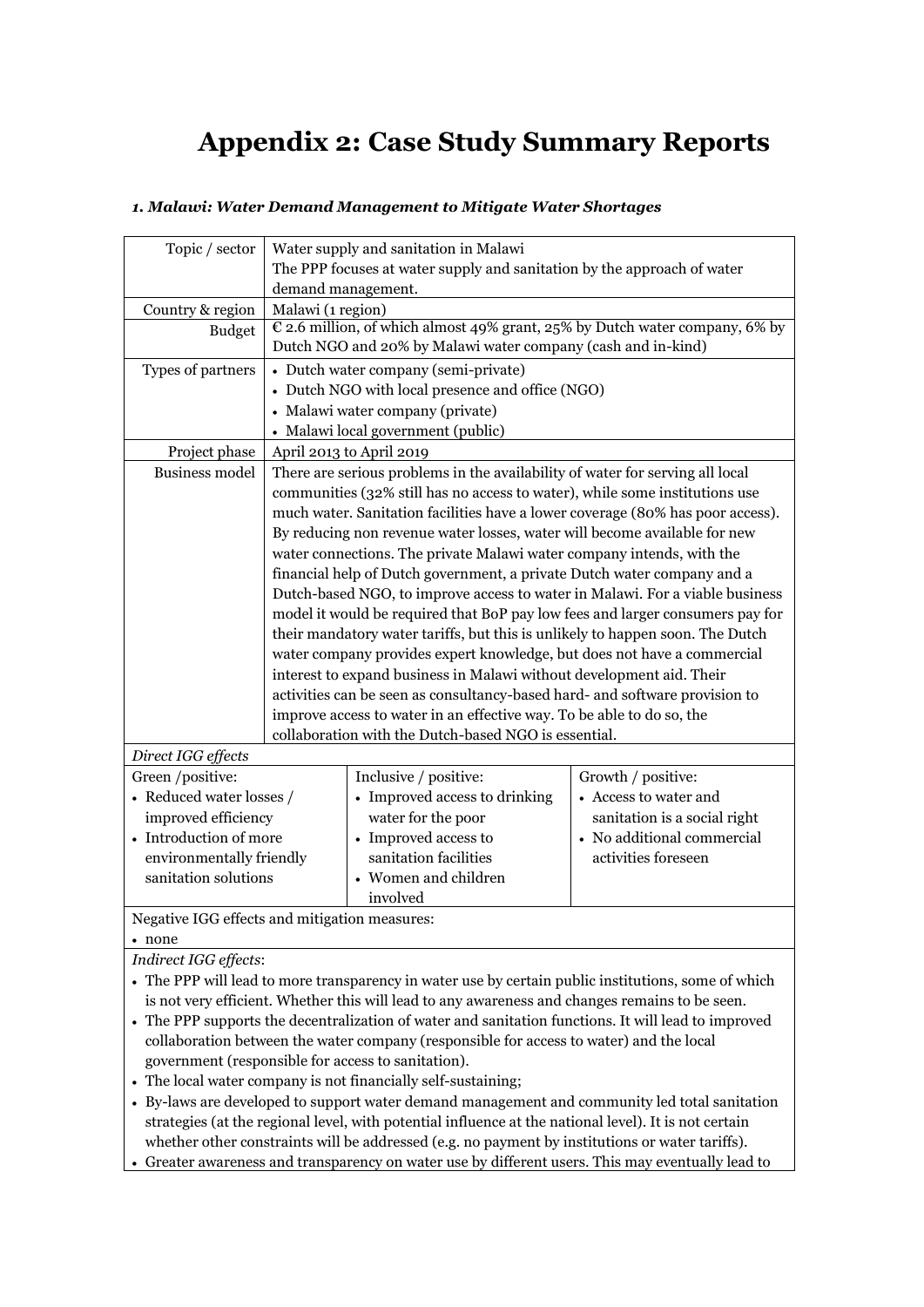# Appendix 2: Case Study Summary Reports

### *1. Malawi: Water Demand Management to Mitigate Water Shortages*

| Topic / sector | Water supply and sanitation in Malawi<br>The PPP focuses at water supply and sanitation by the approach of water demand management. | |
|---|---|---|
| Country & region | Malawi (1 region) | |
| Budget | € 2.6 million, of which almost 49% grant, 25% by Dutch water company, 6% by Dutch NGO and 20% by Malawi water company (cash and in-kind) | |
| Types of partners | • Dutch water company (semi-private)<br>• Dutch NGO with local presence and office (NGO)<br>• Malawi water company (private)<br>• Malawi local government (public) | |
| Project phase | April 2013 to April 2019 | |
| Business model | There are serious problems in the availability of water for serving all local communities (32% still has no access to water), while some institutions use much water. Sanitation facilities have a lower coverage (80% has poor access). By reducing non revenue water losses, water will become available for new water connections. The private Malawi water company intends, with the financial help of Dutch government, a private Dutch water company and a Dutch-based NGO, to improve access to water in Malawi. For a viable business model it would be required that BoP pay low fees and larger consumers pay for their mandatory water tariffs, but this is unlikely to happen soon. The Dutch water company provides expert knowledge, but does not have a commercial interest to expand business in Malawi without development aid. Their activities can be seen as consultancy-based hard- and software provision to improve access to water in an effective way. To be able to do so, the collaboration with the Dutch-based NGO is essential. | |
| *Direct IGG effects* | | |
| Green /positive:<br>• Reduced water losses / improved efficiency<br>• Introduction of more environmentally friendly sanitation solutions | Inclusive / positive:<br>• Improved access to drinking water for the poor<br>• Improved access to sanitation facilities<br>• Women and children involved | Growth / positive:<br>• Access to water and sanitation is a social right<br>• No additional commercial activities foreseen |
| Negative IGG effects and mitigation measures:<br>• none | | |
| *Indirect IGG effects*:<br>• The PPP will lead to more transparency in water use by certain public institutions, some of which is not very efficient. Whether this will lead to any awareness and changes remains to be seen.<br>• The PPP supports the decentralization of water and sanitation functions. It will lead to improved collaboration between the water company (responsible for access to water) and the local government (responsible for access to sanitation).<br>• The local water company is not financially self-sustaining;<br>• By-laws are developed to support water demand management and community led total sanitation strategies (at the regional level, with potential influence at the national level). It is not certain whether other constraints will be addressed (e.g. no payment by institutions or water tariffs).<br>• Greater awareness and transparency on water use by different users. This may eventually lead to | | |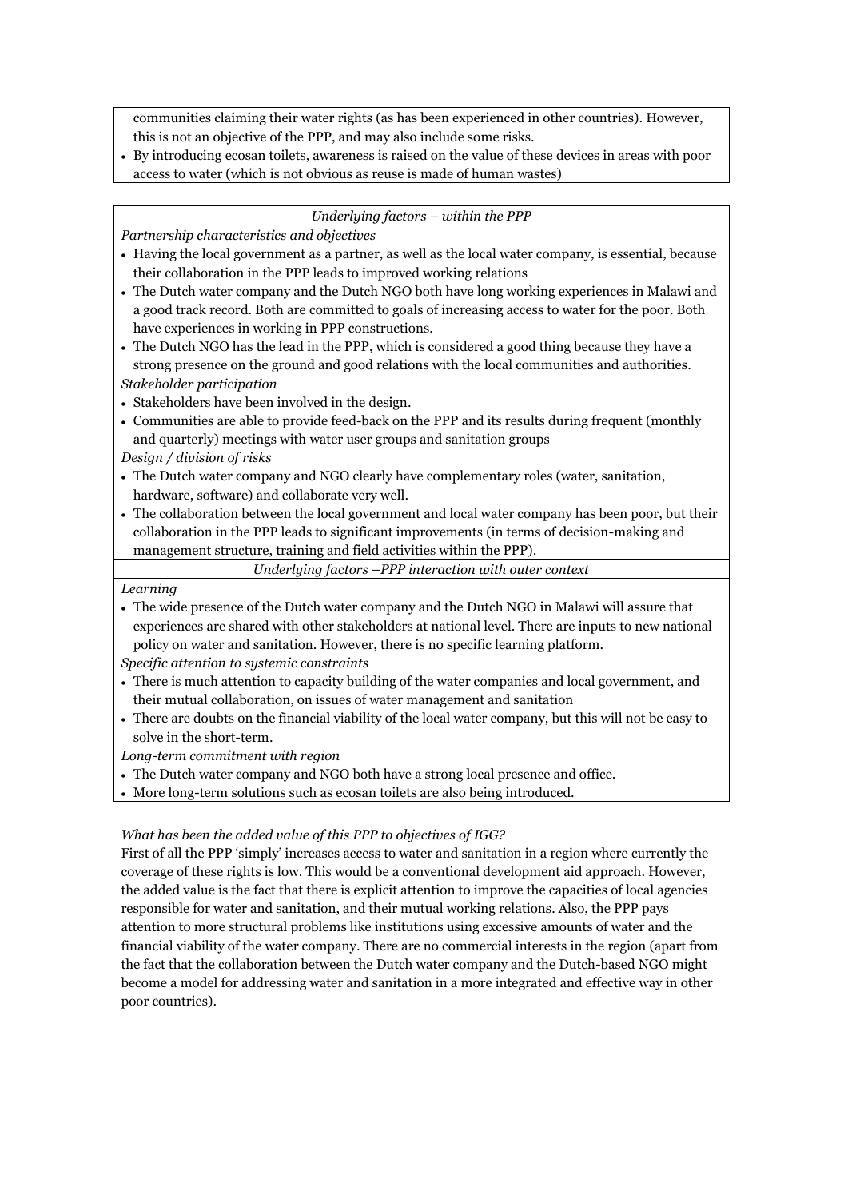communities claiming their water rights (as has been experienced in other countries). However, this is not an objective of the PPP, and may also include some risks.

- By introducing ecosan toilets, awareness is raised on the value of these devices in areas with poor access to water (which is not obvious as reuse is made of human wastes)

*Underlying factors – within the PPP*

*Partnership characteristics and objectives*

- Having the local government as a partner, as well as the local water company, is essential, because their collaboration in the PPP leads to improved working relations
- The Dutch water company and the Dutch NGO both have long working experiences in Malawi and a good track record. Both are committed to goals of increasing access to water for the poor. Both have experiences in working in PPP constructions.
- The Dutch NGO has the lead in the PPP, which is considered a good thing because they have a strong presence on the ground and good relations with the local communities and authorities.

*Stakeholder participation*

- Stakeholders have been involved in the design.
- Communities are able to provide feed-back on the PPP and its results during frequent (monthly and quarterly) meetings with water user groups and sanitation groups

*Design / division of risks*

- The Dutch water company and NGO clearly have complementary roles (water, sanitation, hardware, software) and collaborate very well.
- The collaboration between the local government and local water company has been poor, but their collaboration in the PPP leads to significant improvements (in terms of decision-making and management structure, training and field activities within the PPP).

*Underlying factors –PPP interaction with outer context*

*Learning*

- The wide presence of the Dutch water company and the Dutch NGO in Malawi will assure that experiences are shared with other stakeholders at national level. There are inputs to new national policy on water and sanitation. However, there is no specific learning platform.

*Specific attention to systemic constraints*

- There is much attention to capacity building of the water companies and local government, and their mutual collaboration, on issues of water management and sanitation
- There are doubts on the financial viability of the local water company, but this will not be easy to solve in the short-term.

*Long-term commitment with region*

- The Dutch water company and NGO both have a strong local presence and office.
- More long-term solutions such as ecosan toilets are also being introduced.

*What has been the added value of this PPP to objectives of IGG?*

First of all the PPP 'simply' increases access to water and sanitation in a region where currently the coverage of these rights is low. This would be a conventional development aid approach. However, the added value is the fact that there is explicit attention to improve the capacities of local agencies responsible for water and sanitation, and their mutual working relations. Also, the PPP pays attention to more structural problems like institutions using excessive amounts of water and the financial viability of the water company. There are no commercial interests in the region (apart from the fact that the collaboration between the Dutch water company and the Dutch-based NGO might become a model for addressing water and sanitation in a more integrated and effective way in other poor countries).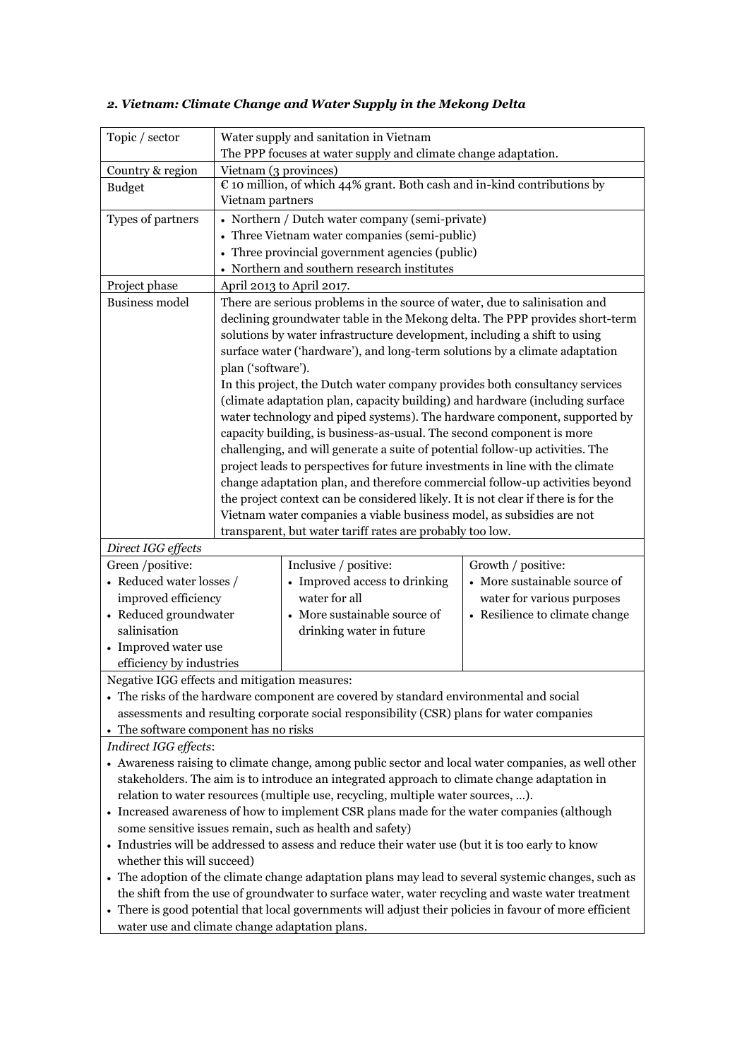### *2. Vietnam: Climate Change and Water Supply in the Mekong Delta*

| Topic / sector | Water supply and sanitation in Vietnam<br>The PPP focuses at water supply and climate change adaptation. | |
|---|---|---|
| Country & region | Vietnam (3 provinces) | |
| Budget | € 10 million, of which 44% grant. Both cash and in-kind contributions by Vietnam partners | |
| Types of partners | • Northern / Dutch water company (semi-private)<br>• Three Vietnam water companies (semi-public)<br>• Three provincial government agencies (public)<br>• Northern and southern research institutes | |
| Project phase | April 2013 to April 2017. | |
| Business model | There are serious problems in the source of water, due to salinisation and declining groundwater table in the Mekong delta. The PPP provides short-term solutions by water infrastructure development, including a shift to using surface water ('hardware'), and long-term solutions by a climate adaptation plan ('software').<br>In this project, the Dutch water company provides both consultancy services (climate adaptation plan, capacity building) and hardware (including surface water technology and piped systems). The hardware component, supported by capacity building, is business-as-usual. The second component is more challenging, and will generate a suite of potential follow-up activities. The project leads to perspectives for future investments in line with the climate change adaptation plan, and therefore commercial follow-up activities beyond the project context can be considered likely. It is not clear if there is for the Vietnam water companies a viable business model, as subsidies are not transparent, but water tariff rates are probably too low. | |
| *Direct IGG effects* | | |
| Green /positive:<br>• Reduced water losses / improved efficiency<br>• Reduced groundwater salinisation<br>• Improved water use efficiency by industries | Inclusive / positive:<br>• Improved access to drinking water for all<br>• More sustainable source of drinking water in future | Growth / positive:<br>• More sustainable source of water for various purposes<br>• Resilience to climate change |
| Negative IGG effects and mitigation measures:<br>• The risks of the hardware component are covered by standard environmental and social assessments and resulting corporate social responsibility (CSR) plans for water companies<br>• The software component has no risks | | |
| *Indirect IGG effects*:<br>• Awareness raising to climate change, among public sector and local water companies, as well other stakeholders. The aim is to introduce an integrated approach to climate change adaptation in relation to water resources (multiple use, recycling, multiple water sources, …).<br>• Increased awareness of how to implement CSR plans made for the water companies (although some sensitive issues remain, such as health and safety)<br>• Industries will be addressed to assess and reduce their water use (but it is too early to know whether this will succeed)<br>• The adoption of the climate change adaptation plans may lead to several systemic changes, such as the shift from the use of groundwater to surface water, water recycling and waste water treatment<br>• There is good potential that local governments will adjust their policies in favour of more efficient water use and climate change adaptation plans. | | |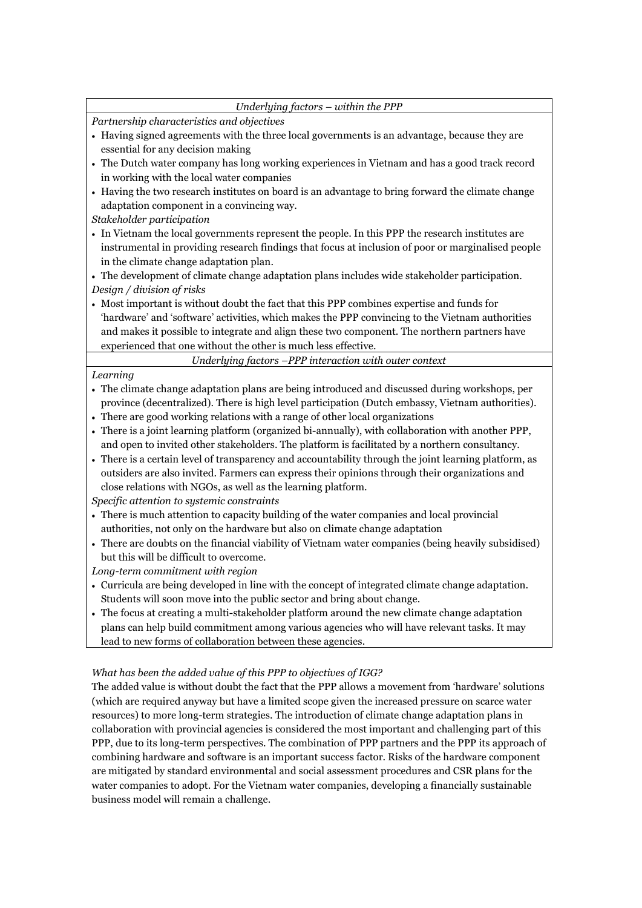| *Underlying factors – within the PPP* |
|---|
| *Partnership characteristics and objectives* |
| • Having signed agreements with the three local governments is an advantage, because they are essential for any decision making<br>• The Dutch water company has long working experiences in Vietnam and has a good track record in working with the local water companies<br>• Having the two research institutes on board is an advantage to bring forward the climate change adaptation component in a convincing way. |
| *Stakeholder participation* |
| • In Vietnam the local governments represent the people. In this PPP the research institutes are instrumental in providing research findings that focus at inclusion of poor or marginalised people in the climate change adaptation plan.<br>• The development of climate change adaptation plans includes wide stakeholder participation. |
| *Design / division of risks* |
| • Most important is without doubt the fact that this PPP combines expertise and funds for 'hardware' and 'software' activities, which makes the PPP convincing to the Vietnam authorities and makes it possible to integrate and align these two component. The northern partners have experienced that one without the other is much less effective. |
| *Underlying factors –PPP interaction with outer context* |
| *Learning* |
| • The climate change adaptation plans are being introduced and discussed during workshops, per province (decentralized). There is high level participation (Dutch embassy, Vietnam authorities).<br>• There are good working relations with a range of other local organizations<br>• There is a joint learning platform (organized bi-annually), with collaboration with another PPP, and open to invited other stakeholders. The platform is facilitated by a northern consultancy.<br>• There is a certain level of transparency and accountability through the joint learning platform, as outsiders are also invited. Farmers can express their opinions through their organizations and close relations with NGOs, as well as the learning platform. |
| *Specific attention to systemic constraints* |
| • There is much attention to capacity building of the water companies and local provincial authorities, not only on the hardware but also on climate change adaptation<br>• There are doubts on the financial viability of Vietnam water companies (being heavily subsidised) but this will be difficult to overcome. |
| *Long-term commitment with region* |
| • Curricula are being developed in line with the concept of integrated climate change adaptation. Students will soon move into the public sector and bring about change.<br>• The focus at creating a multi-stakeholder platform around the new climate change adaptation plans can help build commitment among various agencies who will have relevant tasks. It may lead to new forms of collaboration between these agencies. |

*What has been the added value of this PPP to objectives of IGG?*

The added value is without doubt the fact that the PPP allows a movement from 'hardware' solutions (which are required anyway but have a limited scope given the increased pressure on scarce water resources) to more long-term strategies. The introduction of climate change adaptation plans in collaboration with provincial agencies is considered the most important and challenging part of this PPP, due to its long-term perspectives. The combination of PPP partners and the PPP its approach of combining hardware and software is an important success factor. Risks of the hardware component are mitigated by standard environmental and social assessment procedures and CSR plans for the water companies to adopt. For the Vietnam water companies, developing a financially sustainable business model will remain a challenge.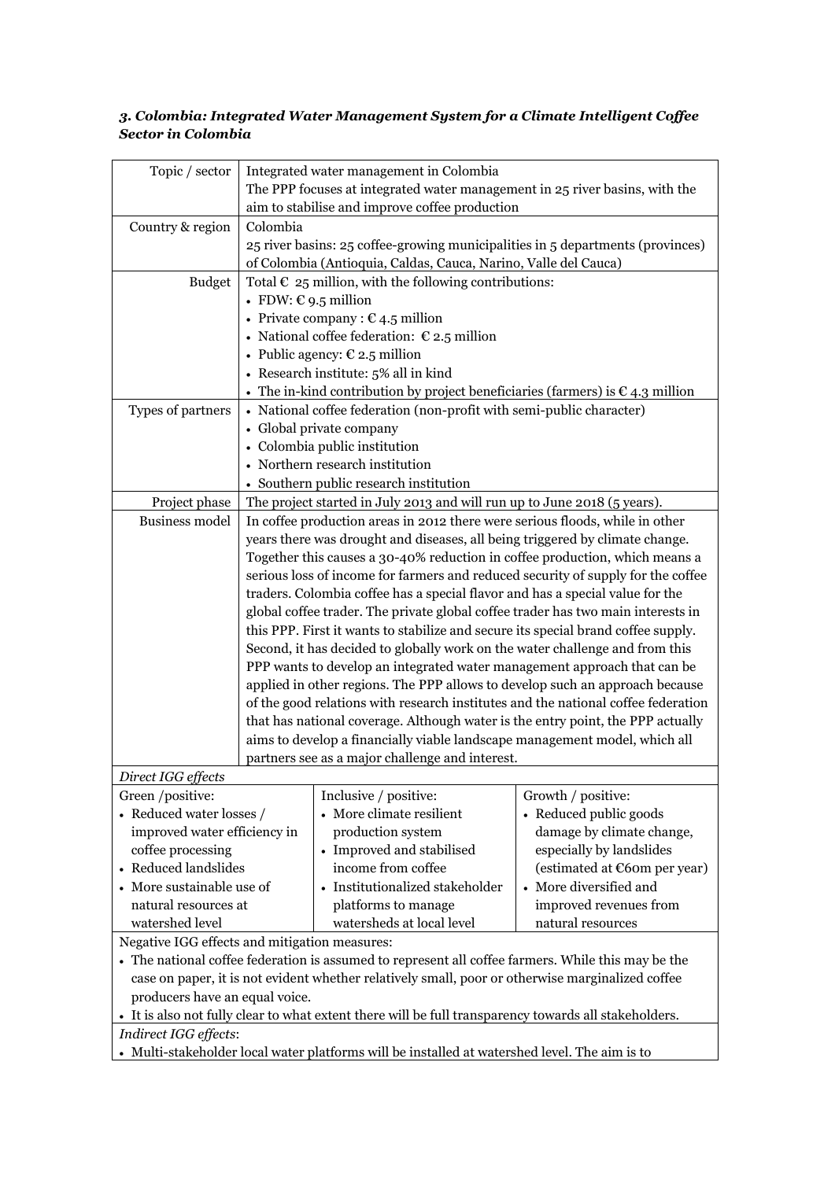### *3. Colombia: Integrated Water Management System for a Climate Intelligent Coffee Sector in Colombia*

| Topic / sector | Integrated water management in Colombia<br>The PPP focuses at integrated water management in 25 river basins, with the aim to stabilise and improve coffee production | |
|---|---|---|
| Country & region | Colombia<br>25 river basins: 25 coffee-growing municipalities in 5 departments (provinces) of Colombia (Antioquia, Caldas, Cauca, Narino, Valle del Cauca) | |
| Budget | Total € 25 million, with the following contributions:<br>• FDW: € 9.5 million<br>• Private company : € 4.5 million<br>• National coffee federation: € 2.5 million<br>• Public agency: € 2.5 million<br>• Research institute: 5% all in kind<br>• The in-kind contribution by project beneficiaries (farmers) is € 4.3 million | |
| Types of partners | • National coffee federation (non-profit with semi-public character)<br>• Global private company<br>• Colombia public institution<br>• Northern research institution<br>• Southern public research institution | |
| Project phase | The project started in July 2013 and will run up to June 2018 (5 years). | |
| Business model | In coffee production areas in 2012 there were serious floods, while in other years there was drought and diseases, all being triggered by climate change. Together this causes a 30-40% reduction in coffee production, which means a serious loss of income for farmers and reduced security of supply for the coffee traders. Colombia coffee has a special flavor and has a special value for the global coffee trader. The private global coffee trader has two main interests in this PPP. First it wants to stabilize and secure its special brand coffee supply. Second, it has decided to globally work on the water challenge and from this PPP wants to develop an integrated water management approach that can be applied in other regions. The PPP allows to develop such an approach because of the good relations with research institutes and the national coffee federation that has national coverage. Although water is the entry point, the PPP actually aims to develop a financially viable landscape management model, which all partners see as a major challenge and interest. | |
| *Direct IGG effects* | | |
| Green /positive:<br>• Reduced water losses / improved water efficiency in coffee processing<br>• Reduced landslides<br>• More sustainable use of natural resources at watershed level | Inclusive / positive:<br>• More climate resilient production system<br>• Improved and stabilised income from coffee<br>• Institutionalized stakeholder platforms to manage watersheds at local level | Growth / positive:<br>• Reduced public goods damage by climate change, especially by landslides (estimated at €60m per year)<br>• More diversified and improved revenues from natural resources |
| Negative IGG effects and mitigation measures:<br>• The national coffee federation is assumed to represent all coffee farmers. While this may be the case on paper, it is not evident whether relatively small, poor or otherwise marginalized coffee producers have an equal voice.<br>• It is also not fully clear to what extent there will be full transparency towards all stakeholders. | | |
| *Indirect IGG effects*:<br>• Multi-stakeholder local water platforms will be installed at watershed level. The aim is to | | |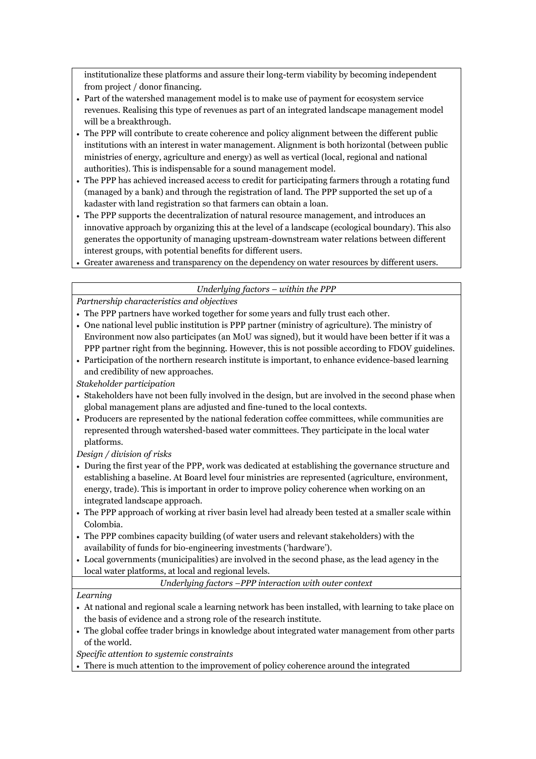institutionalize these platforms and assure their long-term viability by becoming independent from project / donor financing.

- Part of the watershed management model is to make use of payment for ecosystem service revenues. Realising this type of revenues as part of an integrated landscape management model will be a breakthrough.
- The PPP will contribute to create coherence and policy alignment between the different public institutions with an interest in water management. Alignment is both horizontal (between public ministries of energy, agriculture and energy) as well as vertical (local, regional and national authorities). This is indispensable for a sound management model.
- The PPP has achieved increased access to credit for participating farmers through a rotating fund (managed by a bank) and through the registration of land. The PPP supported the set up of a kadaster with land registration so that farmers can obtain a loan.
- The PPP supports the decentralization of natural resource management, and introduces an innovative approach by organizing this at the level of a landscape (ecological boundary). This also generates the opportunity of managing upstream-downstream water relations between different interest groups, with potential benefits for different users.
- Greater awareness and transparency on the dependency on water resources by different users.

*Underlying factors – within the PPP*

*Partnership characteristics and objectives*

- The PPP partners have worked together for some years and fully trust each other.
- One national level public institution is PPP partner (ministry of agriculture). The ministry of Environment now also participates (an MoU was signed), but it would have been better if it was a PPP partner right from the beginning. However, this is not possible according to FDOV guidelines.
- Participation of the northern research institute is important, to enhance evidence-based learning and credibility of new approaches.

*Stakeholder participation*

- Stakeholders have not been fully involved in the design, but are involved in the second phase when global management plans are adjusted and fine-tuned to the local contexts.
- Producers are represented by the national federation coffee committees, while communities are represented through watershed-based water committees. They participate in the local water platforms.

*Design / division of risks*

- During the first year of the PPP, work was dedicated at establishing the governance structure and establishing a baseline. At Board level four ministries are represented (agriculture, environment, energy, trade). This is important in order to improve policy coherence when working on an integrated landscape approach.
- The PPP approach of working at river basin level had already been tested at a smaller scale within Colombia.
- The PPP combines capacity building (of water users and relevant stakeholders) with the availability of funds for bio-engineering investments ('hardware').
- Local governments (municipalities) are involved in the second phase, as the lead agency in the local water platforms, at local and regional levels.

*Underlying factors –PPP interaction with outer context*

*Learning*

- At national and regional scale a learning network has been installed, with learning to take place on the basis of evidence and a strong role of the research institute.
- The global coffee trader brings in knowledge about integrated water management from other parts of the world.

*Specific attention to systemic constraints*

- There is much attention to the improvement of policy coherence around the integrated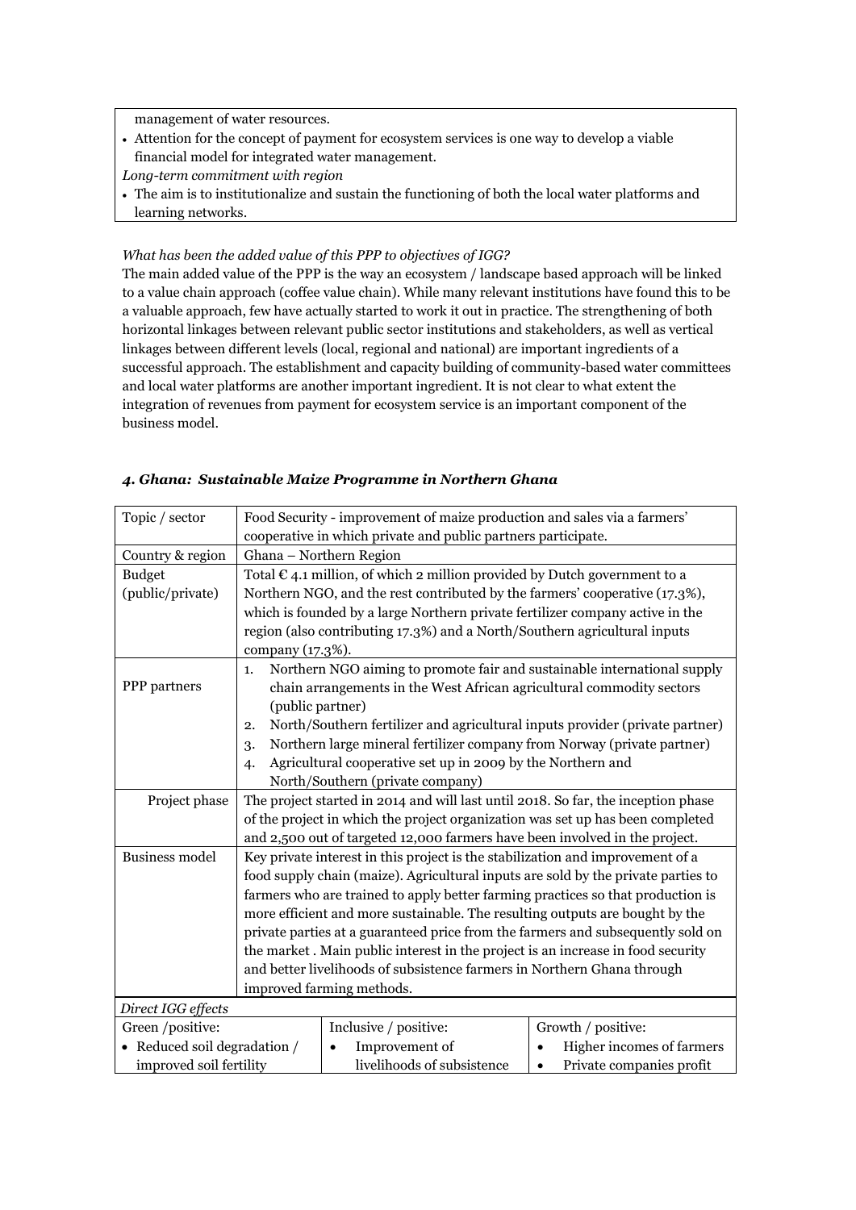| |
|---|
| management of water resources.<br>• Attention for the concept of payment for ecosystem services is one way to develop a viable financial model for integrated water management.<br>*Long-term commitment with region*<br>• The aim is to institutionalize and sustain the functioning of both the local water platforms and learning networks. |

*What has been the added value of this PPP to objectives of IGG?*

The main added value of the PPP is the way an ecosystem / landscape based approach will be linked to a value chain approach (coffee value chain). While many relevant institutions have found this to be a valuable approach, few have actually started to work it out in practice. The strengthening of both horizontal linkages between relevant public sector institutions and stakeholders, as well as vertical linkages between different levels (local, regional and national) are important ingredients of a successful approach. The establishment and capacity building of community-based water committees and local water platforms are another important ingredient. It is not clear to what extent the integration of revenues from payment for ecosystem service is an important component of the business model.

#### *4. Ghana: Sustainable Maize Programme in Northern Ghana*

| Topic / sector | Food Security - improvement of maize production and sales via a farmers' cooperative in which private and public partners participate. | |
|---|---|---|
| Country & region | Ghana – Northern Region | |
| Budget (public/private) | Total € 4.1 million, of which 2 million provided by Dutch government to a Northern NGO, and the rest contributed by the farmers' cooperative (17.3%), which is founded by a large Northern private fertilizer company active in the region (also contributing 17.3%) and a North/Southern agricultural inputs company (17.3%). | |
| PPP partners | 1. Northern NGO aiming to promote fair and sustainable international supply chain arrangements in the West African agricultural commodity sectors (public partner)<br>2. North/Southern fertilizer and agricultural inputs provider (private partner)<br>3. Northern large mineral fertilizer company from Norway (private partner)<br>4. Agricultural cooperative set up in 2009 by the Northern and North/Southern (private company) | |
| Project phase | The project started in 2014 and will last until 2018. So far, the inception phase of the project in which the project organization was set up has been completed and 2,500 out of targeted 12,000 farmers have been involved in the project. | |
| Business model | Key private interest in this project is the stabilization and improvement of a food supply chain (maize). Agricultural inputs are sold by the private parties to farmers who are trained to apply better farming practices so that production is more efficient and more sustainable. The resulting outputs are bought by the private parties at a guaranteed price from the farmers and subsequently sold on the market . Main public interest in the project is an increase in food security and better livelihoods of subsistence farmers in Northern Ghana through improved farming methods. | |
| *Direct IGG effects* | | |
| Green /positive:<br>• Reduced soil degradation / improved soil fertility | Inclusive / positive:<br>• Improvement of livelihoods of subsistence | Growth / positive:<br>• Higher incomes of farmers<br>• Private companies profit |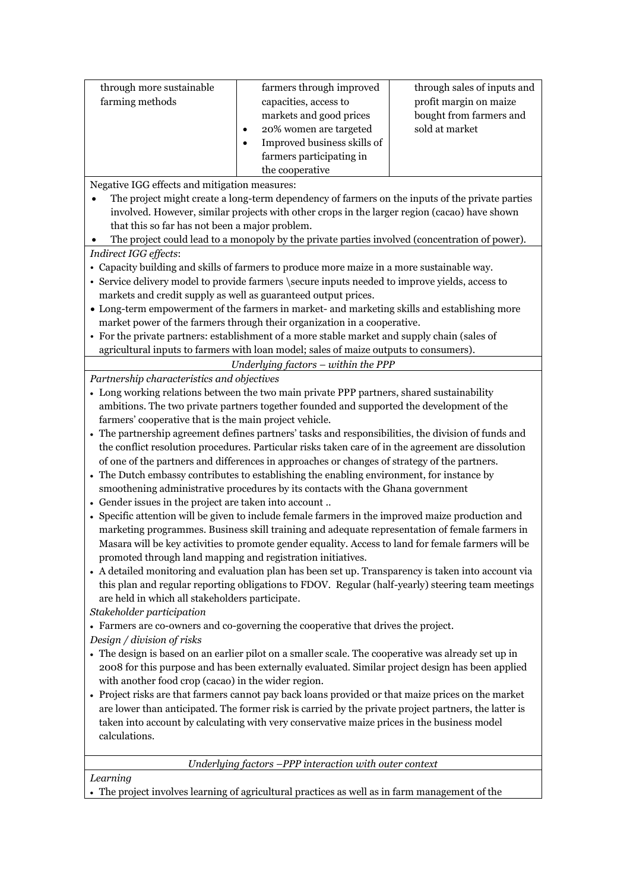| through more sustainable farming methods | farmers through improved capacities, access to markets and good prices<br>• 20% women are targeted<br>• Improved business skills of farmers participating in the cooperative | through sales of inputs and profit margin on maize bought from farmers and sold at market |
|---|---|---|

Negative IGG effects and mitigation measures:

- The project might create a long-term dependency of farmers on the inputs of the private parties involved. However, similar projects with other crops in the larger region (cacao) have shown that this so far has not been a major problem.
- The project could lead to a monopoly by the private parties involved (concentration of power).

*Indirect IGG effects*:

- Capacity building and skills of farmers to produce more maize in a more sustainable way.
- Service delivery model to provide farmers \secure inputs needed to improve yields, access to markets and credit supply as well as guaranteed output prices.
- Long-term empowerment of the farmers in market- and marketing skills and establishing more market power of the farmers through their organization in a cooperative.
- For the private partners: establishment of a more stable market and supply chain (sales of agricultural inputs to farmers with loan model; sales of maize outputs to consumers).

*Underlying factors – within the PPP*

*Partnership characteristics and objectives*

- Long working relations between the two main private PPP partners, shared sustainability ambitions. The two private partners together founded and supported the development of the farmers' cooperative that is the main project vehicle.
- The partnership agreement defines partners' tasks and responsibilities, the division of funds and the conflict resolution procedures. Particular risks taken care of in the agreement are dissolution of one of the partners and differences in approaches or changes of strategy of the partners.
- The Dutch embassy contributes to establishing the enabling environment, for instance by smoothening administrative procedures by its contacts with the Ghana government
- Gender issues in the project are taken into account ..
- Specific attention will be given to include female farmers in the improved maize production and marketing programmes. Business skill training and adequate representation of female farmers in Masara will be key activities to promote gender equality. Access to land for female farmers will be promoted through land mapping and registration initiatives.
- A detailed monitoring and evaluation plan has been set up. Transparency is taken into account via this plan and regular reporting obligations to FDOV. Regular (half-yearly) steering team meetings are held in which all stakeholders participate.

*Stakeholder participation*

- Farmers are co-owners and co-governing the cooperative that drives the project.

*Design / division of risks*

- The design is based on an earlier pilot on a smaller scale. The cooperative was already set up in 2008 for this purpose and has been externally evaluated. Similar project design has been applied with another food crop (cacao) in the wider region.
- Project risks are that farmers cannot pay back loans provided or that maize prices on the market are lower than anticipated. The former risk is carried by the private project partners, the latter is taken into account by calculating with very conservative maize prices in the business model calculations.

*Underlying factors –PPP interaction with outer context*

*Learning*

- The project involves learning of agricultural practices as well as in farm management of the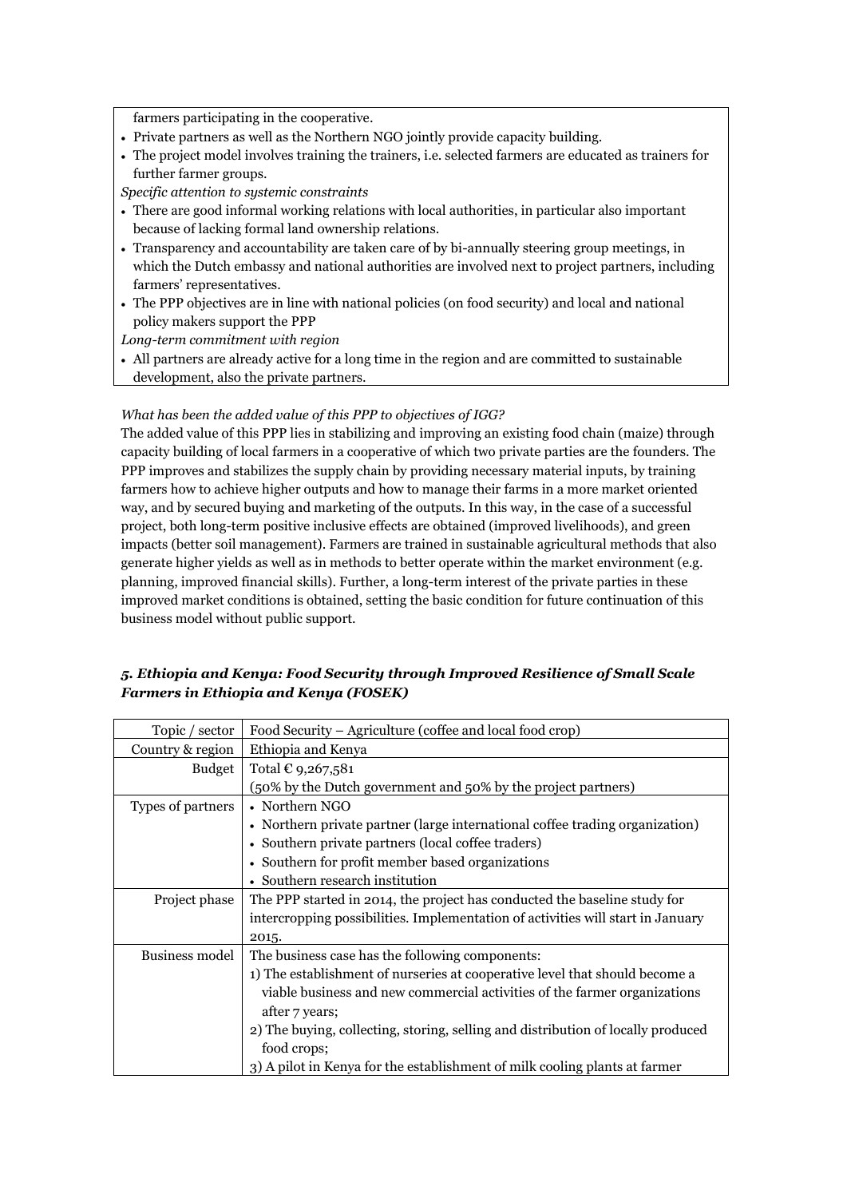farmers participating in the cooperative.

- Private partners as well as the Northern NGO jointly provide capacity building.
- The project model involves training the trainers, i.e. selected farmers are educated as trainers for further farmer groups.

*Specific attention to systemic constraints*

- There are good informal working relations with local authorities, in particular also important because of lacking formal land ownership relations.
- Transparency and accountability are taken care of by bi-annually steering group meetings, in which the Dutch embassy and national authorities are involved next to project partners, including farmers' representatives.
- The PPP objectives are in line with national policies (on food security) and local and national policy makers support the PPP

*Long-term commitment with region*

- All partners are already active for a long time in the region and are committed to sustainable development, also the private partners.

*What has been the added value of this PPP to objectives of IGG?*

The added value of this PPP lies in stabilizing and improving an existing food chain (maize) through capacity building of local farmers in a cooperative of which two private parties are the founders. The PPP improves and stabilizes the supply chain by providing necessary material inputs, by training farmers how to achieve higher outputs and how to manage their farms in a more market oriented way, and by secured buying and marketing of the outputs. In this way, in the case of a successful project, both long-term positive inclusive effects are obtained (improved livelihoods), and green impacts (better soil management). Farmers are trained in sustainable agricultural methods that also generate higher yields as well as in methods to better operate within the market environment (e.g. planning, improved financial skills). Further, a long-term interest of the private parties in these improved market conditions is obtained, setting the basic condition for future continuation of this business model without public support.

### *5. Ethiopia and Kenya: Food Security through Improved Resilience of Small Scale Farmers in Ethiopia and Kenya (FOSEK)*

| Topic / sector | Food Security – Agriculture (coffee and local food crop) |
|---|---|
| Country & region | Ethiopia and Kenya |
| Budget | Total € 9,267,581<br>(50% by the Dutch government and 50% by the project partners) |
| Types of partners | • Northern NGO<br>• Northern private partner (large international coffee trading organization)<br>• Southern private partners (local coffee traders)<br>• Southern for profit member based organizations<br>• Southern research institution |
| Project phase | The PPP started in 2014, the project has conducted the baseline study for intercropping possibilities. Implementation of activities will start in January 2015. |
| Business model | The business case has the following components:<br>1) The establishment of nurseries at cooperative level that should become a viable business and new commercial activities of the farmer organizations after 7 years;<br>2) The buying, collecting, storing, selling and distribution of locally produced food crops;<br>3) A pilot in Kenya for the establishment of milk cooling plants at farmer |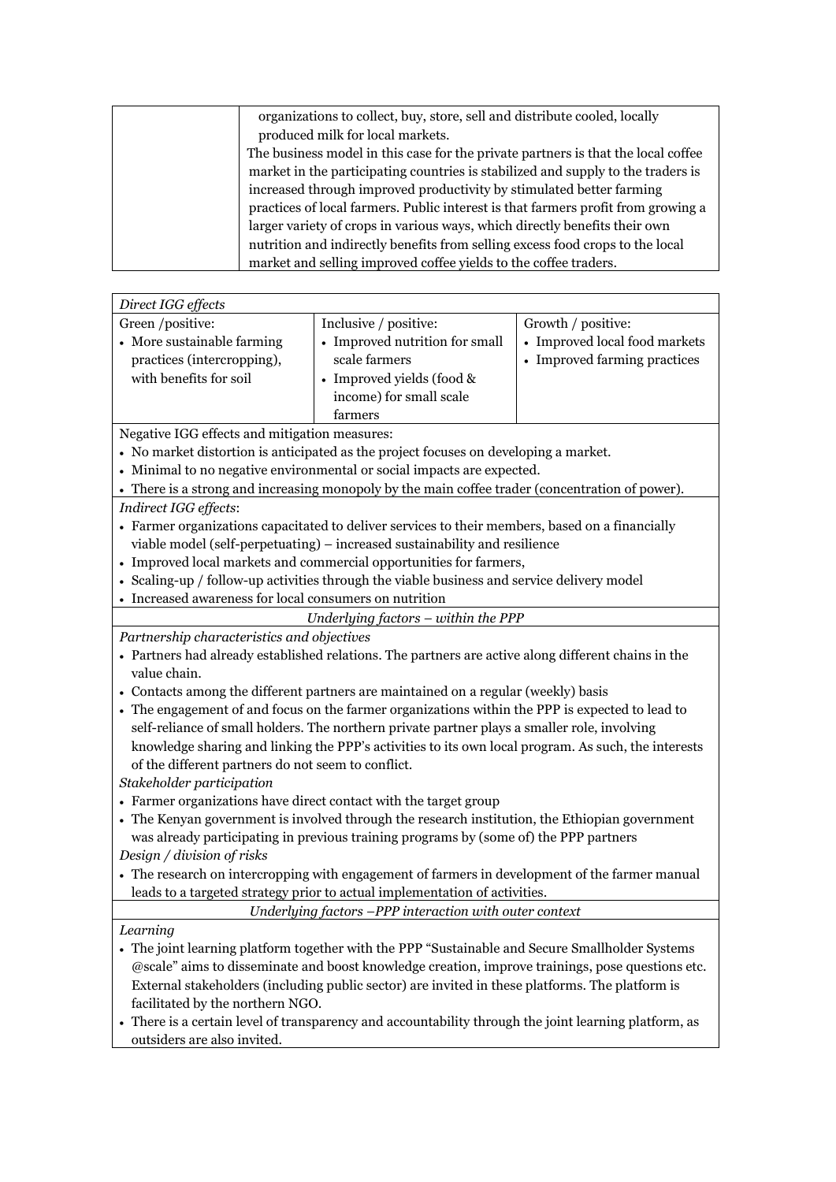| | organizations to collect, buy, store, sell and distribute cooled, locally produced milk for local markets.<br>The business model in this case for the private partners is that the local coffee market in the participating countries is stabilized and supply to the traders is increased through improved productivity by stimulated better farming practices of local farmers. Public interest is that farmers profit from growing a larger variety of crops in various ways, which directly benefits their own nutrition and indirectly benefits from selling excess food crops to the local market and selling improved coffee yields to the coffee traders. |
|---|---|

| *Direct IGG effects* | | |
|---|---|---|
| Green /positive:<br>• More sustainable farming practices (intercropping), with benefits for soil | Inclusive / positive:<br>• Improved nutrition for small scale farmers<br>• Improved yields (food & income) for small scale farmers | Growth / positive:<br>• Improved local food markets<br>• Improved farming practices |
| Negative IGG effects and mitigation measures:<br>• No market distortion is anticipated as the project focuses on developing a market.<br>• Minimal to no negative environmental or social impacts are expected.<br>• There is a strong and increasing monopoly by the main coffee trader (concentration of power). | | |
| *Indirect IGG effects*:<br>• Farmer organizations capacitated to deliver services to their members, based on a financially viable model (self-perpetuating) – increased sustainability and resilience<br>• Improved local markets and commercial opportunities for farmers,<br>• Scaling-up / follow-up activities through the viable business and service delivery model<br>• Increased awareness for local consumers on nutrition | | |
| *Underlying factors – within the PPP* | | |
| *Partnership characteristics and objectives*<br>• Partners had already established relations. The partners are active along different chains in the value chain.<br>• Contacts among the different partners are maintained on a regular (weekly) basis<br>• The engagement of and focus on the farmer organizations within the PPP is expected to lead to self-reliance of small holders. The northern private partner plays a smaller role, involving knowledge sharing and linking the PPP's activities to its own local program. As such, the interests of the different partners do not seem to conflict.<br>*Stakeholder participation*<br>• Farmer organizations have direct contact with the target group<br>• The Kenyan government is involved through the research institution, the Ethiopian government was already participating in previous training programs by (some of) the PPP partners<br>*Design / division of risks*<br>• The research on intercropping with engagement of farmers in development of the farmer manual leads to a targeted strategy prior to actual implementation of activities. | | |
| *Underlying factors –PPP interaction with outer context* | | |
| *Learning*<br>• The joint learning platform together with the PPP "Sustainable and Secure Smallholder Systems @scale" aims to disseminate and boost knowledge creation, improve trainings, pose questions etc. External stakeholders (including public sector) are invited in these platforms. The platform is facilitated by the northern NGO.<br>• There is a certain level of transparency and accountability through the joint learning platform, as outsiders are also invited. | | |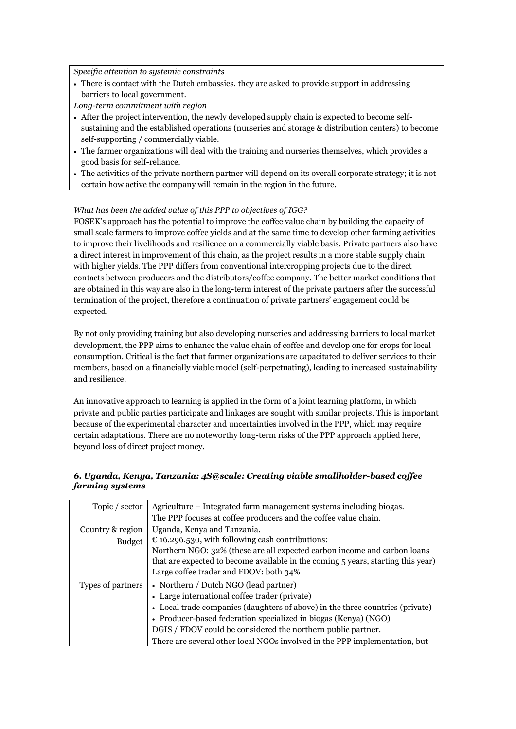*Specific attention to systemic constraints*

- There is contact with the Dutch embassies, they are asked to provide support in addressing barriers to local government.

*Long-term commitment with region*

- After the project intervention, the newly developed supply chain is expected to become self-sustaining and the established operations (nurseries and storage & distribution centers) to become self-supporting / commercially viable.
- The farmer organizations will deal with the training and nurseries themselves, which provides a good basis for self-reliance.
- The activities of the private northern partner will depend on its overall corporate strategy; it is not certain how active the company will remain in the region in the future.

*What has been the added value of this PPP to objectives of IGG?*

FOSEK's approach has the potential to improve the coffee value chain by building the capacity of small scale farmers to improve coffee yields and at the same time to develop other farming activities to improve their livelihoods and resilience on a commercially viable basis. Private partners also have a direct interest in improvement of this chain, as the project results in a more stable supply chain with higher yields. The PPP differs from conventional intercropping projects due to the direct contacts between producers and the distributors/coffee company. The better market conditions that are obtained in this way are also in the long-term interest of the private partners after the successful termination of the project, therefore a continuation of private partners' engagement could be expected.

By not only providing training but also developing nurseries and addressing barriers to local market development, the PPP aims to enhance the value chain of coffee and develop one for crops for local consumption. Critical is the fact that farmer organizations are capacitated to deliver services to their members, based on a financially viable model (self-perpetuating), leading to increased sustainability and resilience.

An innovative approach to learning is applied in the form of a joint learning platform, in which private and public parties participate and linkages are sought with similar projects. This is important because of the experimental character and uncertainties involved in the PPP, which may require certain adaptations. There are no noteworthy long-term risks of the PPP approach applied here, beyond loss of direct project money.

### *6. Uganda, Kenya, Tanzania: 4S@scale: Creating viable smallholder-based coffee farming systems*

| | |
|---|---|
| Topic / sector | Agriculture – Integrated farm management systems including biogas.<br>The PPP focuses at coffee producers and the coffee value chain. |
| Country & region | Uganda, Kenya and Tanzania. |
| Budget | € 16.296.530, with following cash contributions:<br>Northern NGO: 32% (these are all expected carbon income and carbon loans that are expected to become available in the coming 5 years, starting this year)<br>Large coffee trader and FDOV: both 34% |
| Types of partners | • Northern / Dutch NGO (lead partner)<br>• Large international coffee trader (private)<br>• Local trade companies (daughters of above) in the three countries (private)<br>• Producer-based federation specialized in biogas (Kenya) (NGO)<br>DGIS / FDOV could be considered the northern public partner.<br>There are several other local NGOs involved in the PPP implementation, but |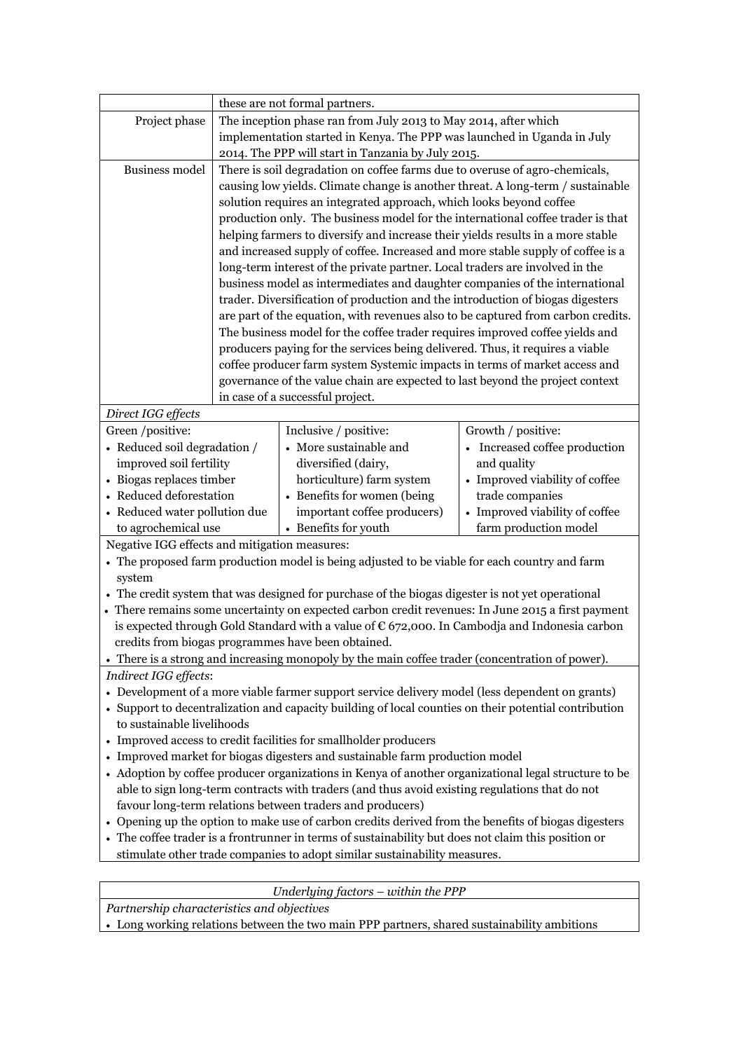| | | | |
|---|---|---|---|
| | these are not formal partners. | | |
| Project phase | The inception phase ran from July 2013 to May 2014, after which implementation started in Kenya. The PPP was launched in Uganda in July 2014. The PPP will start in Tanzania by July 2015. | | |
| Business model | There is soil degradation on coffee farms due to overuse of agro-chemicals, causing low yields. Climate change is another threat. A long-term / sustainable solution requires an integrated approach, which looks beyond coffee production only. The business model for the international coffee trader is that helping farmers to diversify and increase their yields results in a more stable and increased supply of coffee. Increased and more stable supply of coffee is a long-term interest of the private partner. Local traders are involved in the business model as intermediates and daughter companies of the international trader. Diversification of production and the introduction of biogas digesters are part of the equation, with revenues also to be captured from carbon credits. The business model for the coffee trader requires improved coffee yields and producers paying for the services being delivered. Thus, it requires a viable coffee producer farm system Systemic impacts in terms of market access and governance of the value chain are expected to last beyond the project context in case of a successful project. | | |

*Direct IGG effects*

| Green /positive: | Inclusive / positive: | Growth / positive: |
|---|---|---|
| • Reduced soil degradation / improved soil fertility<br>• Biogas replaces timber<br>• Reduced deforestation<br>• Reduced water pollution due to agrochemical use | • More sustainable and diversified (dairy, horticulture) farm system<br>• Benefits for women (being important coffee producers)<br>• Benefits for youth | • Increased coffee production and quality<br>• Improved viability of coffee trade companies<br>• Improved viability of coffee farm production model |

Negative IGG effects and mitigation measures:

- The proposed farm production model is being adjusted to be viable for each country and farm system
- The credit system that was designed for purchase of the biogas digester is not yet operational
- There remains some uncertainty on expected carbon credit revenues: In June 2015 a first payment is expected through Gold Standard with a value of € 672,000. In Cambodja and Indonesia carbon credits from biogas programmes have been obtained.
- There is a strong and increasing monopoly by the main coffee trader (concentration of power).

*Indirect IGG effects*:

- Development of a more viable farmer support service delivery model (less dependent on grants)
- Support to decentralization and capacity building of local counties on their potential contribution to sustainable livelihoods
- Improved access to credit facilities for smallholder producers
- Improved market for biogas digesters and sustainable farm production model
- Adoption by coffee producer organizations in Kenya of another organizational legal structure to be able to sign long-term contracts with traders (and thus avoid existing regulations that do not favour long-term relations between traders and producers)
- Opening up the option to make use of carbon credits derived from the benefits of biogas digesters
- The coffee trader is a frontrunner in terms of sustainability but does not claim this position or stimulate other trade companies to adopt similar sustainability measures.

*Underlying factors – within the PPP*

*Partnership characteristics and objectives*

- Long working relations between the two main PPP partners, shared sustainability ambitions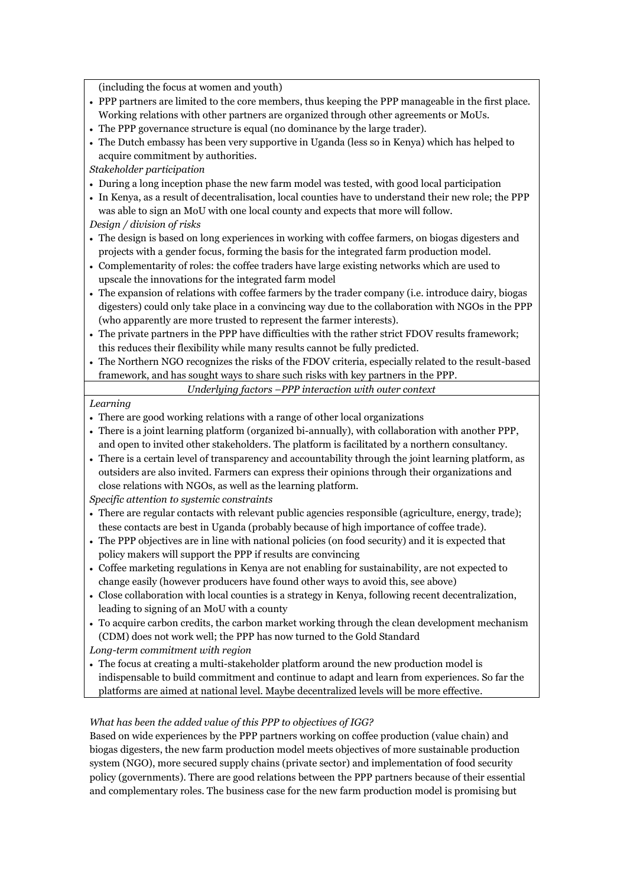(including the focus at women and youth)

- PPP partners are limited to the core members, thus keeping the PPP manageable in the first place. Working relations with other partners are organized through other agreements or MoUs.
- The PPP governance structure is equal (no dominance by the large trader).
- The Dutch embassy has been very supportive in Uganda (less so in Kenya) which has helped to acquire commitment by authorities.

*Stakeholder participation*

- During a long inception phase the new farm model was tested, with good local participation
- In Kenya, as a result of decentralisation, local counties have to understand their new role; the PPP was able to sign an MoU with one local county and expects that more will follow.

*Design / division of risks*

- The design is based on long experiences in working with coffee farmers, on biogas digesters and projects with a gender focus, forming the basis for the integrated farm production model.
- Complementarity of roles: the coffee traders have large existing networks which are used to upscale the innovations for the integrated farm model
- The expansion of relations with coffee farmers by the trader company (i.e. introduce dairy, biogas digesters) could only take place in a convincing way due to the collaboration with NGOs in the PPP (who apparently are more trusted to represent the farmer interests).
- The private partners in the PPP have difficulties with the rather strict FDOV results framework; this reduces their flexibility while many results cannot be fully predicted.
- The Northern NGO recognizes the risks of the FDOV criteria, especially related to the result-based framework, and has sought ways to share such risks with key partners in the PPP.

*Underlying factors –PPP interaction with outer context*

*Learning*

- There are good working relations with a range of other local organizations
- There is a joint learning platform (organized bi-annually), with collaboration with another PPP, and open to invited other stakeholders. The platform is facilitated by a northern consultancy.
- There is a certain level of transparency and accountability through the joint learning platform, as outsiders are also invited. Farmers can express their opinions through their organizations and close relations with NGOs, as well as the learning platform.

*Specific attention to systemic constraints*

- There are regular contacts with relevant public agencies responsible (agriculture, energy, trade); these contacts are best in Uganda (probably because of high importance of coffee trade).
- The PPP objectives are in line with national policies (on food security) and it is expected that policy makers will support the PPP if results are convincing
- Coffee marketing regulations in Kenya are not enabling for sustainability, are not expected to change easily (however producers have found other ways to avoid this, see above)
- Close collaboration with local counties is a strategy in Kenya, following recent decentralization, leading to signing of an MoU with a county
- To acquire carbon credits, the carbon market working through the clean development mechanism (CDM) does not work well; the PPP has now turned to the Gold Standard

*Long-term commitment with region*

- The focus at creating a multi-stakeholder platform around the new production model is indispensable to build commitment and continue to adapt and learn from experiences. So far the platforms are aimed at national level. Maybe decentralized levels will be more effective.

*What has been the added value of this PPP to objectives of IGG?*

Based on wide experiences by the PPP partners working on coffee production (value chain) and biogas digesters, the new farm production model meets objectives of more sustainable production system (NGO), more secured supply chains (private sector) and implementation of food security policy (governments). There are good relations between the PPP partners because of their essential and complementary roles. The business case for the new farm production model is promising but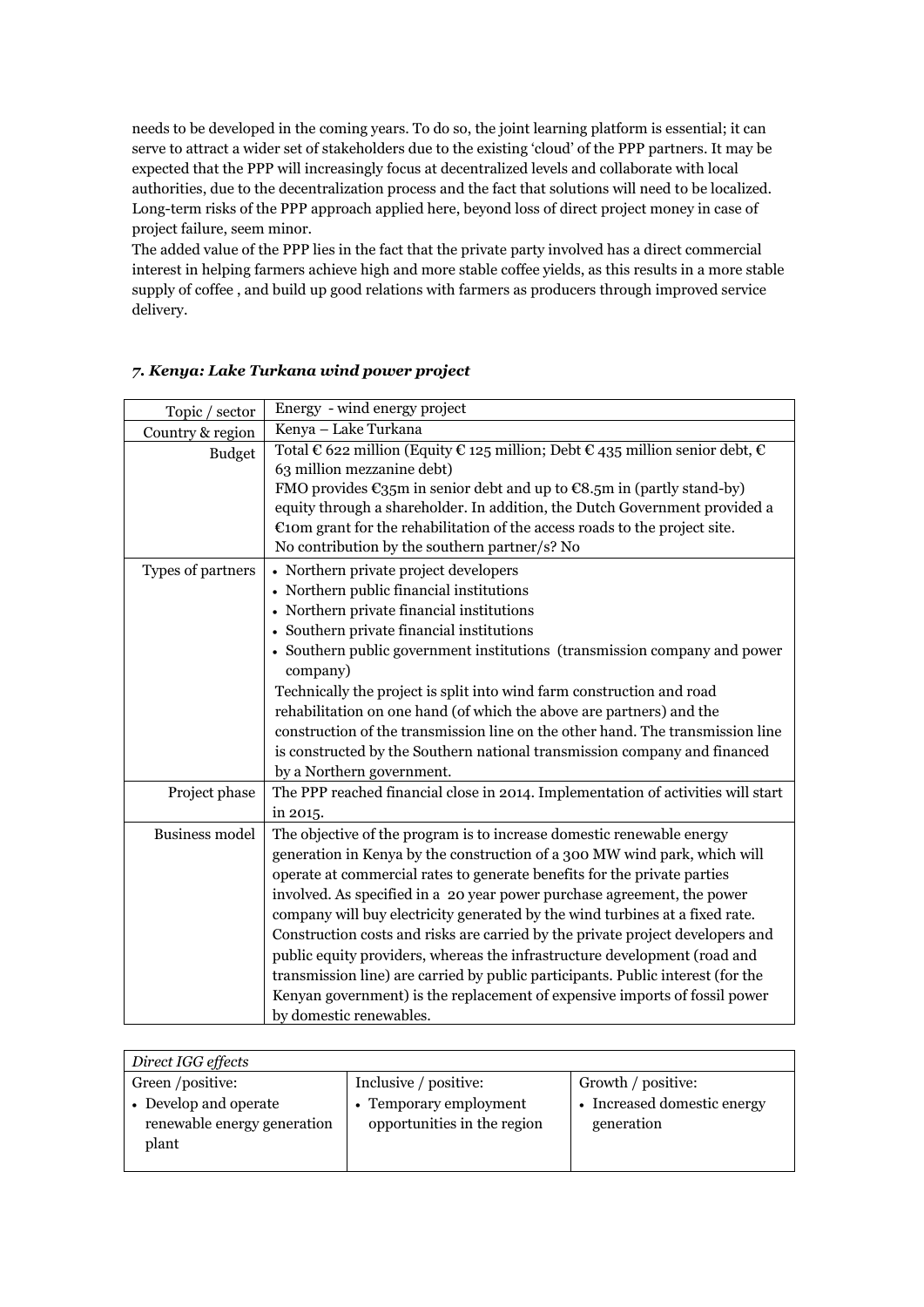needs to be developed in the coming years. To do so, the joint learning platform is essential; it can serve to attract a wider set of stakeholders due to the existing 'cloud' of the PPP partners. It may be expected that the PPP will increasingly focus at decentralized levels and collaborate with local authorities, due to the decentralization process and the fact that solutions will need to be localized. Long-term risks of the PPP approach applied here, beyond loss of direct project money in case of project failure, seem minor.

The added value of the PPP lies in the fact that the private party involved has a direct commercial interest in helping farmers achieve high and more stable coffee yields, as this results in a more stable supply of coffee , and build up good relations with farmers as producers through improved service delivery.

### *7. Kenya: Lake Turkana wind power project*

| Topic / sector | Energy - wind energy project |
|---|---|
| Country & region | Kenya – Lake Turkana |
| Budget | Total € 622 million (Equity € 125 million; Debt € 435 million senior debt, € 63 million mezzanine debt)<br>FMO provides €35m in senior debt and up to €8.5m in (partly stand-by) equity through a shareholder. In addition, the Dutch Government provided a €10m grant for the rehabilitation of the access roads to the project site.<br>No contribution by the southern partner/s? No |
| Types of partners | • Northern private project developers<br>• Northern public financial institutions<br>• Northern private financial institutions<br>• Southern private financial institutions<br>• Southern public government institutions (transmission company and power company)<br>Technically the project is split into wind farm construction and road rehabilitation on one hand (of which the above are partners) and the construction of the transmission line on the other hand. The transmission line is constructed by the Southern national transmission company and financed by a Northern government. |
| Project phase | The PPP reached financial close in 2014. Implementation of activities will start in 2015. |
| Business model | The objective of the program is to increase domestic renewable energy generation in Kenya by the construction of a 300 MW wind park, which will operate at commercial rates to generate benefits for the private parties involved. As specified in a 20 year power purchase agreement, the power company will buy electricity generated by the wind turbines at a fixed rate. Construction costs and risks are carried by the private project developers and public equity providers, whereas the infrastructure development (road and transmission line) are carried by public participants. Public interest (for the Kenyan government) is the replacement of expensive imports of fossil power by domestic renewables. |

| *Direct IGG effects* | | |
|---|---|---|
| Green /positive:<br>• Develop and operate renewable energy generation plant | Inclusive / positive:<br>• Temporary employment opportunities in the region | Growth / positive:<br>• Increased domestic energy generation |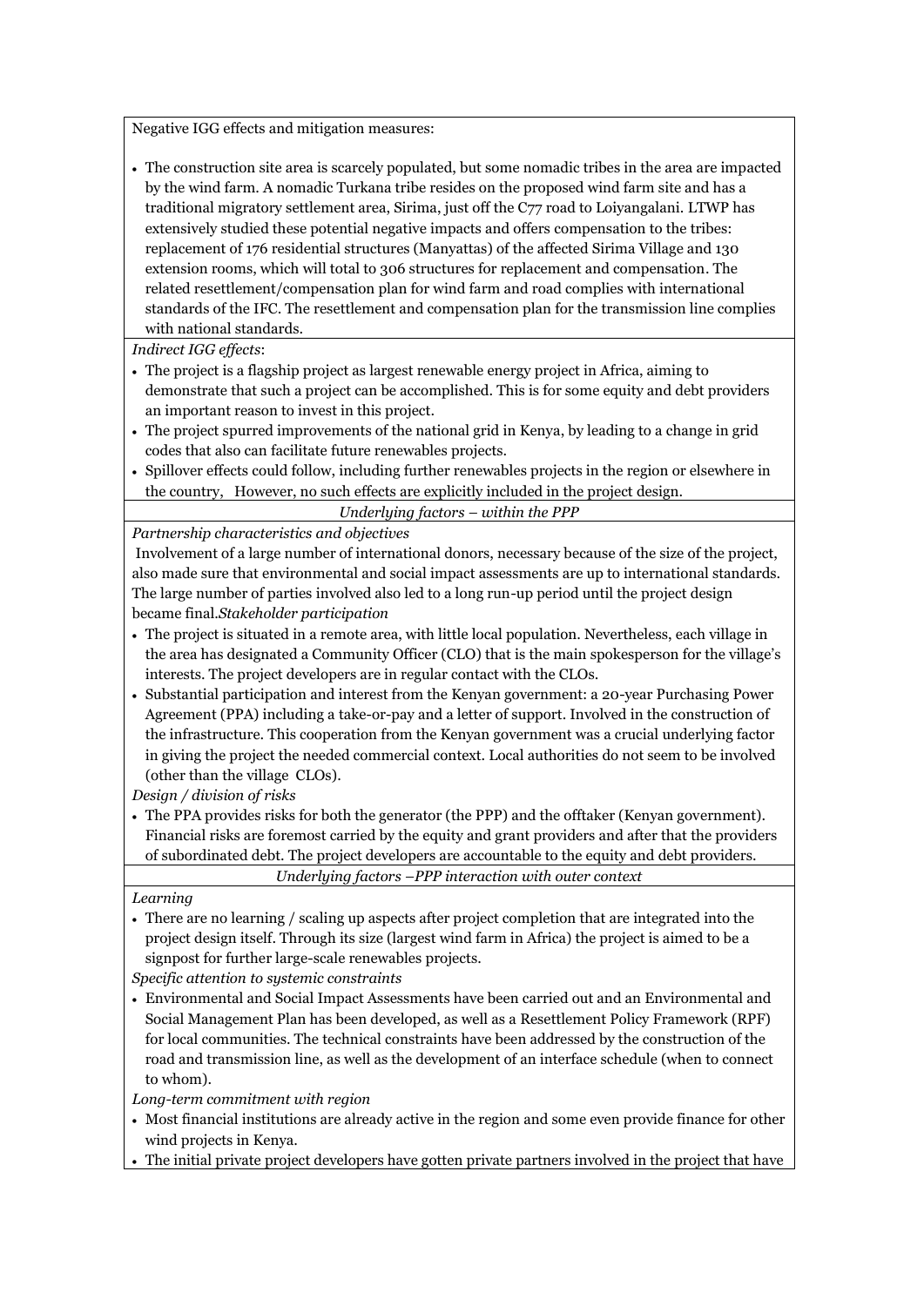Negative IGG effects and mitigation measures:

- The construction site area is scarcely populated, but some nomadic tribes in the area are impacted by the wind farm. A nomadic Turkana tribe resides on the proposed wind farm site and has a traditional migratory settlement area, Sirima, just off the C77 road to Loiyangalani. LTWP has extensively studied these potential negative impacts and offers compensation to the tribes: replacement of 176 residential structures (Manyattas) of the affected Sirima Village and 130 extension rooms, which will total to 306 structures for replacement and compensation. The related resettlement/compensation plan for wind farm and road complies with international standards of the IFC. The resettlement and compensation plan for the transmission line complies with national standards.

*Indirect IGG effects*:

- The project is a flagship project as largest renewable energy project in Africa, aiming to demonstrate that such a project can be accomplished. This is for some equity and debt providers an important reason to invest in this project.
- The project spurred improvements of the national grid in Kenya, by leading to a change in grid codes that also can facilitate future renewables projects.
- Spillover effects could follow, including further renewables projects in the region or elsewhere in the country, However, no such effects are explicitly included in the project design.

*Underlying factors – within the PPP*

*Partnership characteristics and objectives*

Involvement of a large number of international donors, necessary because of the size of the project, also made sure that environmental and social impact assessments are up to international standards. The large number of parties involved also led to a long run-up period until the project design became final.*Stakeholder participation*

- The project is situated in a remote area, with little local population. Nevertheless, each village in the area has designated a Community Officer (CLO) that is the main spokesperson for the village's interests. The project developers are in regular contact with the CLOs.
- Substantial participation and interest from the Kenyan government: a 20-year Purchasing Power Agreement (PPA) including a take-or-pay and a letter of support. Involved in the construction of the infrastructure. This cooperation from the Kenyan government was a crucial underlying factor in giving the project the needed commercial context. Local authorities do not seem to be involved (other than the village CLOs).

*Design / division of risks*

- The PPA provides risks for both the generator (the PPP) and the offtaker (Kenyan government). Financial risks are foremost carried by the equity and grant providers and after that the providers of subordinated debt. The project developers are accountable to the equity and debt providers.

*Underlying factors –PPP interaction with outer context*

*Learning*

- There are no learning / scaling up aspects after project completion that are integrated into the project design itself. Through its size (largest wind farm in Africa) the project is aimed to be a signpost for further large-scale renewables projects.

*Specific attention to systemic constraints*

- Environmental and Social Impact Assessments have been carried out and an Environmental and Social Management Plan has been developed, as well as a Resettlement Policy Framework (RPF) for local communities. The technical constraints have been addressed by the construction of the road and transmission line, as well as the development of an interface schedule (when to connect to whom).

*Long-term commitment with region*

- Most financial institutions are already active in the region and some even provide finance for other wind projects in Kenya.
- The initial private project developers have gotten private partners involved in the project that have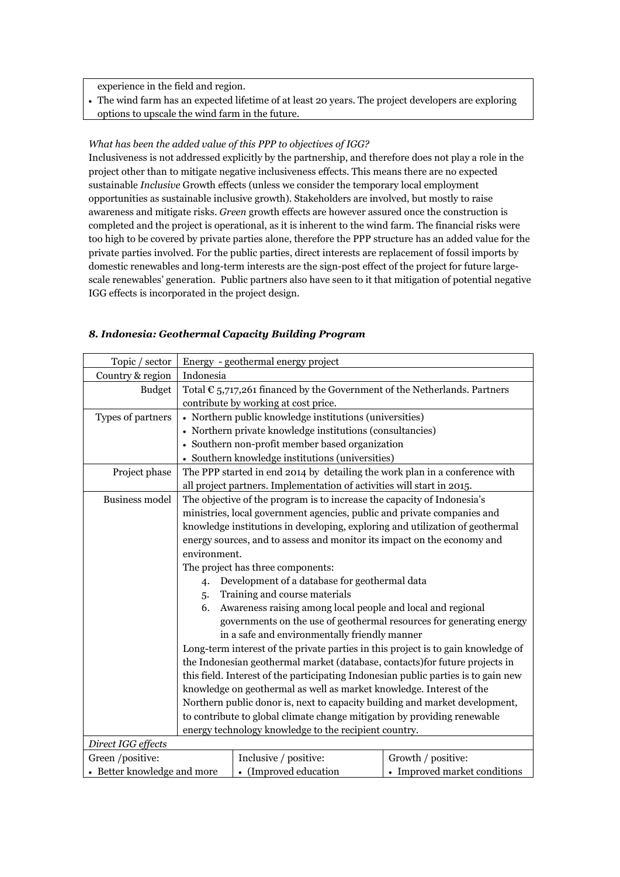experience in the field and region.

- The wind farm has an expected lifetime of at least 20 years. The project developers are exploring options to upscale the wind farm in the future.

*What has been the added value of this PPP to objectives of IGG?*

Inclusiveness is not addressed explicitly by the partnership, and therefore does not play a role in the project other than to mitigate negative inclusiveness effects. This means there are no expected sustainable *Inclusive* Growth effects (unless we consider the temporary local employment opportunities as sustainable inclusive growth). Stakeholders are involved, but mostly to raise awareness and mitigate risks. *Green* growth effects are however assured once the construction is completed and the project is operational, as it is inherent to the wind farm. The financial risks were too high to be covered by private parties alone, therefore the PPP structure has an added value for the private parties involved. For the public parties, direct interests are replacement of fossil imports by domestic renewables and long-term interests are the sign-post effect of the project for future large-scale renewables' generation. Public partners also have seen to it that mitigation of potential negative IGG effects is incorporated in the project design.

### *8. Indonesia: Geothermal Capacity Building Program*

| Topic / sector | Energy - geothermal energy project | |
|---|---|---|
| Country & region | Indonesia | |
| Budget | Total € 5,717,261 financed by the Government of the Netherlands. Partners contribute by working at cost price. | |
| Types of partners | • Northern public knowledge institutions (universities)<br>• Northern private knowledge institutions (consultancies)<br>• Southern non-profit member based organization<br>• Southern knowledge institutions (universities) | |
| Project phase | The PPP started in end 2014 by detailing the work plan in a conference with all project partners. Implementation of activities will start in 2015. | |
| Business model | The objective of the program is to increase the capacity of Indonesia's ministries, local government agencies, public and private companies and knowledge institutions in developing, exploring and utilization of geothermal energy sources, and to assess and monitor its impact on the economy and environment.<br>The project has three components:<br>4. Development of a database for geothermal data<br>5. Training and course materials<br>6. Awareness raising among local people and local and regional governments on the use of geothermal resources for generating energy in a safe and environmentally friendly manner<br>Long-term interest of the private parties in this project is to gain knowledge of the Indonesian geothermal market (database, contacts)for future projects in this field. Interest of the participating Indonesian public parties is to gain new knowledge on geothermal as well as market knowledge. Interest of the Northern public donor is, next to capacity building and market development, to contribute to global climate change mitigation by providing renewable energy technology knowledge to the recipient country. | |
| *Direct IGG effects* | | |
| Green /positive: | Inclusive / positive: | Growth / positive: |
| • Better knowledge and more | • (Improved education | • Improved market conditions |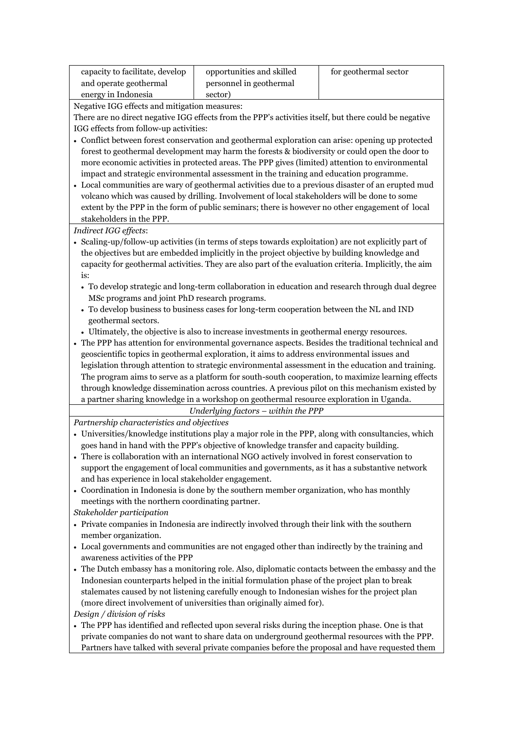| capacity to facilitate, develop and operate geothermal energy in Indonesia | opportunities and skilled personnel in geothermal sector) | for geothermal sector |
|---|---|---|

Negative IGG effects and mitigation measures:

There are no direct negative IGG effects from the PPP's activities itself, but there could be negative IGG effects from follow-up activities:

- Conflict between forest conservation and geothermal exploration can arise: opening up protected forest to geothermal development may harm the forests & biodiversity or could open the door to more economic activities in protected areas. The PPP gives (limited) attention to environmental impact and strategic environmental assessment in the training and education programme.
- Local communities are wary of geothermal activities due to a previous disaster of an erupted mud volcano which was caused by drilling. Involvement of local stakeholders will be done to some extent by the PPP in the form of public seminars; there is however no other engagement of local stakeholders in the PPP.

*Indirect IGG effects*:

- Scaling-up/follow-up activities (in terms of steps towards exploitation) are not explicitly part of the objectives but are embedded implicitly in the project objective by building knowledge and capacity for geothermal activities. They are also part of the evaluation criteria. Implicitly, the aim is:
  - To develop strategic and long-term collaboration in education and research through dual degree MSc programs and joint PhD research programs.
  - To develop business to business cases for long-term cooperation between the NL and IND geothermal sectors.
  - Ultimately, the objective is also to increase investments in geothermal energy resources.
- The PPP has attention for environmental governance aspects. Besides the traditional technical and geoscientific topics in geothermal exploration, it aims to address environmental issues and legislation through attention to strategic environmental assessment in the education and training. The program aims to serve as a platform for south-south cooperation, to maximize learning effects through knowledge dissemination across countries. A previous pilot on this mechanism existed by a partner sharing knowledge in a workshop on geothermal resource exploration in Uganda.

*Underlying factors – within the PPP*

*Partnership characteristics and objectives*

- Universities/knowledge institutions play a major role in the PPP, along with consultancies, which goes hand in hand with the PPP's objective of knowledge transfer and capacity building.
- There is collaboration with an international NGO actively involved in forest conservation to support the engagement of local communities and governments, as it has a substantive network and has experience in local stakeholder engagement.
- Coordination in Indonesia is done by the southern member organization, who has monthly meetings with the northern coordinating partner.

*Stakeholder participation*

- Private companies in Indonesia are indirectly involved through their link with the southern member organization.
- Local governments and communities are not engaged other than indirectly by the training and awareness activities of the PPP
- The Dutch embassy has a monitoring role. Also, diplomatic contacts between the embassy and the Indonesian counterparts helped in the initial formulation phase of the project plan to break stalemates caused by not listening carefully enough to Indonesian wishes for the project plan (more direct involvement of universities than originally aimed for).

*Design / division of risks*

- The PPP has identified and reflected upon several risks during the inception phase. One is that private companies do not want to share data on underground geothermal resources with the PPP. Partners have talked with several private companies before the proposal and have requested them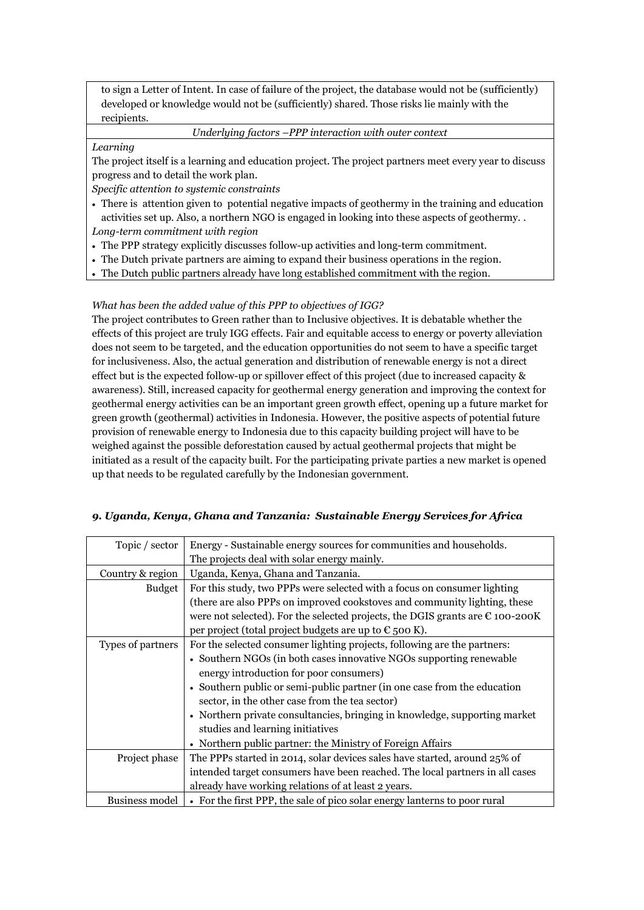| |
|---|
| to sign a Letter of Intent. In case of failure of the project, the database would not be (sufficiently) developed or knowledge would not be (sufficiently) shared. Those risks lie mainly with the recipients. |
| *Underlying factors –PPP interaction with outer context* |
| *Learning*<br>The project itself is a learning and education project. The project partners meet every year to discuss progress and to detail the work plan.<br>*Specific attention to systemic constraints*<br>• There is attention given to potential negative impacts of geothermy in the training and education activities set up. Also, a northern NGO is engaged in looking into these aspects of geothermy. .<br>*Long-term commitment with region*<br>• The PPP strategy explicitly discusses follow-up activities and long-term commitment.<br>• The Dutch private partners are aiming to expand their business operations in the region.<br>• The Dutch public partners already have long established commitment with the region. |

*What has been the added value of this PPP to objectives of IGG?*

The project contributes to Green rather than to Inclusive objectives. It is debatable whether the effects of this project are truly IGG effects. Fair and equitable access to energy or poverty alleviation does not seem to be targeted, and the education opportunities do not seem to have a specific target for inclusiveness. Also, the actual generation and distribution of renewable energy is not a direct effect but is the expected follow-up or spillover effect of this project (due to increased capacity & awareness). Still, increased capacity for geothermal energy generation and improving the context for geothermal energy activities can be an important green growth effect, opening up a future market for green growth (geothermal) activities in Indonesia. However, the positive aspects of potential future provision of renewable energy to Indonesia due to this capacity building project will have to be weighed against the possible deforestation caused by actual geothermal projects that might be initiated as a result of the capacity built. For the participating private parties a new market is opened up that needs to be regulated carefully by the Indonesian government.

### *9. Uganda, Kenya, Ghana and Tanzania: Sustainable Energy Services for Africa*

| | |
|---|---|
| Topic / sector | Energy - Sustainable energy sources for communities and households.<br>The projects deal with solar energy mainly. |
| Country & region | Uganda, Kenya, Ghana and Tanzania. |
| Budget | For this study, two PPPs were selected with a focus on consumer lighting (there are also PPPs on improved cookstoves and community lighting, these were not selected). For the selected projects, the DGIS grants are € 100-200K per project (total project budgets are up to € 500 K). |
| Types of partners | For the selected consumer lighting projects, following are the partners:<br>• Southern NGOs (in both cases innovative NGOs supporting renewable energy introduction for poor consumers)<br>• Southern public or semi-public partner (in one case from the education sector, in the other case from the tea sector)<br>• Northern private consultancies, bringing in knowledge, supporting market studies and learning initiatives<br>• Northern public partner: the Ministry of Foreign Affairs |
| Project phase | The PPPs started in 2014, solar devices sales have started, around 25% of intended target consumers have been reached. The local partners in all cases already have working relations of at least 2 years. |
| Business model | • For the first PPP, the sale of pico solar energy lanterns to poor rural |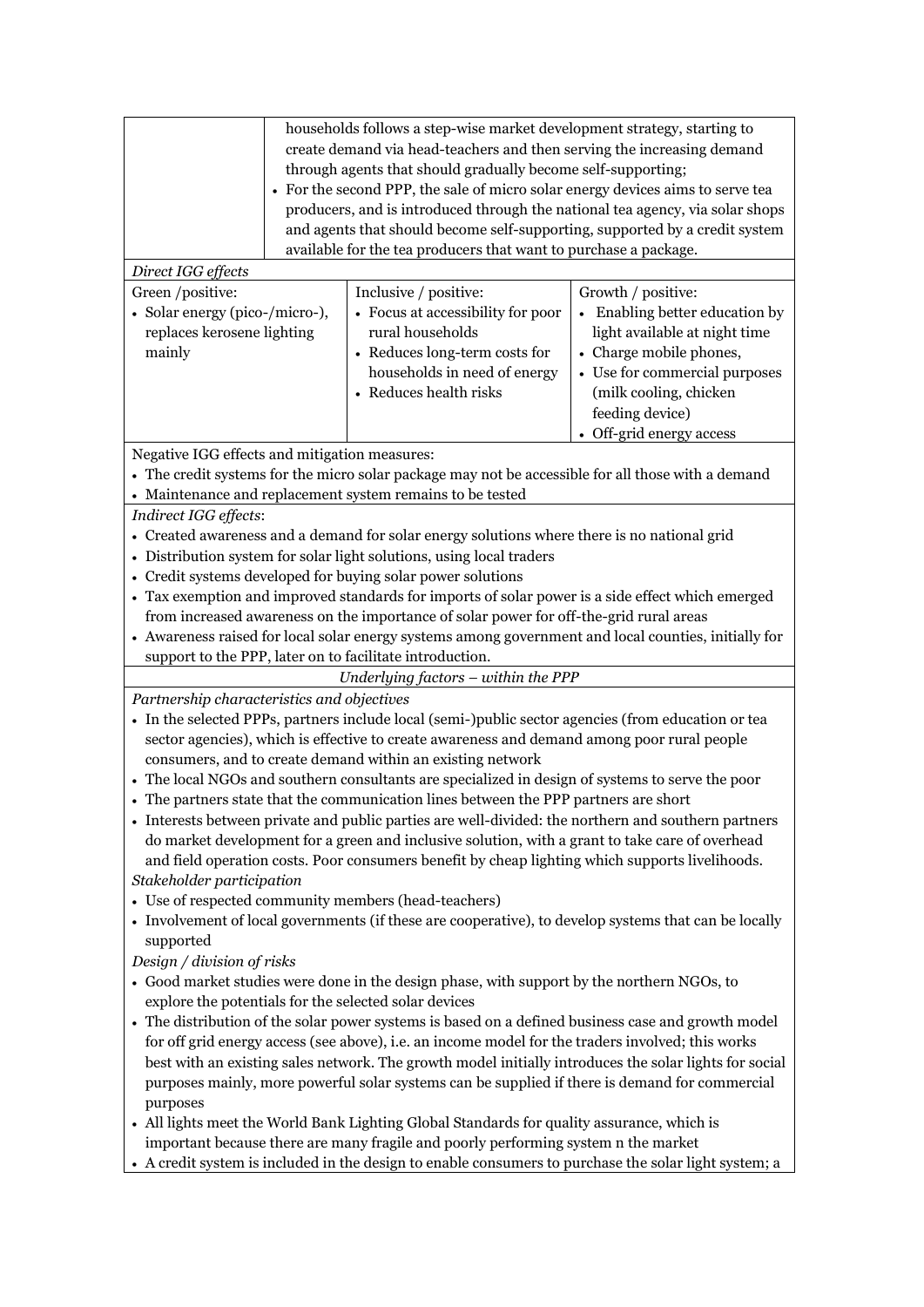| | |
|---|---|
| | households follows a step-wise market development strategy, starting to create demand via head-teachers and then serving the increasing demand through agents that should gradually become self-supporting;<br>• For the second PPP, the sale of micro solar energy devices aims to serve tea producers, and is introduced through the national tea agency, via solar shops and agents that should become self-supporting, supported by a credit system available for the tea producers that want to purchase a package. |

*Direct IGG effects*

| Green /positive: | Inclusive / positive: | Growth / positive: |
|---|---|---|
| • Solar energy (pico-/micro-), replaces kerosene lighting mainly | • Focus at accessibility for poor rural households<br>• Reduces long-term costs for households in need of energy<br>• Reduces health risks | • Enabling better education by light available at night time<br>• Charge mobile phones,<br>• Use for commercial purposes (milk cooling, chicken feeding device)<br>• Off-grid energy access |

Negative IGG effects and mitigation measures:

- The credit systems for the micro solar package may not be accessible for all those with a demand
- Maintenance and replacement system remains to be tested

*Indirect IGG effects*:

- Created awareness and a demand for solar energy solutions where there is no national grid
- Distribution system for solar light solutions, using local traders
- Credit systems developed for buying solar power solutions
- Tax exemption and improved standards for imports of solar power is a side effect which emerged from increased awareness on the importance of solar power for off-the-grid rural areas
- Awareness raised for local solar energy systems among government and local counties, initially for support to the PPP, later on to facilitate introduction.

*Underlying factors – within the PPP*

*Partnership characteristics and objectives*

- In the selected PPPs, partners include local (semi-)public sector agencies (from education or tea sector agencies), which is effective to create awareness and demand among poor rural people consumers, and to create demand within an existing network
- The local NGOs and southern consultants are specialized in design of systems to serve the poor
- The partners state that the communication lines between the PPP partners are short
- Interests between private and public parties are well-divided: the northern and southern partners do market development for a green and inclusive solution, with a grant to take care of overhead and field operation costs. Poor consumers benefit by cheap lighting which supports livelihoods.

*Stakeholder participation*

- Use of respected community members (head-teachers)
- Involvement of local governments (if these are cooperative), to develop systems that can be locally supported

*Design / division of risks*

- Good market studies were done in the design phase, with support by the northern NGOs, to explore the potentials for the selected solar devices
- The distribution of the solar power systems is based on a defined business case and growth model for off grid energy access (see above), i.e. an income model for the traders involved; this works best with an existing sales network. The growth model initially introduces the solar lights for social purposes mainly, more powerful solar systems can be supplied if there is demand for commercial purposes
- All lights meet the World Bank Lighting Global Standards for quality assurance, which is important because there are many fragile and poorly performing system n the market
- A credit system is included in the design to enable consumers to purchase the solar light system; a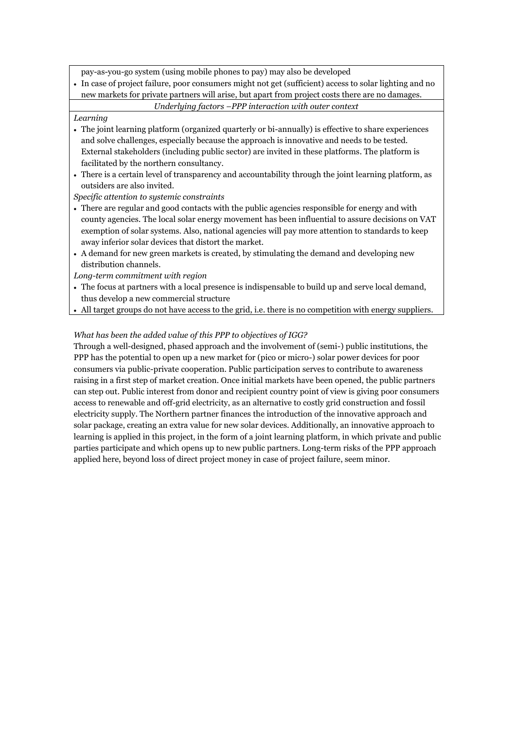- pay-as-you-go system (using mobile phones to pay) may also be developed
- In case of project failure, poor consumers might not get (sufficient) access to solar lighting and no new markets for private partners will arise, but apart from project costs there are no damages.

*Underlying factors –PPP interaction with outer context*

*Learning*

- The joint learning platform (organized quarterly or bi-annually) is effective to share experiences and solve challenges, especially because the approach is innovative and needs to be tested. External stakeholders (including public sector) are invited in these platforms. The platform is facilitated by the northern consultancy.
- There is a certain level of transparency and accountability through the joint learning platform, as outsiders are also invited.

*Specific attention to systemic constraints*

- There are regular and good contacts with the public agencies responsible for energy and with county agencies. The local solar energy movement has been influential to assure decisions on VAT exemption of solar systems. Also, national agencies will pay more attention to standards to keep away inferior solar devices that distort the market.
- A demand for new green markets is created, by stimulating the demand and developing new distribution channels.

*Long-term commitment with region*

- The focus at partners with a local presence is indispensable to build up and serve local demand, thus develop a new commercial structure
- All target groups do not have access to the grid, i.e. there is no competition with energy suppliers.

*What has been the added value of this PPP to objectives of IGG?*

Through a well-designed, phased approach and the involvement of (semi-) public institutions, the PPP has the potential to open up a new market for (pico or micro-) solar power devices for poor consumers via public-private cooperation. Public participation serves to contribute to awareness raising in a first step of market creation. Once initial markets have been opened, the public partners can step out. Public interest from donor and recipient country point of view is giving poor consumers access to renewable and off-grid electricity, as an alternative to costly grid construction and fossil electricity supply. The Northern partner finances the introduction of the innovative approach and solar package, creating an extra value for new solar devices. Additionally, an innovative approach to learning is applied in this project, in the form of a joint learning platform, in which private and public parties participate and which opens up to new public partners. Long-term risks of the PPP approach applied here, beyond loss of direct project money in case of project failure, seem minor.